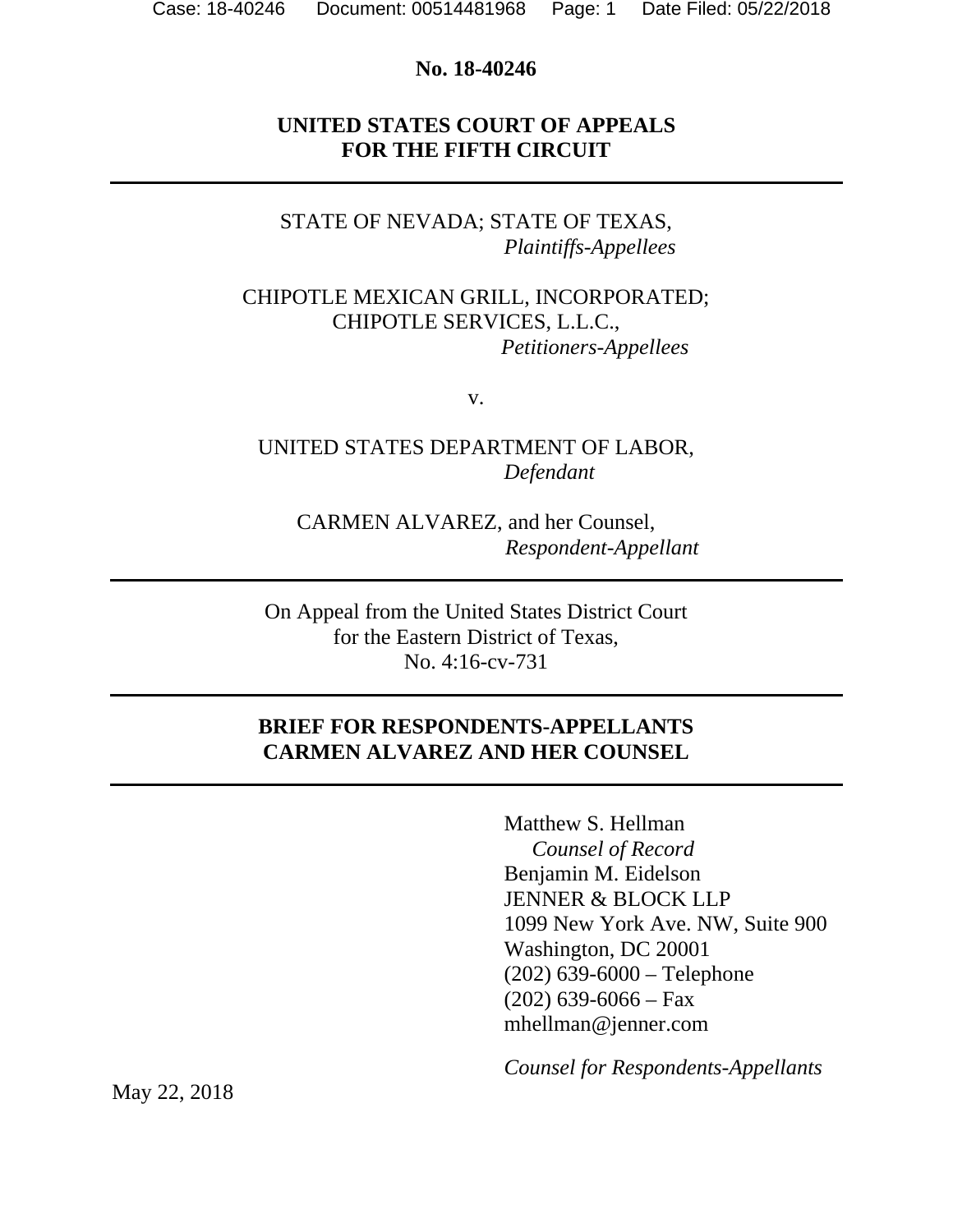**No. 18-40246**

**UNITED STATES COURT OF APPEALS**
**FOR THE FIFTH CIRCUIT**

---

STATE OF NEVADA; STATE OF TEXAS,
*Plaintiffs-Appellees*

CHIPOTLE MEXICAN GRILL, INCORPORATED;
CHIPOTLE SERVICES, L.L.C.,
*Petitioners-Appellees*

v.

UNITED STATES DEPARTMENT OF LABOR,
*Defendant*

CARMEN ALVAREZ, and her Counsel,
*Respondent-Appellant*

---

On Appeal from the United States District Court
for the Eastern District of Texas,
No. 4:16-cv-731

---

**BRIEF FOR RESPONDENTS-APPELLANTS**
**CARMEN ALVAREZ AND HER COUNSEL**

---

Matthew S. Hellman
*Counsel of Record*
Benjamin M. Eidelson
JENNER & BLOCK LLP
1099 New York Ave. NW, Suite 900
Washington, DC 20001
(202) 639-6000 – Telephone
(202) 639-6066 – Fax
mhellman@jenner.com

*Counsel for Respondents-Appellants*

May 22, 2018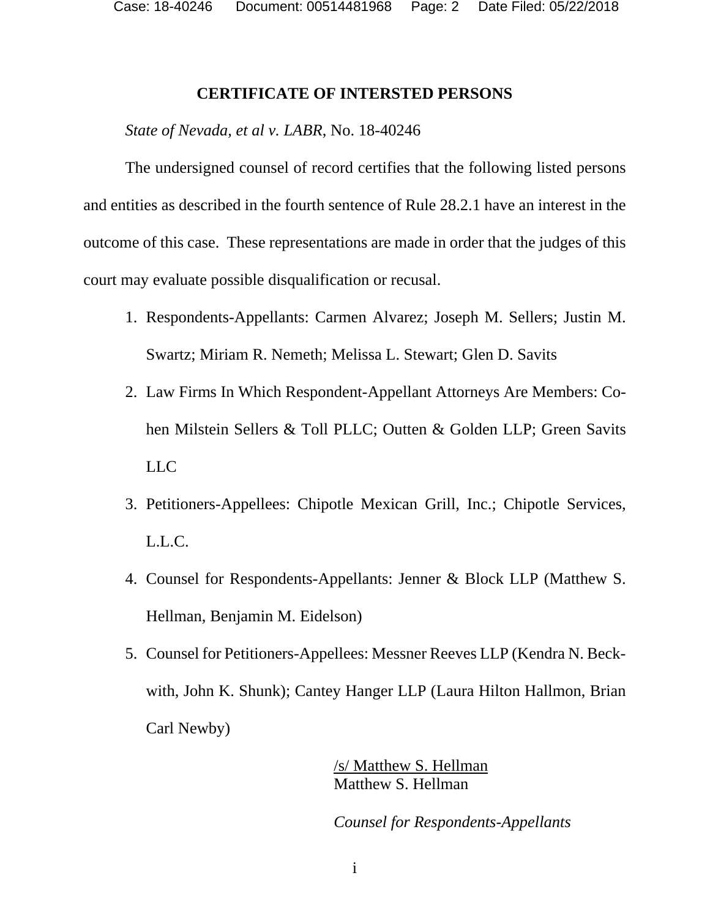# CERTIFICATE OF INTERSTED PERSONS

*State of Nevada, et al v. LABR*, No. 18-40246

The undersigned counsel of record certifies that the following listed persons and entities as described in the fourth sentence of Rule 28.2.1 have an interest in the outcome of this case. These representations are made in order that the judges of this court may evaluate possible disqualification or recusal.

1. Respondents-Appellants: Carmen Alvarez; Joseph M. Sellers; Justin M. Swartz; Miriam R. Nemeth; Melissa L. Stewart; Glen D. Savits
2. Law Firms In Which Respondent-Appellant Attorneys Are Members: Cohen Milstein Sellers & Toll PLLC; Outten & Golden LLP; Green Savits LLC
3. Petitioners-Appellees: Chipotle Mexican Grill, Inc.; Chipotle Services, L.L.C.
4. Counsel for Respondents-Appellants: Jenner & Block LLP (Matthew S. Hellman, Benjamin M. Eidelson)
5. Counsel for Petitioners-Appellees: Messner Reeves LLP (Kendra N. Beckwith, John K. Shunk); Cantey Hanger LLP (Laura Hilton Hallmon, Brian Carl Newby)

/s/ Matthew S. Hellman
Matthew S. Hellman

*Counsel for Respondents-Appellants*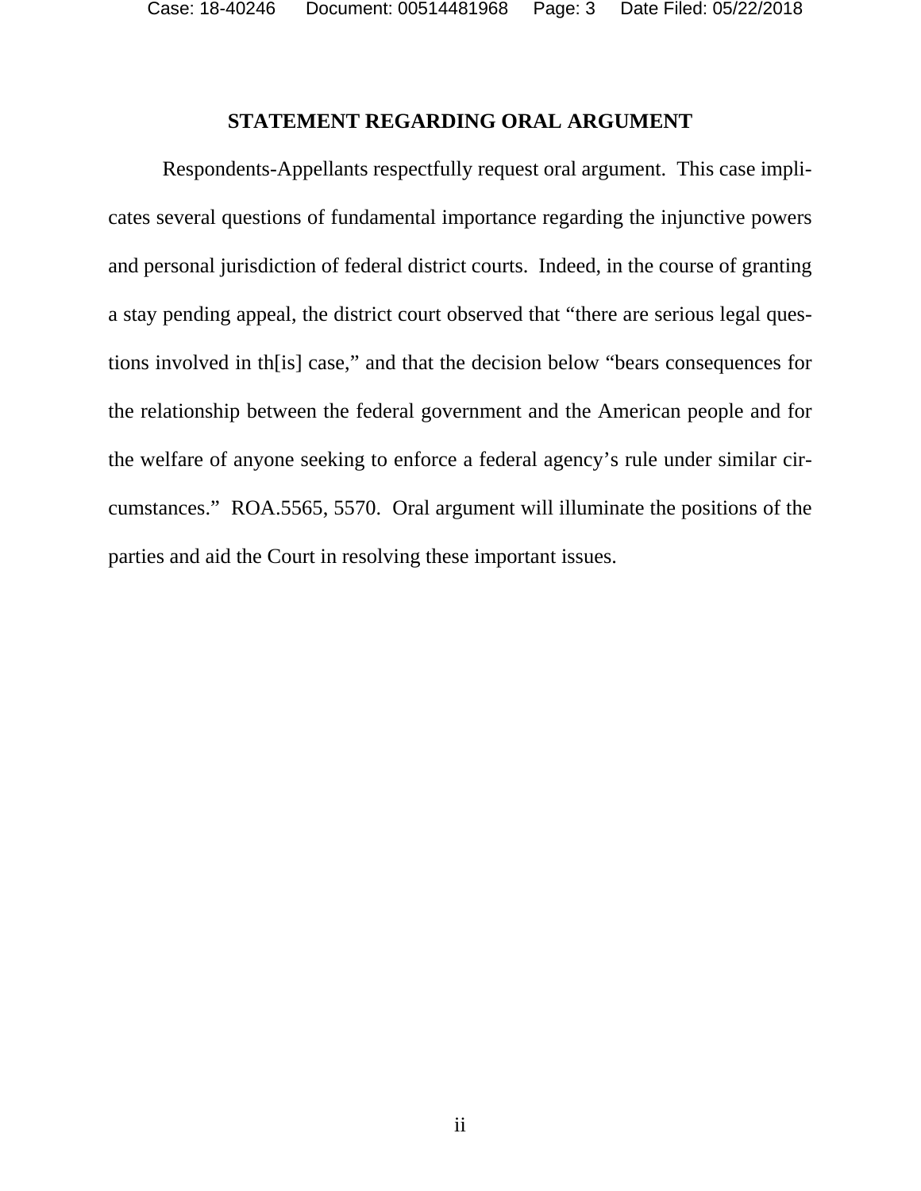## STATEMENT REGARDING ORAL ARGUMENT

Respondents-Appellants respectfully request oral argument. This case implicates several questions of fundamental importance regarding the injunctive powers and personal jurisdiction of federal district courts. Indeed, in the course of granting a stay pending appeal, the district court observed that "there are serious legal questions involved in th[is] case," and that the decision below "bears consequences for the relationship between the federal government and the American people and for the welfare of anyone seeking to enforce a federal agency's rule under similar circumstances." ROA.5565, 5570. Oral argument will illuminate the positions of the parties and aid the Court in resolving these important issues.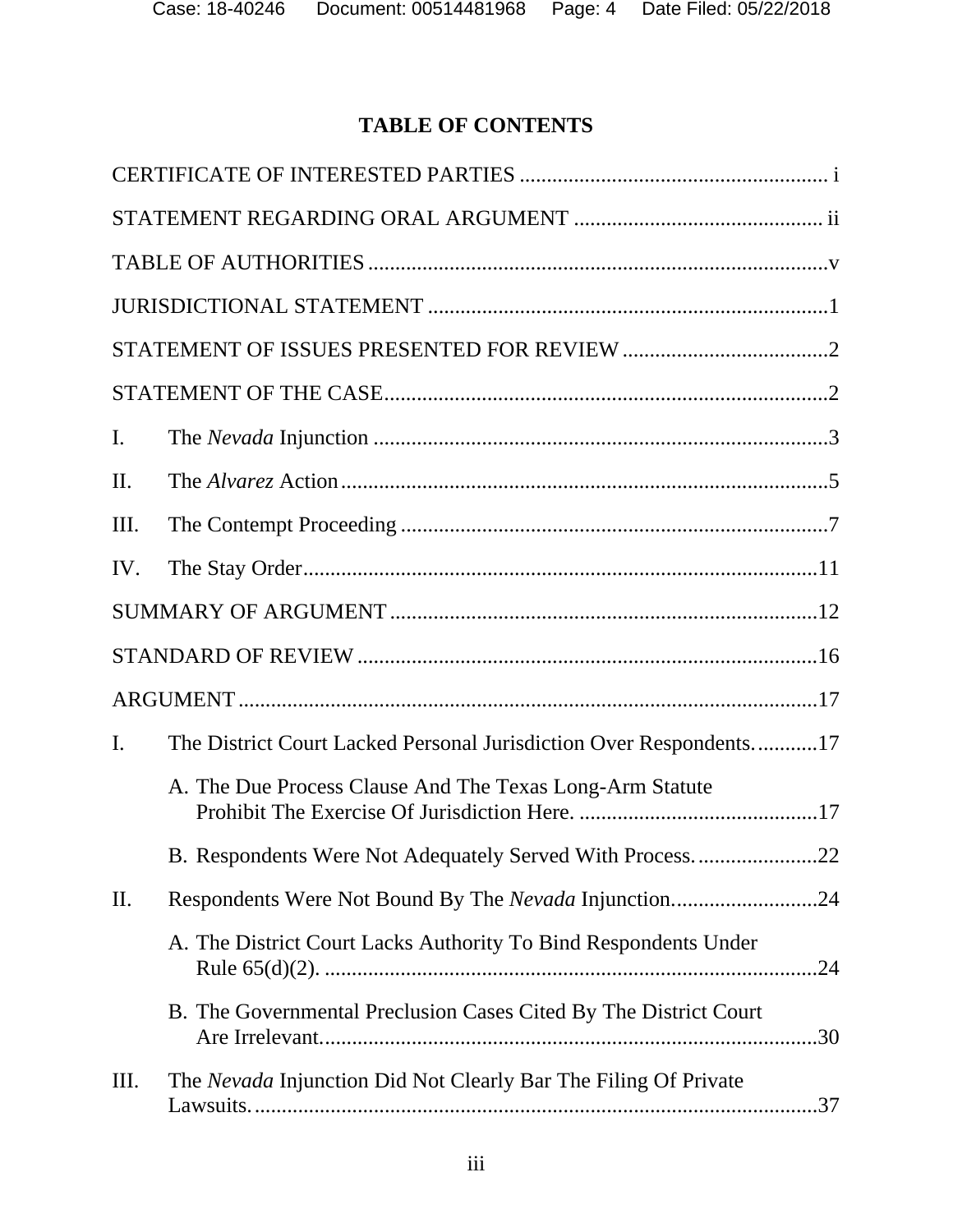# TABLE OF CONTENTS

CERTIFICATE OF INTERESTED PARTIES ........................................................ i

STATEMENT REGARDING ORAL ARGUMENT ............................................. ii

TABLE OF AUTHORITIES ....................................................................................v

JURISDICTIONAL STATEMENT .........................................................................1

STATEMENT OF ISSUES PRESENTED FOR REVIEW ......................................2

STATEMENT OF THE CASE.................................................................................2

I. The *Nevada* Injunction ...................................................................................3

II. The *Alvarez* Action.........................................................................................5

III. The Contempt Proceeding ..............................................................................7

IV. The Stay Order...............................................................................................11

SUMMARY OF ARGUMENT ..............................................................................12

STANDARD OF REVIEW ....................................................................................16

ARGUMENT ..........................................................................................................17

I. The District Court Lacked Personal Jurisdiction Over Respondents. ...........17

   A. The Due Process Clause And The Texas Long-Arm Statute Prohibit The Exercise Of Jurisdiction Here. ............................................17

   B. Respondents Were Not Adequately Served With Process. ......................22

II. Respondents Were Not Bound By The *Nevada* Injunction...........................24

   A. The District Court Lacks Authority To Bind Respondents Under Rule 65(d)(2). ..........................................................................................24

   B. The Governmental Preclusion Cases Cited By The District Court Are Irrelevant...........................................................................................30

III. The *Nevada* Injunction Did Not Clearly Bar The Filing Of Private Lawsuits........................................................................................................37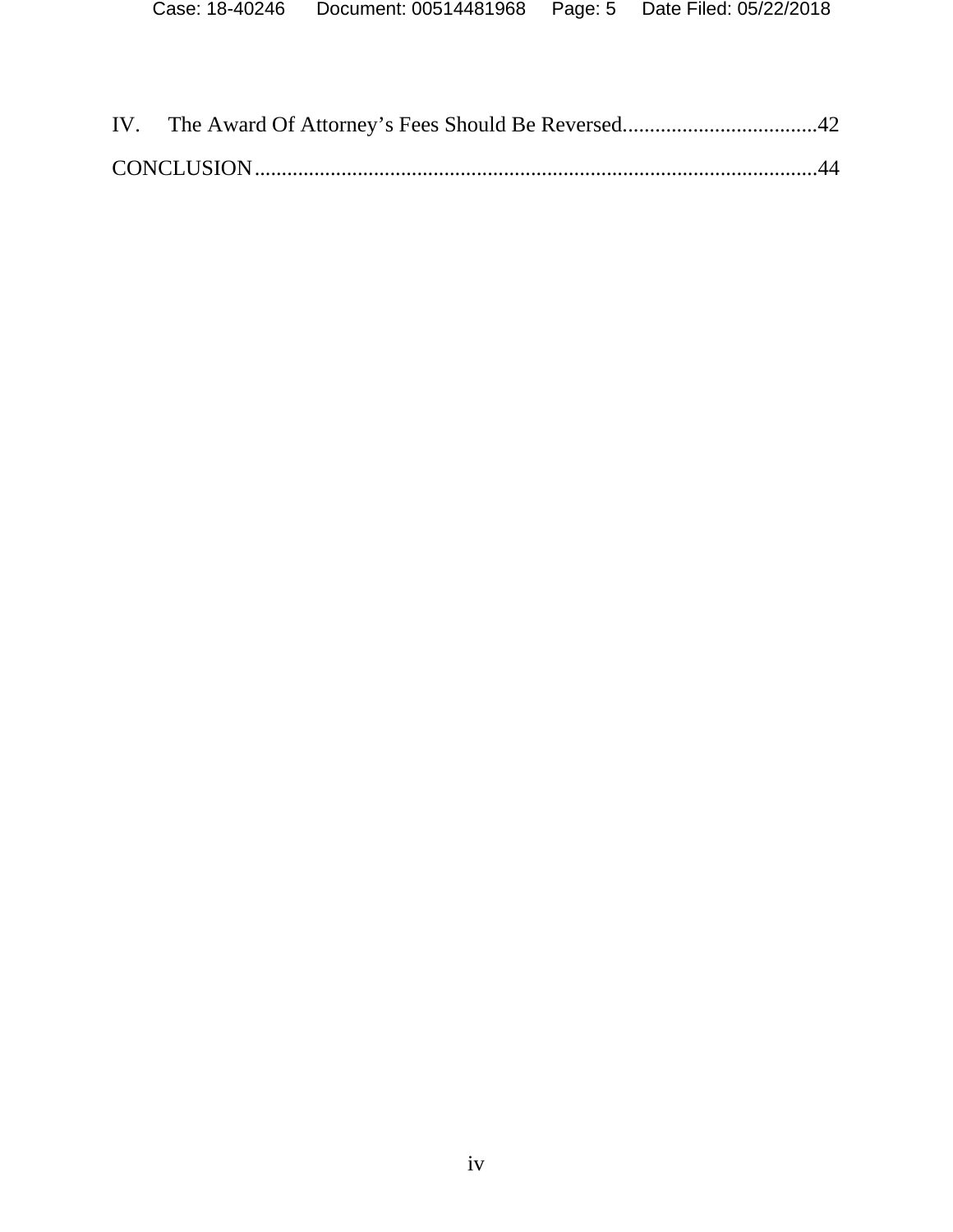IV. The Award Of Attorney's Fees Should Be Reversed....................................42

CONCLUSION........................................................................................................44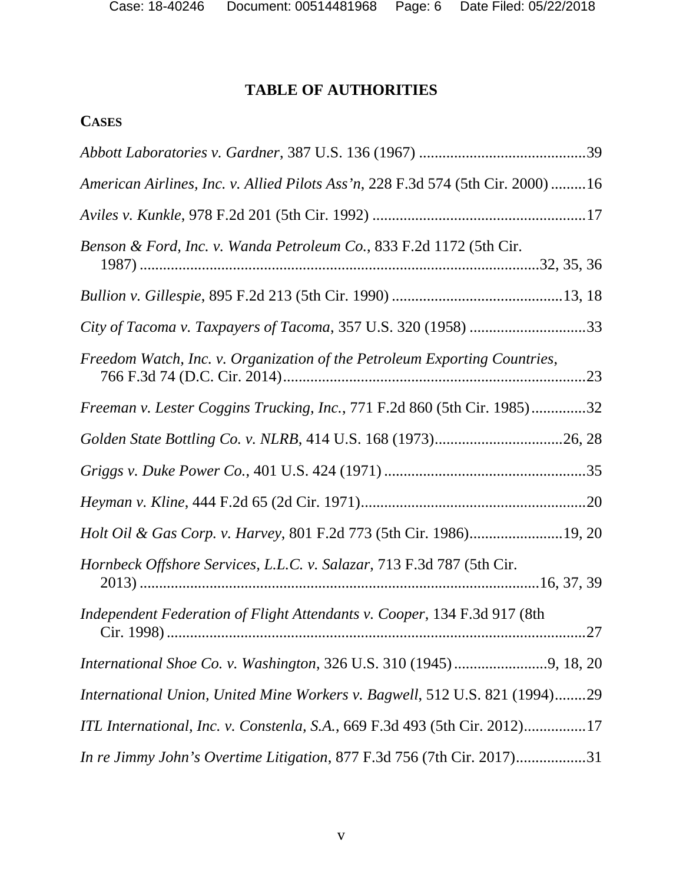# TABLE OF AUTHORITIES

## CASES

*Abbott Laboratories v. Gardner*, 387 U.S. 136 (1967) ...........................................39

*American Airlines, Inc. v. Allied Pilots Ass'n*, 228 F.3d 574 (5th Cir. 2000) .........16

*Aviles v. Kunkle*, 978 F.2d 201 (5th Cir. 1992) .......................................................17

*Benson & Ford, Inc. v. Wanda Petroleum Co.*, 833 F.2d 1172 (5th Cir. 1987) .....................................................................................................32, 35, 36

*Bullion v. Gillespie*, 895 F.2d 213 (5th Cir. 1990) ............................................13, 18

*City of Tacoma v. Taxpayers of Tacoma*, 357 U.S. 320 (1958) ..............................33

*Freedom Watch, Inc. v. Organization of the Petroleum Exporting Countries*, 766 F.3d 74 (D.C. Cir. 2014)..............................................................................23

*Freeman v. Lester Coggins Trucking, Inc.*, 771 F.2d 860 (5th Cir. 1985)..............32

*Golden State Bottling Co. v. NLRB*, 414 U.S. 168 (1973).................................26, 28

*Griggs v. Duke Power Co.*, 401 U.S. 424 (1971) ....................................................35

*Heyman v. Kline*, 444 F.2d 65 (2d Cir. 1971)..........................................................20

*Holt Oil & Gas Corp. v. Harvey*, 801 F.2d 773 (5th Cir. 1986)........................19, 20

*Hornbeck Offshore Services, L.L.C. v. Salazar*, 713 F.3d 787 (5th Cir. 2013) .....................................................................................................16, 37, 39

*Independent Federation of Flight Attendants v. Cooper*, 134 F.3d 917 (8th Cir. 1998) ............................................................................................................27

*International Shoe Co. v. Washington*, 326 U.S. 310 (1945) ........................9, 18, 20

*International Union, United Mine Workers v. Bagwell*, 512 U.S. 821 (1994)........29

*ITL International, Inc. v. Constenla, S.A.*, 669 F.3d 493 (5th Cir. 2012)................17

*In re Jimmy John's Overtime Litigation*, 877 F.3d 756 (7th Cir. 2017)..................31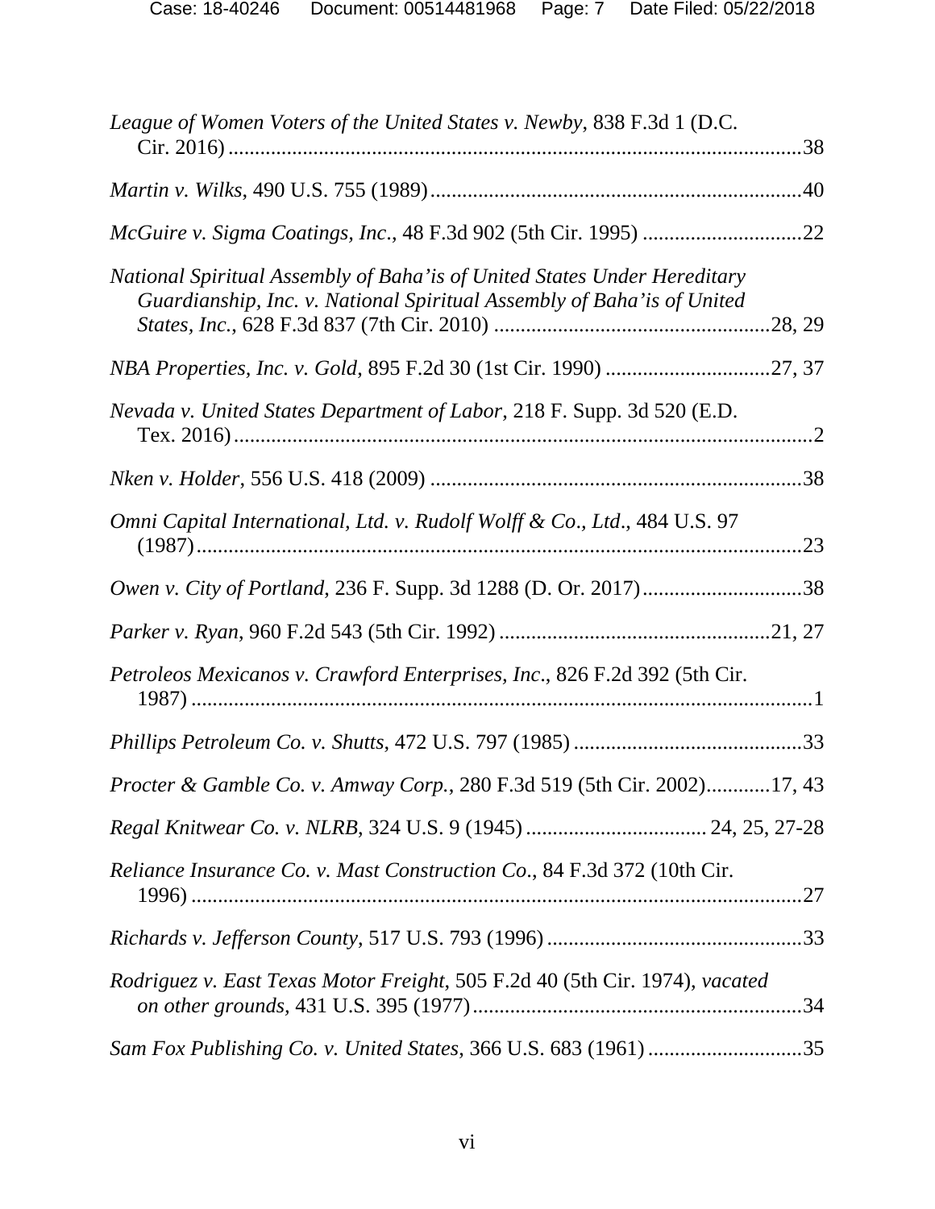*League of Women Voters of the United States v. Newby*, 838 F.3d 1 (D.C. Cir. 2016) ........................................................................................................38

*Martin v. Wilks*, 490 U.S. 755 (1989) ......................................................................40

*McGuire v. Sigma Coatings, Inc*., 48 F.3d 902 (5th Cir. 1995) ..............................22

*National Spiritual Assembly of Baha'is of United States Under Hereditary Guardianship, Inc. v. National Spiritual Assembly of Baha'is of United States, Inc.*, 628 F.3d 837 (7th Cir. 2010) ....................................................28, 29

*NBA Properties, Inc. v. Gold*, 895 F.2d 30 (1st Cir. 1990) ...............................27, 37

*Nevada v. United States Department of Labor*, 218 F. Supp. 3d 520 (E.D. Tex. 2016) ..........................................................................................................2

*Nken v. Holder*, 556 U.S. 418 (2009) ......................................................................38

*Omni Capital International, Ltd. v. Rudolf Wolff & Co., Ltd*., 484 U.S. 97 (1987) ...............................................................................................................23

*Owen v. City of Portland*, 236 F. Supp. 3d 1288 (D. Or. 2017) ..............................38

*Parker v. Ryan*, 960 F.2d 543 (5th Cir. 1992) ...................................................21, 27

*Petroleos Mexicanos v. Crawford Enterprises, Inc*., 826 F.2d 392 (5th Cir. 1987) .................................................................................................................1

*Phillips Petroleum Co. v. Shutts*, 472 U.S. 797 (1985) ...........................................33

*Procter & Gamble Co. v. Amway Corp.*, 280 F.3d 519 (5th Cir. 2002)............17, 43

*Regal Knitwear Co. v. NLRB*, 324 U.S. 9 (1945) .................................. 24, 25, 27-28

*Reliance Insurance Co. v. Mast Construction Co*., 84 F.3d 372 (10th Cir. 1996) ...............................................................................................................27

*Richards v. Jefferson County*, 517 U.S. 793 (1996) ................................................33

*Rodriguez v. East Texas Motor Freight*, 505 F.2d 40 (5th Cir. 1974), *vacated on other grounds*, 431 U.S. 395 (1977) ..............................................................34

*Sam Fox Publishing Co. v. United States*, 366 U.S. 683 (1961) .............................35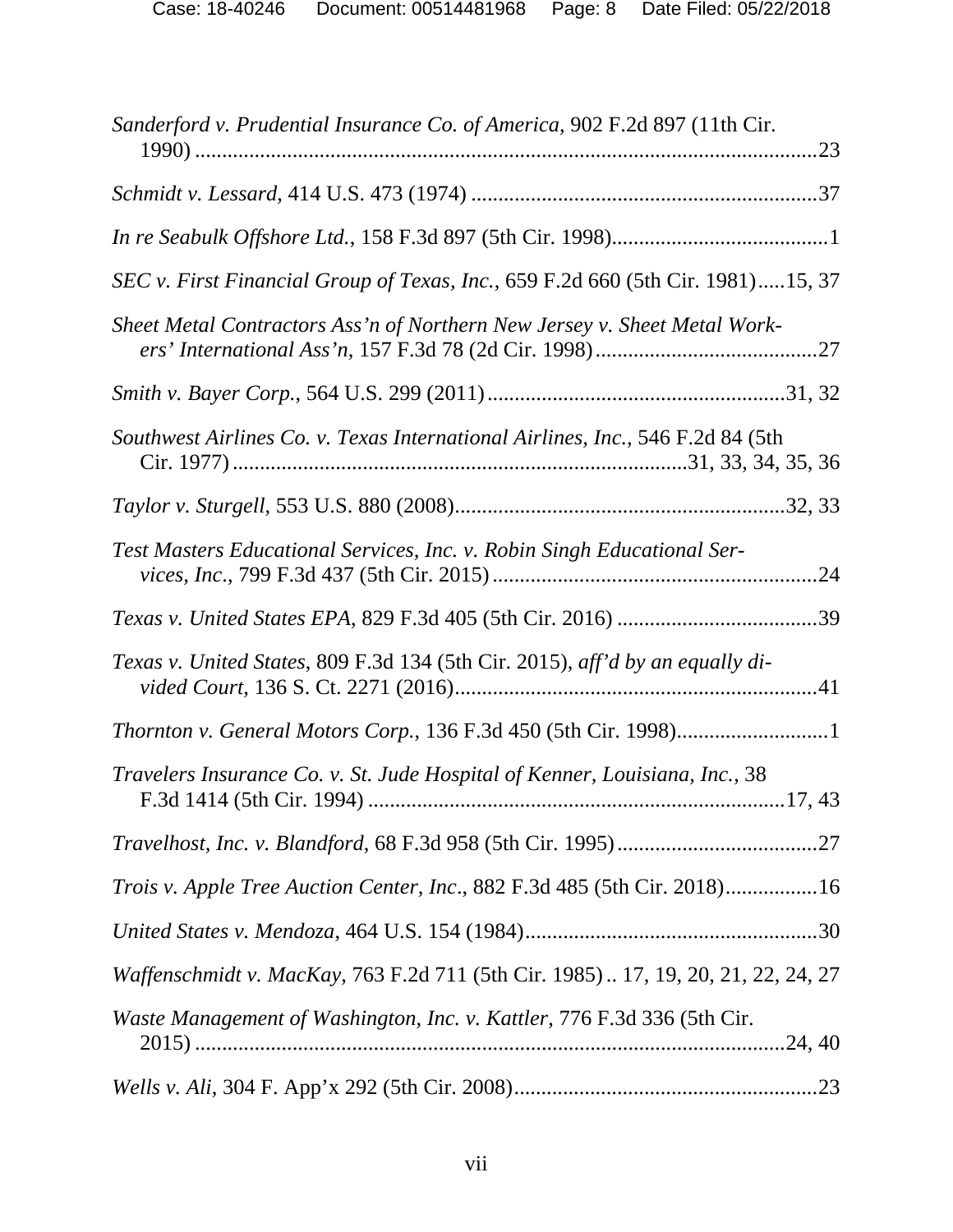*Sanderford v. Prudential Insurance Co. of America*, 902 F.2d 897 (11th Cir. 1990) ....................................................................................................................23

*Schmidt v. Lessard*, 414 U.S. 473 (1974) ................................................................37

*In re Seabulk Offshore Ltd.*, 158 F.3d 897 (5th Cir. 1998)........................................1

*SEC v. First Financial Group of Texas, Inc.*, 659 F.2d 660 (5th Cir. 1981).....15, 37

*Sheet Metal Contractors Ass'n of Northern New Jersey v. Sheet Metal Workers' International Ass'n*, 157 F.3d 78 (2d Cir. 1998)..........................................27

*Smith v. Bayer Corp.*, 564 U.S. 299 (2011).......................................................31, 32

*Southwest Airlines Co. v. Texas International Airlines, Inc.*, 546 F.2d 84 (5th Cir. 1977)..................................................................................31, 33, 34, 35, 36

*Taylor v. Sturgell*, 553 U.S. 880 (2008)............................................................32, 33

*Test Masters Educational Services, Inc. v. Robin Singh Educational Services, Inc.*, 799 F.3d 437 (5th Cir. 2015)............................................................24

*Texas v. United States EPA*, 829 F.3d 405 (5th Cir. 2016) .....................................39

*Texas v. United States*, 809 F.3d 134 (5th Cir. 2015), *aff'd by an equally divided Court*, 136 S. Ct. 2271 (2016)...................................................................41

*Thornton v. General Motors Corp.*, 136 F.3d 450 (5th Cir. 1998)............................1

*Travelers Insurance Co. v. St. Jude Hospital of Kenner, Louisiana, Inc.*, 38 F.3d 1414 (5th Cir. 1994) .............................................................................17, 43

*Travelhost, Inc. v. Blandford*, 68 F.3d 958 (5th Cir. 1995).....................................27

*Trois v. Apple Tree Auction Center, Inc*., 882 F.3d 485 (5th Cir. 2018).................16

*United States v. Mendoza*, 464 U.S. 154 (1984)......................................................30

*Waffenschmidt v. MacKay*, 763 F.2d 711 (5th Cir. 1985) .. 17, 19, 20, 21, 22, 24, 27

*Waste Management of Washington, Inc. v. Kattler*, 776 F.3d 336 (5th Cir. 2015) ............................................................................................................24, 40

*Wells v. Ali*, 304 F. App'x 292 (5th Cir. 2008)........................................................23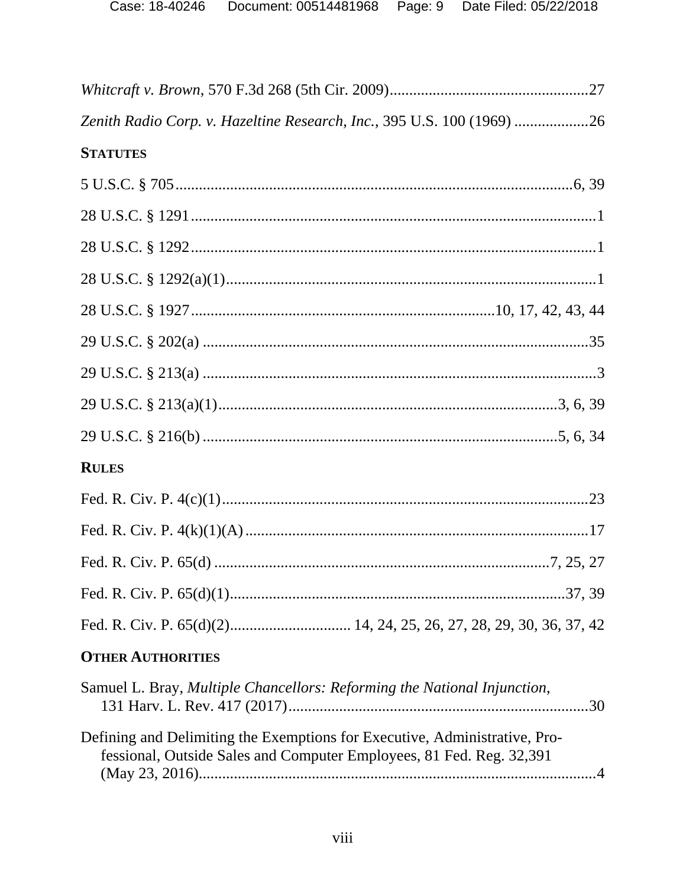*Whitcraft v. Brown*, 570 F.3d 268 (5th Cir. 2009)...................................................27

*Zenith Radio Corp. v. Hazeltine Research, Inc.*, 395 U.S. 100 (1969) ..................26

**STATUTES**

5 U.S.C. § 705....................................................................................................6, 39

28 U.S.C. § 1291......................................................................................................1

28 U.S.C. § 1292......................................................................................................1

28 U.S.C. § 1292(a)(1)..............................................................................................1

28 U.S.C. § 1927............................................................................10, 17, 42, 43, 44

29 U.S.C. § 202(a) ..................................................................................................35

29 U.S.C. § 213(a) ....................................................................................................3

29 U.S.C. § 213(a)(1)..................................................................................3, 6, 39

29 U.S.C. § 216(b) ........................................................................................5, 6, 34

**RULES**

Fed. R. Civ. P. 4(c)(1).............................................................................................23

Fed. R. Civ. P. 4(k)(1)(A) .......................................................................................17

Fed. R. Civ. P. 65(d) ...................................................................................7, 25, 27

Fed. R. Civ. P. 65(d)(1)......................................................................................37, 39

Fed. R. Civ. P. 65(d)(2).............................. 14, 24, 25, 26, 27, 28, 29, 30, 36, 37, 42

**OTHER AUTHORITIES**

Samuel L. Bray, *Multiple Chancellors: Reforming the National Injunction*, 131 Harv. L. Rev. 417 (2017)............................................................................30

Defining and Delimiting the Exemptions for Executive, Administrative, Professional, Outside Sales and Computer Employees, 81 Fed. Reg. 32,391 (May 23, 2016).....................................................................................................4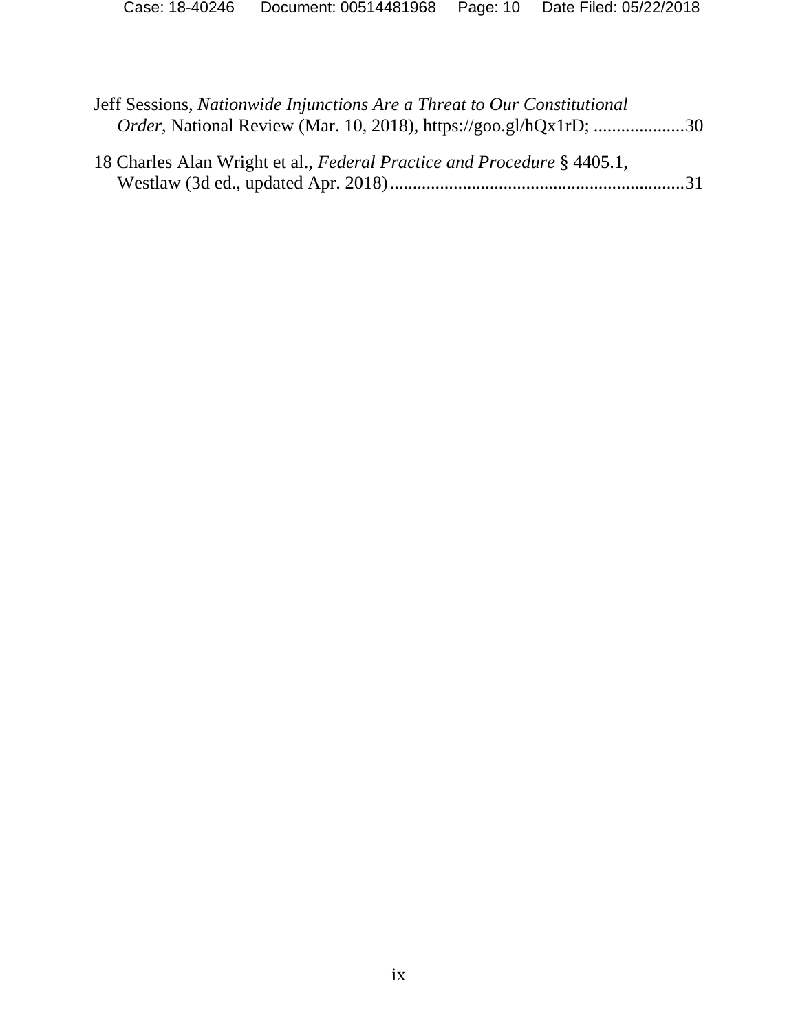Jeff Sessions, *Nationwide Injunctions Are a Threat to Our Constitutional Order*, National Review (Mar. 10, 2018), https://goo.gl/hQx1rD; ....................30

18 Charles Alan Wright et al., *Federal Practice and Procedure* § 4405.1, Westlaw (3d ed., updated Apr. 2018)................................................................31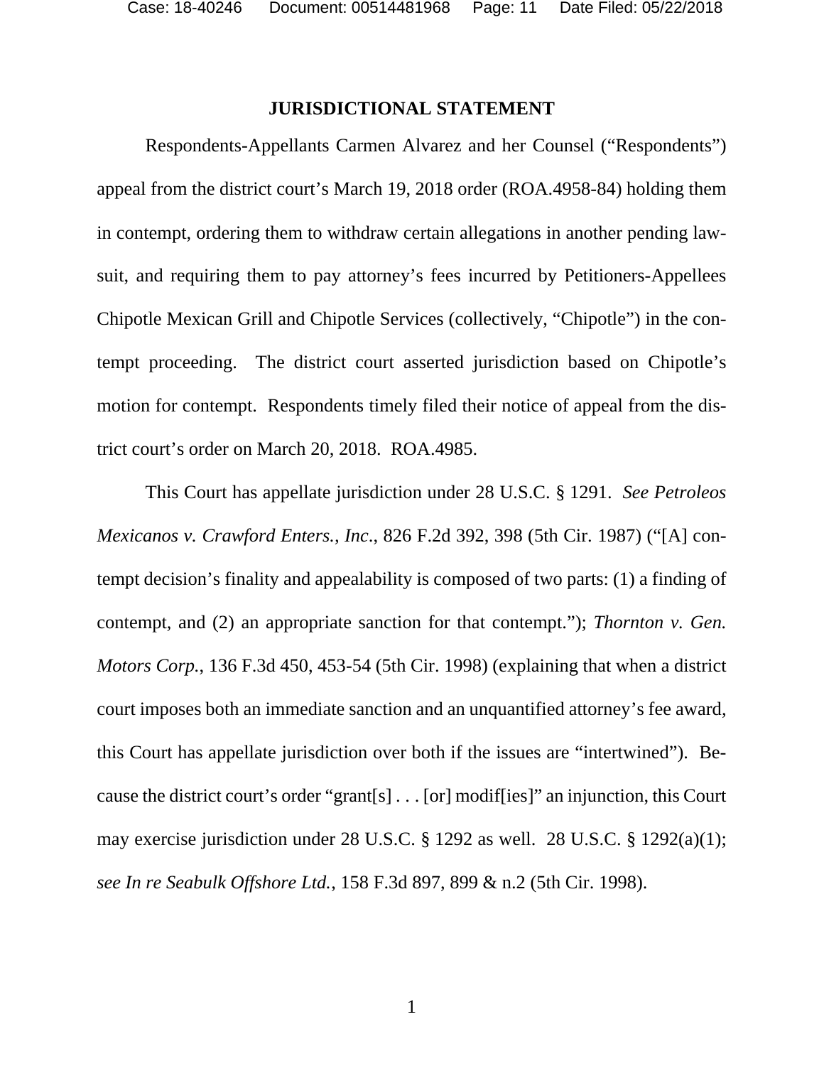## JURISDICTIONAL STATEMENT

Respondents-Appellants Carmen Alvarez and her Counsel ("Respondents") appeal from the district court's March 19, 2018 order (ROA.4958-84) holding them in contempt, ordering them to withdraw certain allegations in another pending lawsuit, and requiring them to pay attorney's fees incurred by Petitioners-Appellees Chipotle Mexican Grill and Chipotle Services (collectively, "Chipotle") in the contempt proceeding. The district court asserted jurisdiction based on Chipotle's motion for contempt. Respondents timely filed their notice of appeal from the district court's order on March 20, 2018. ROA.4985.

This Court has appellate jurisdiction under 28 U.S.C. § 1291. *See Petroleos Mexicanos v. Crawford Enters., Inc.*, 826 F.2d 392, 398 (5th Cir. 1987) ("[A] contempt decision's finality and appealability is composed of two parts: (1) a finding of contempt, and (2) an appropriate sanction for that contempt."); *Thornton v. Gen. Motors Corp.*, 136 F.3d 450, 453-54 (5th Cir. 1998) (explaining that when a district court imposes both an immediate sanction and an unquantified attorney's fee award, this Court has appellate jurisdiction over both if the issues are "intertwined"). Because the district court's order "grant[s] . . . [or] modif[ies]" an injunction, this Court may exercise jurisdiction under 28 U.S.C. § 1292 as well. 28 U.S.C. § 1292(a)(1); *see In re Seabulk Offshore Ltd.*, 158 F.3d 897, 899 & n.2 (5th Cir. 1998).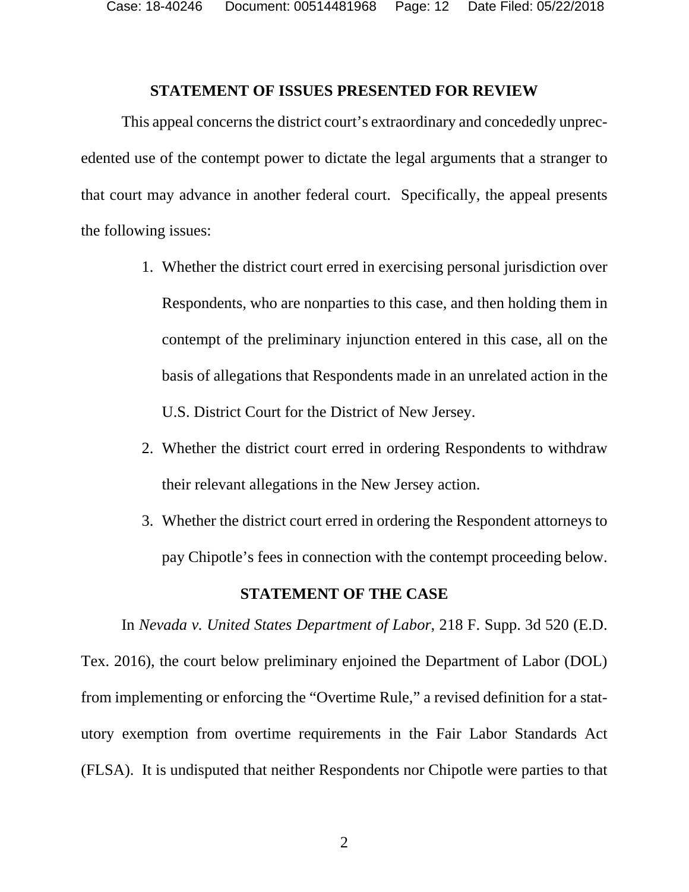## STATEMENT OF ISSUES PRESENTED FOR REVIEW

This appeal concerns the district court's extraordinary and concededly unprecedented use of the contempt power to dictate the legal arguments that a stranger to that court may advance in another federal court. Specifically, the appeal presents the following issues:

1. Whether the district court erred in exercising personal jurisdiction over Respondents, who are nonparties to this case, and then holding them in contempt of the preliminary injunction entered in this case, all on the basis of allegations that Respondents made in an unrelated action in the U.S. District Court for the District of New Jersey.
2. Whether the district court erred in ordering Respondents to withdraw their relevant allegations in the New Jersey action.
3. Whether the district court erred in ordering the Respondent attorneys to pay Chipotle's fees in connection with the contempt proceeding below.

## STATEMENT OF THE CASE

In *Nevada v. United States Department of Labor*, 218 F. Supp. 3d 520 (E.D. Tex. 2016), the court below preliminary enjoined the Department of Labor (DOL) from implementing or enforcing the "Overtime Rule," a revised definition for a statutory exemption from overtime requirements in the Fair Labor Standards Act (FLSA). It is undisputed that neither Respondents nor Chipotle were parties to that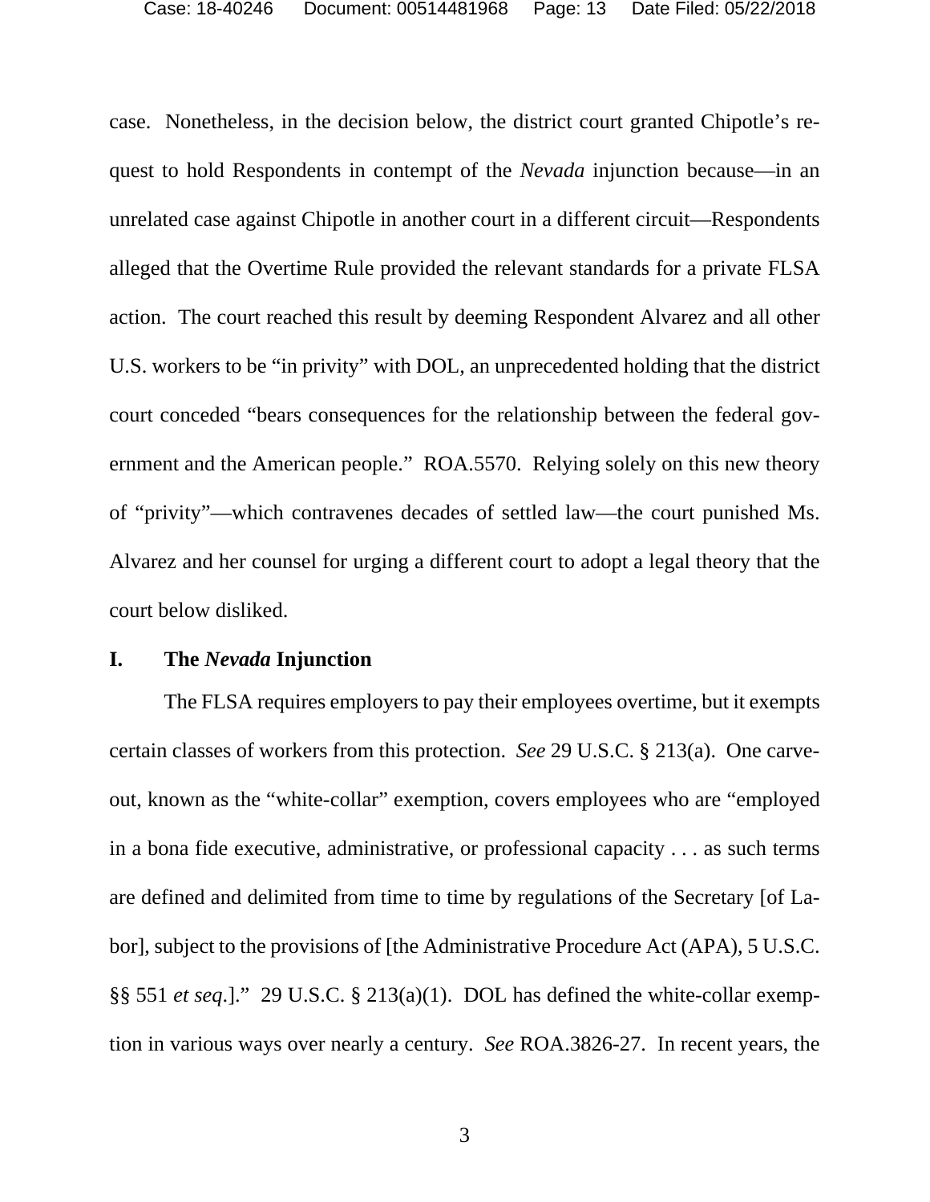case. Nonetheless, in the decision below, the district court granted Chipotle's request to hold Respondents in contempt of the *Nevada* injunction because—in an unrelated case against Chipotle in another court in a different circuit—Respondents alleged that the Overtime Rule provided the relevant standards for a private FLSA action. The court reached this result by deeming Respondent Alvarez and all other U.S. workers to be "in privity" with DOL, an unprecedented holding that the district court conceded "bears consequences for the relationship between the federal government and the American people." ROA.5570. Relying solely on this new theory of "privity"—which contravenes decades of settled law—the court punished Ms. Alvarez and her counsel for urging a different court to adopt a legal theory that the court below disliked.

## I. The *Nevada* Injunction

The FLSA requires employers to pay their employees overtime, but it exempts certain classes of workers from this protection. *See* 29 U.S.C. § 213(a). One carve-out, known as the "white-collar" exemption, covers employees who are "employed in a bona fide executive, administrative, or professional capacity . . . as such terms are defined and delimited from time to time by regulations of the Secretary [of Labor], subject to the provisions of [the Administrative Procedure Act (APA), 5 U.S.C. §§ 551 *et seq*.]." 29 U.S.C. § 213(a)(1). DOL has defined the white-collar exemption in various ways over nearly a century. *See* ROA.3826-27. In recent years, the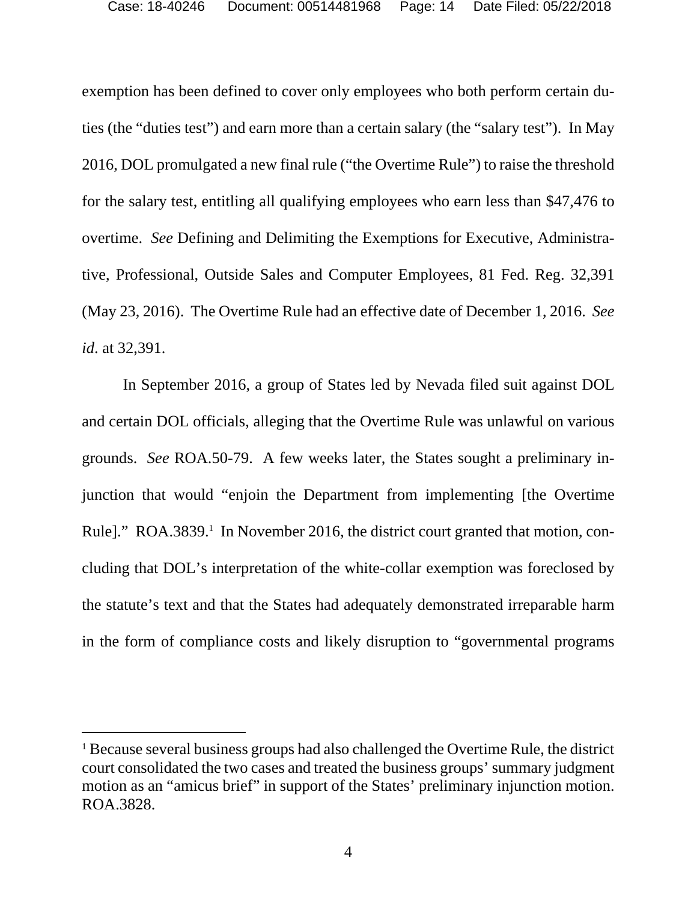exemption has been defined to cover only employees who both perform certain duties (the "duties test") and earn more than a certain salary (the "salary test"). In May 2016, DOL promulgated a new final rule ("the Overtime Rule") to raise the threshold for the salary test, entitling all qualifying employees who earn less than $47,476 to overtime. *See* Defining and Delimiting the Exemptions for Executive, Administrative, Professional, Outside Sales and Computer Employees, 81 Fed. Reg. 32,391 (May 23, 2016). The Overtime Rule had an effective date of December 1, 2016. *See id*. at 32,391.

In September 2016, a group of States led by Nevada filed suit against DOL and certain DOL officials, alleging that the Overtime Rule was unlawful on various grounds. *See* ROA.50-79. A few weeks later, the States sought a preliminary injunction that would "enjoin the Department from implementing [the Overtime Rule]." ROA.3839.[1] In November 2016, the district court granted that motion, concluding that DOL's interpretation of the white-collar exemption was foreclosed by the statute's text and that the States had adequately demonstrated irreparable harm in the form of compliance costs and likely disruption to "governmental programs

---

[1] Because several business groups had also challenged the Overtime Rule, the district court consolidated the two cases and treated the business groups' summary judgment motion as an "amicus brief" in support of the States' preliminary injunction motion. ROA.3828.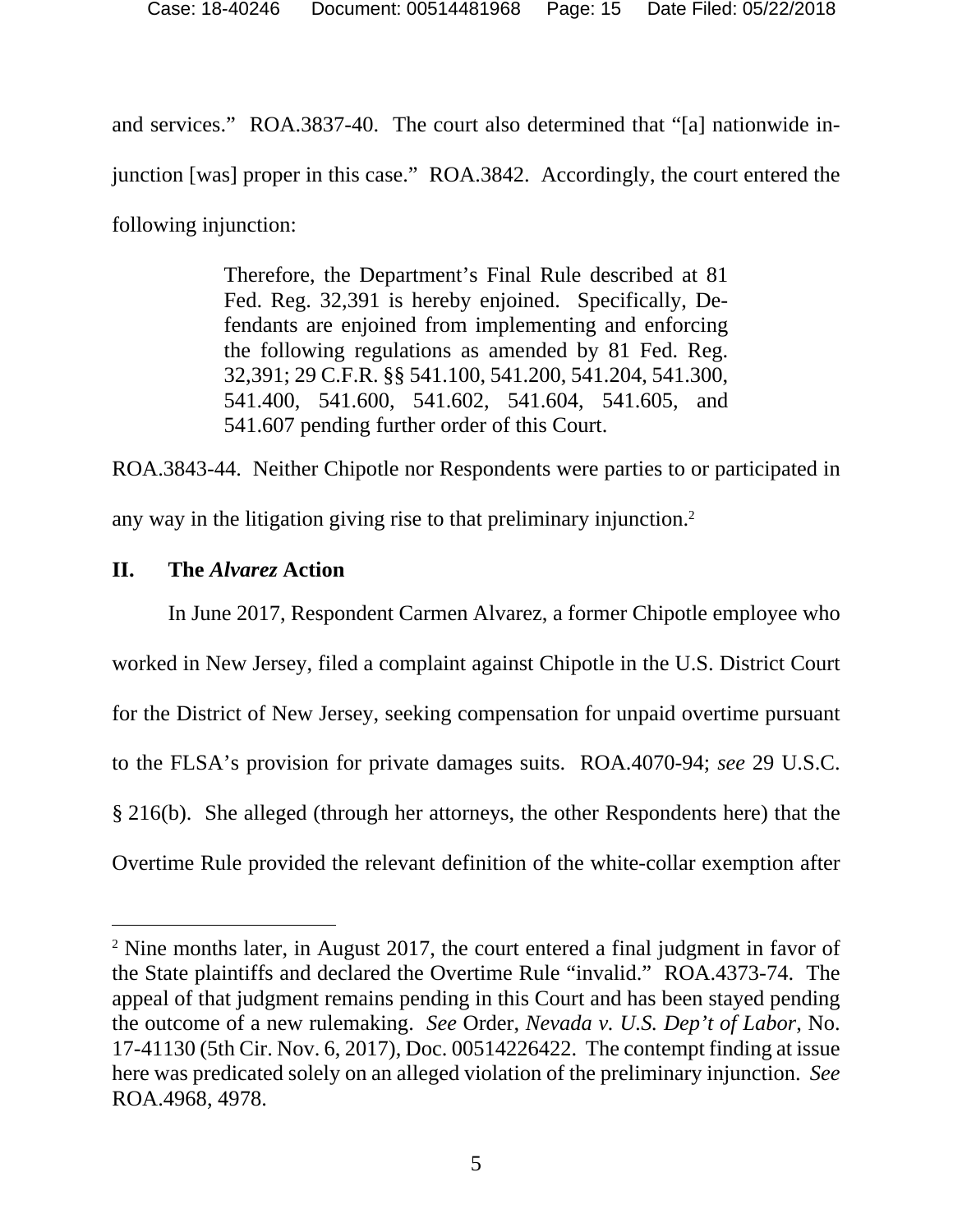and services." ROA.3837-40. The court also determined that "[a] nationwide injunction [was] proper in this case." ROA.3842. Accordingly, the court entered the following injunction:

> Therefore, the Department's Final Rule described at 81 Fed. Reg. 32,391 is hereby enjoined. Specifically, Defendants are enjoined from implementing and enforcing the following regulations as amended by 81 Fed. Reg. 32,391; 29 C.F.R. §§ 541.100, 541.200, 541.204, 541.300, 541.400, 541.600, 541.602, 541.604, 541.605, and 541.607 pending further order of this Court.

ROA.3843-44. Neither Chipotle nor Respondents were parties to or participated in any way in the litigation giving rise to that preliminary injunction.[2]

## II. The *Alvarez* Action

In June 2017, Respondent Carmen Alvarez, a former Chipotle employee who worked in New Jersey, filed a complaint against Chipotle in the U.S. District Court for the District of New Jersey, seeking compensation for unpaid overtime pursuant to the FLSA's provision for private damages suits. ROA.4070-94; *see* 29 U.S.C. § 216(b). She alleged (through her attorneys, the other Respondents here) that the Overtime Rule provided the relevant definition of the white-collar exemption after

---

[2] Nine months later, in August 2017, the court entered a final judgment in favor of the State plaintiffs and declared the Overtime Rule "invalid." ROA.4373-74. The appeal of that judgment remains pending in this Court and has been stayed pending the outcome of a new rulemaking. *See* Order, *Nevada v. U.S. Dep't of Labor*, No. 17-41130 (5th Cir. Nov. 6, 2017), Doc. 00514226422. The contempt finding at issue here was predicated solely on an alleged violation of the preliminary injunction. *See* ROA.4968, 4978.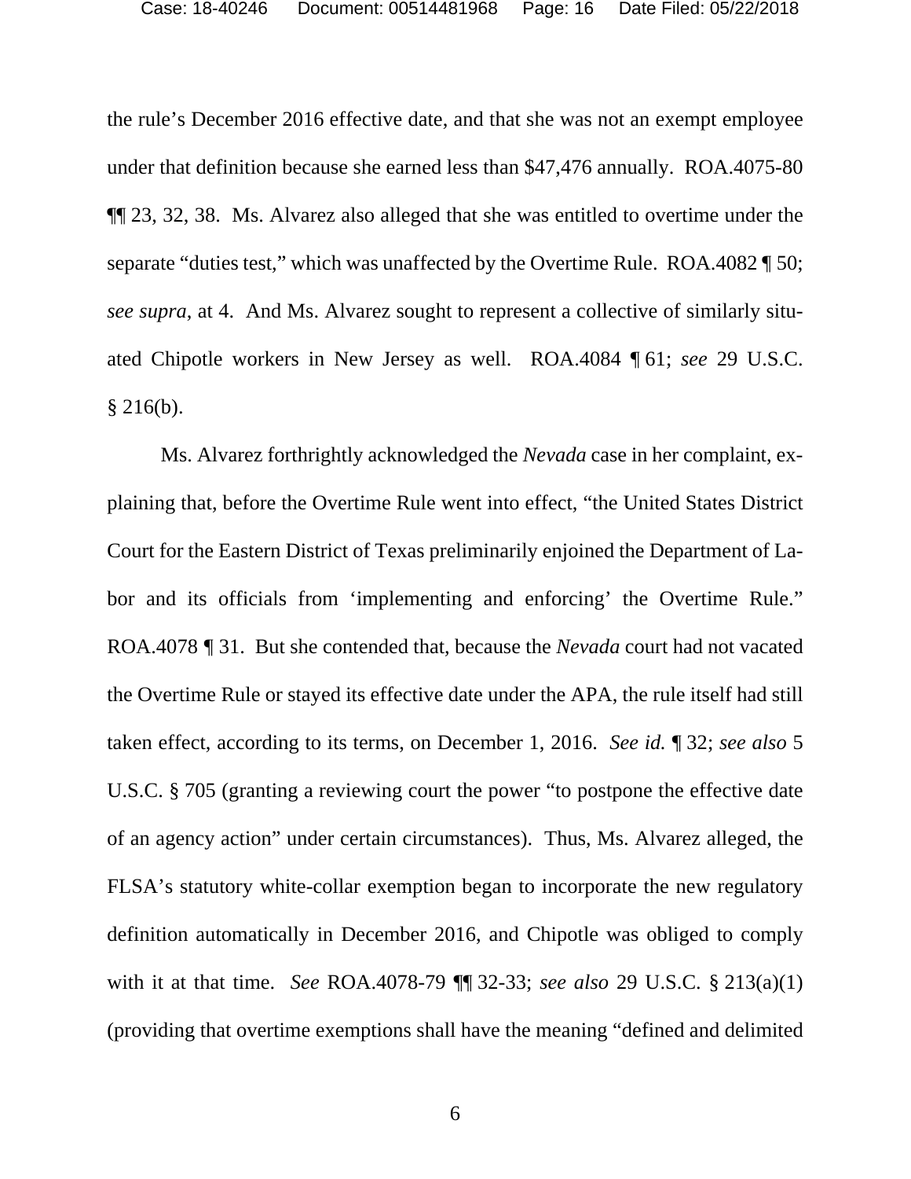the rule's December 2016 effective date, and that she was not an exempt employee under that definition because she earned less than $47,476 annually. ROA.4075-80 ¶¶ 23, 32, 38. Ms. Alvarez also alleged that she was entitled to overtime under the separate "duties test," which was unaffected by the Overtime Rule. ROA.4082 ¶ 50; *see supra*, at 4. And Ms. Alvarez sought to represent a collective of similarly situated Chipotle workers in New Jersey as well. ROA.4084 ¶ 61; *see* 29 U.S.C. § 216(b).

Ms. Alvarez forthrightly acknowledged the *Nevada* case in her complaint, explaining that, before the Overtime Rule went into effect, "the United States District Court for the Eastern District of Texas preliminarily enjoined the Department of Labor and its officials from 'implementing and enforcing' the Overtime Rule." ROA.4078 ¶ 31. But she contended that, because the *Nevada* court had not vacated the Overtime Rule or stayed its effective date under the APA, the rule itself had still taken effect, according to its terms, on December 1, 2016. *See id.* ¶ 32; *see also* 5 U.S.C. § 705 (granting a reviewing court the power "to postpone the effective date of an agency action" under certain circumstances). Thus, Ms. Alvarez alleged, the FLSA's statutory white-collar exemption began to incorporate the new regulatory definition automatically in December 2016, and Chipotle was obliged to comply with it at that time. *See* ROA.4078-79 ¶¶ 32-33; *see also* 29 U.S.C. § 213(a)(1) (providing that overtime exemptions shall have the meaning "defined and delimited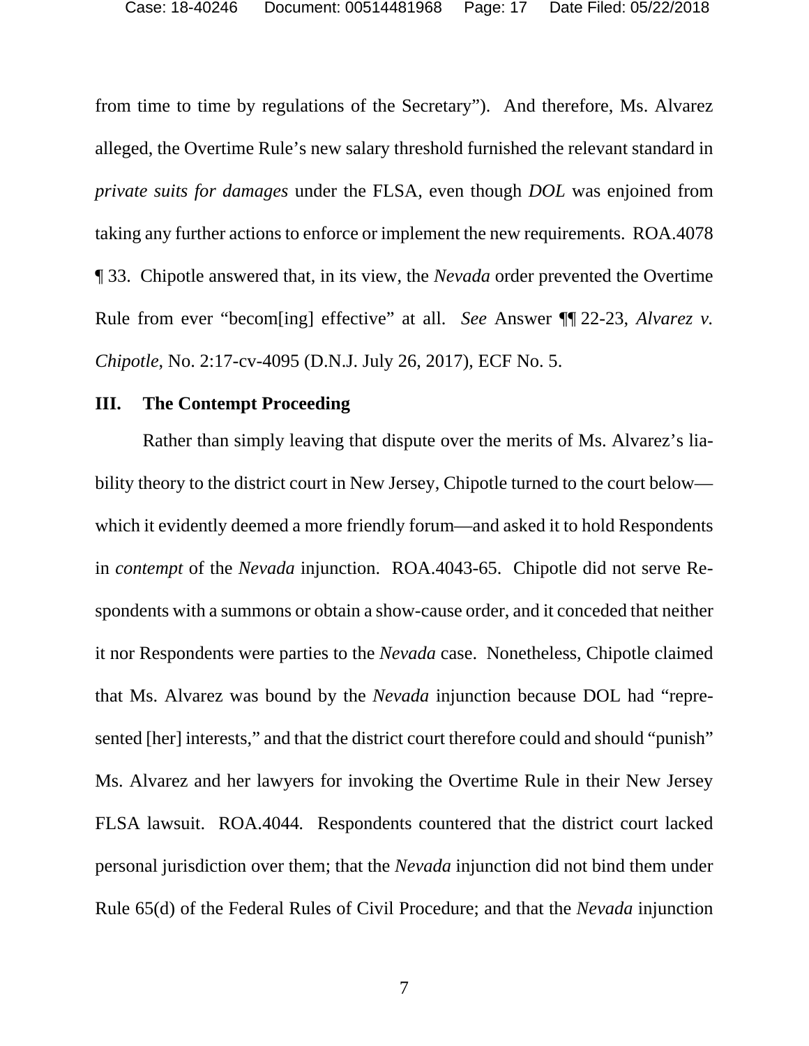from time to time by regulations of the Secretary"). And therefore, Ms. Alvarez alleged, the Overtime Rule's new salary threshold furnished the relevant standard in *private suits for damages* under the FLSA, even though *DOL* was enjoined from taking any further actions to enforce or implement the new requirements. ROA.4078 ¶ 33. Chipotle answered that, in its view, the *Nevada* order prevented the Overtime Rule from ever "becom[ing] effective" at all. *See* Answer ¶¶ 22-23, *Alvarez v. Chipotle*, No. 2:17-cv-4095 (D.N.J. July 26, 2017), ECF No. 5.

## III. The Contempt Proceeding

Rather than simply leaving that dispute over the merits of Ms. Alvarez's liability theory to the district court in New Jersey, Chipotle turned to the court below—which it evidently deemed a more friendly forum—and asked it to hold Respondents in *contempt* of the *Nevada* injunction. ROA.4043-65. Chipotle did not serve Respondents with a summons or obtain a show-cause order, and it conceded that neither it nor Respondents were parties to the *Nevada* case. Nonetheless, Chipotle claimed that Ms. Alvarez was bound by the *Nevada* injunction because DOL had "represented [her] interests," and that the district court therefore could and should "punish" Ms. Alvarez and her lawyers for invoking the Overtime Rule in their New Jersey FLSA lawsuit. ROA.4044. Respondents countered that the district court lacked personal jurisdiction over them; that the *Nevada* injunction did not bind them under Rule 65(d) of the Federal Rules of Civil Procedure; and that the *Nevada* injunction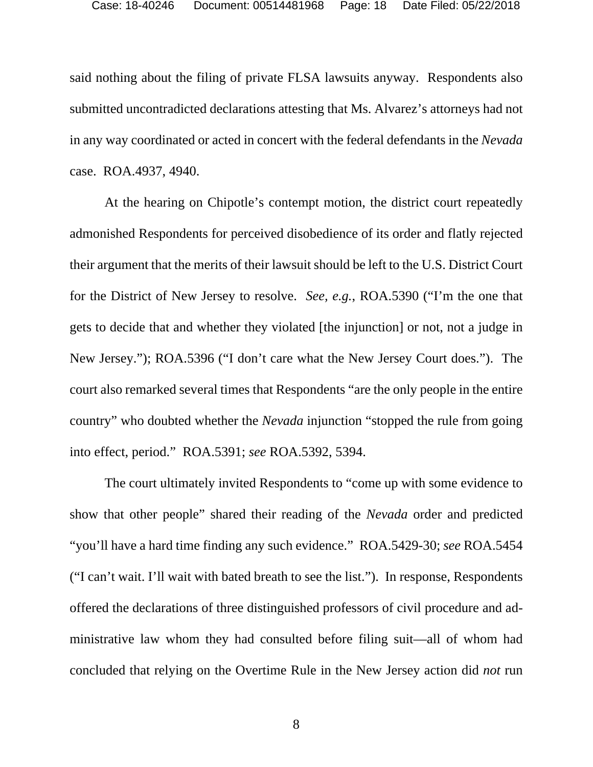said nothing about the filing of private FLSA lawsuits anyway. Respondents also submitted uncontradicted declarations attesting that Ms. Alvarez's attorneys had not in any way coordinated or acted in concert with the federal defendants in the *Nevada* case. ROA.4937, 4940.

At the hearing on Chipotle's contempt motion, the district court repeatedly admonished Respondents for perceived disobedience of its order and flatly rejected their argument that the merits of their lawsuit should be left to the U.S. District Court for the District of New Jersey to resolve. *See, e.g.*, ROA.5390 ("I'm the one that gets to decide that and whether they violated [the injunction] or not, not a judge in New Jersey."); ROA.5396 ("I don't care what the New Jersey Court does."). The court also remarked several times that Respondents "are the only people in the entire country" who doubted whether the *Nevada* injunction "stopped the rule from going into effect, period." ROA.5391; *see* ROA.5392, 5394.

The court ultimately invited Respondents to "come up with some evidence to show that other people" shared their reading of the *Nevada* order and predicted "you'll have a hard time finding any such evidence." ROA.5429-30; *see* ROA.5454 ("I can't wait. I'll wait with bated breath to see the list."). In response, Respondents offered the declarations of three distinguished professors of civil procedure and administrative law whom they had consulted before filing suit—all of whom had concluded that relying on the Overtime Rule in the New Jersey action did *not* run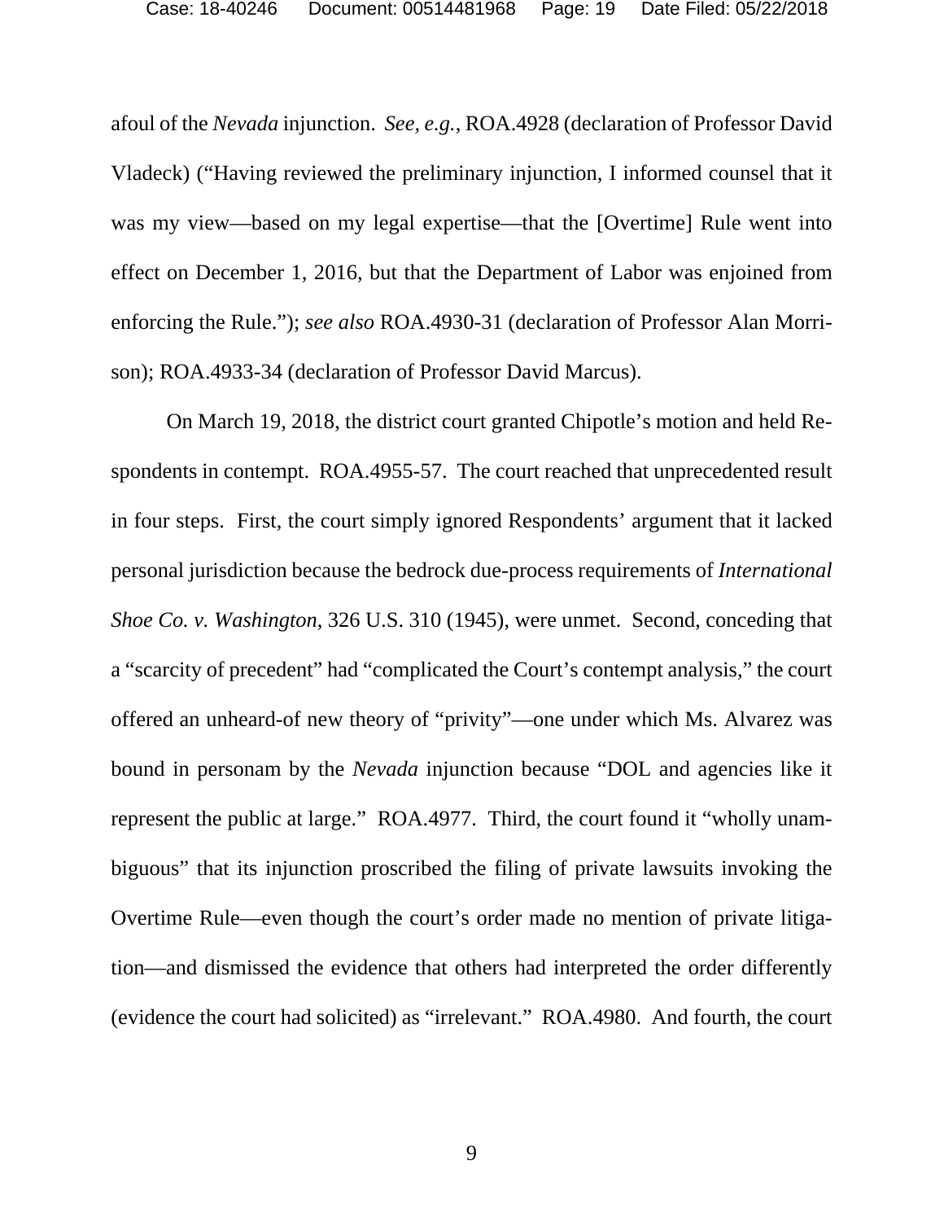afoul of the *Nevada* injunction. *See, e.g.*, ROA.4928 (declaration of Professor David Vladeck) ("Having reviewed the preliminary injunction, I informed counsel that it was my view—based on my legal expertise—that the [Overtime] Rule went into effect on December 1, 2016, but that the Department of Labor was enjoined from enforcing the Rule."); *see also* ROA.4930-31 (declaration of Professor Alan Morrison); ROA.4933-34 (declaration of Professor David Marcus).

On March 19, 2018, the district court granted Chipotle's motion and held Respondents in contempt. ROA.4955-57. The court reached that unprecedented result in four steps. First, the court simply ignored Respondents' argument that it lacked personal jurisdiction because the bedrock due-process requirements of *International Shoe Co. v. Washington*, 326 U.S. 310 (1945), were unmet. Second, conceding that a "scarcity of precedent" had "complicated the Court's contempt analysis," the court offered an unheard-of new theory of "privity"—one under which Ms. Alvarez was bound in personam by the *Nevada* injunction because "DOL and agencies like it represent the public at large." ROA.4977. Third, the court found it "wholly unambiguous" that its injunction proscribed the filing of private lawsuits invoking the Overtime Rule—even though the court's order made no mention of private litigation—and dismissed the evidence that others had interpreted the order differently (evidence the court had solicited) as "irrelevant." ROA.4980. And fourth, the court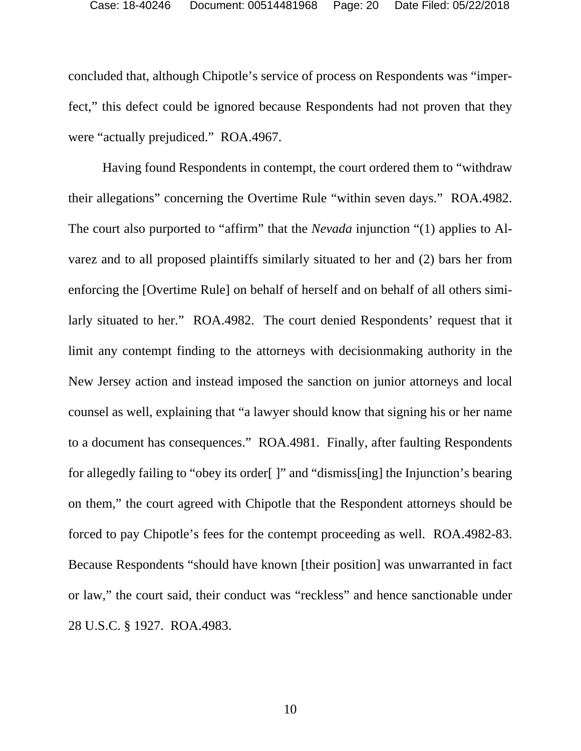concluded that, although Chipotle's service of process on Respondents was "imperfect," this defect could be ignored because Respondents had not proven that they were "actually prejudiced." ROA.4967.

Having found Respondents in contempt, the court ordered them to "withdraw their allegations" concerning the Overtime Rule "within seven days." ROA.4982. The court also purported to "affirm" that the *Nevada* injunction "(1) applies to Alvarez and to all proposed plaintiffs similarly situated to her and (2) bars her from enforcing the [Overtime Rule] on behalf of herself and on behalf of all others similarly situated to her." ROA.4982. The court denied Respondents' request that it limit any contempt finding to the attorneys with decisionmaking authority in the New Jersey action and instead imposed the sanction on junior attorneys and local counsel as well, explaining that "a lawyer should know that signing his or her name to a document has consequences." ROA.4981. Finally, after faulting Respondents for allegedly failing to "obey its order[ ]" and "dismiss[ing] the Injunction's bearing on them," the court agreed with Chipotle that the Respondent attorneys should be forced to pay Chipotle's fees for the contempt proceeding as well. ROA.4982-83. Because Respondents "should have known [their position] was unwarranted in fact or law," the court said, their conduct was "reckless" and hence sanctionable under 28 U.S.C. § 1927. ROA.4983.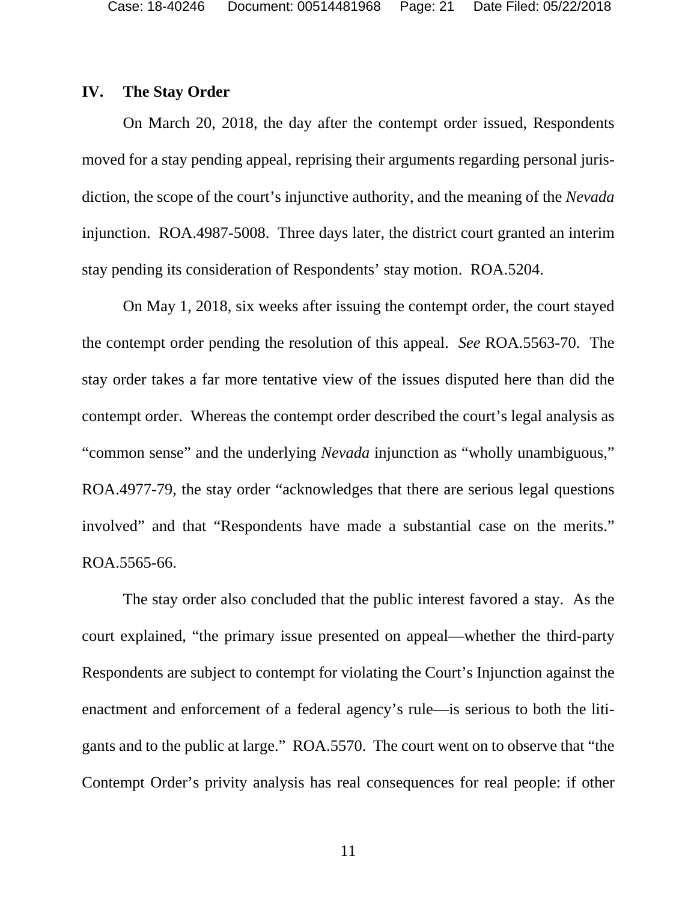## IV. The Stay Order

On March 20, 2018, the day after the contempt order issued, Respondents moved for a stay pending appeal, reprising their arguments regarding personal jurisdiction, the scope of the court's injunctive authority, and the meaning of the *Nevada* injunction. ROA.4987-5008. Three days later, the district court granted an interim stay pending its consideration of Respondents' stay motion. ROA.5204.

On May 1, 2018, six weeks after issuing the contempt order, the court stayed the contempt order pending the resolution of this appeal. *See* ROA.5563-70. The stay order takes a far more tentative view of the issues disputed here than did the contempt order. Whereas the contempt order described the court's legal analysis as "common sense" and the underlying *Nevada* injunction as "wholly unambiguous," ROA.4977-79, the stay order "acknowledges that there are serious legal questions involved" and that "Respondents have made a substantial case on the merits." ROA.5565-66.

The stay order also concluded that the public interest favored a stay. As the court explained, "the primary issue presented on appeal—whether the third-party Respondents are subject to contempt for violating the Court's Injunction against the enactment and enforcement of a federal agency's rule—is serious to both the litigants and to the public at large." ROA.5570. The court went on to observe that "the Contempt Order's privity analysis has real consequences for real people: if other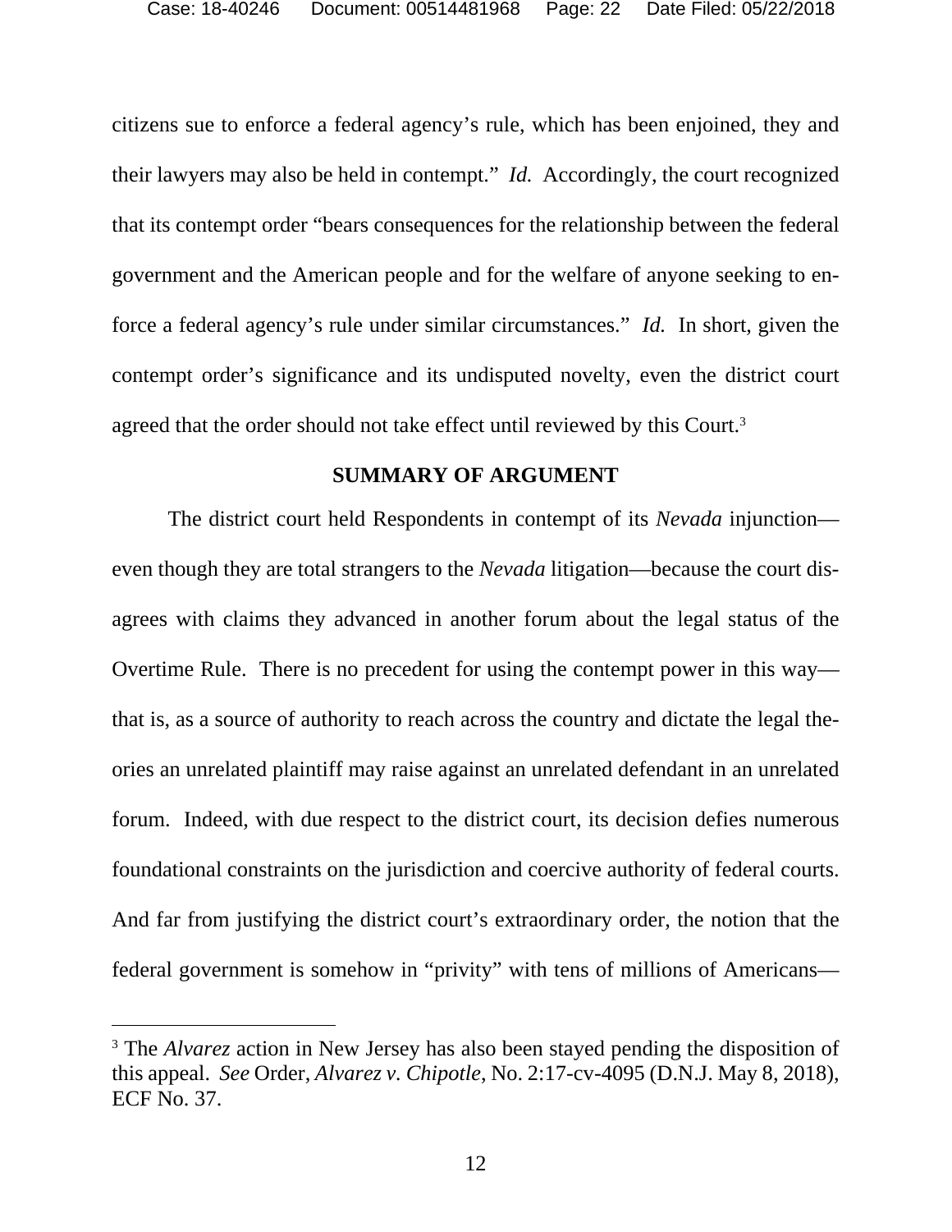citizens sue to enforce a federal agency's rule, which has been enjoined, they and their lawyers may also be held in contempt." *Id.* Accordingly, the court recognized that its contempt order "bears consequences for the relationship between the federal government and the American people and for the welfare of anyone seeking to enforce a federal agency's rule under similar circumstances." *Id.* In short, given the contempt order's significance and its undisputed novelty, even the district court agreed that the order should not take effect until reviewed by this Court.[3]

## SUMMARY OF ARGUMENT

The district court held Respondents in contempt of its *Nevada* injunction—even though they are total strangers to the *Nevada* litigation—because the court disagrees with claims they advanced in another forum about the legal status of the Overtime Rule. There is no precedent for using the contempt power in this way—that is, as a source of authority to reach across the country and dictate the legal theories an unrelated plaintiff may raise against an unrelated defendant in an unrelated forum. Indeed, with due respect to the district court, its decision defies numerous foundational constraints on the jurisdiction and coercive authority of federal courts. And far from justifying the district court's extraordinary order, the notion that the federal government is somehow in "privity" with tens of millions of Americans—

---

[3] The *Alvarez* action in New Jersey has also been stayed pending the disposition of this appeal. *See* Order, *Alvarez v. Chipotle*, No. 2:17-cv-4095 (D.N.J. May 8, 2018), ECF No. 37.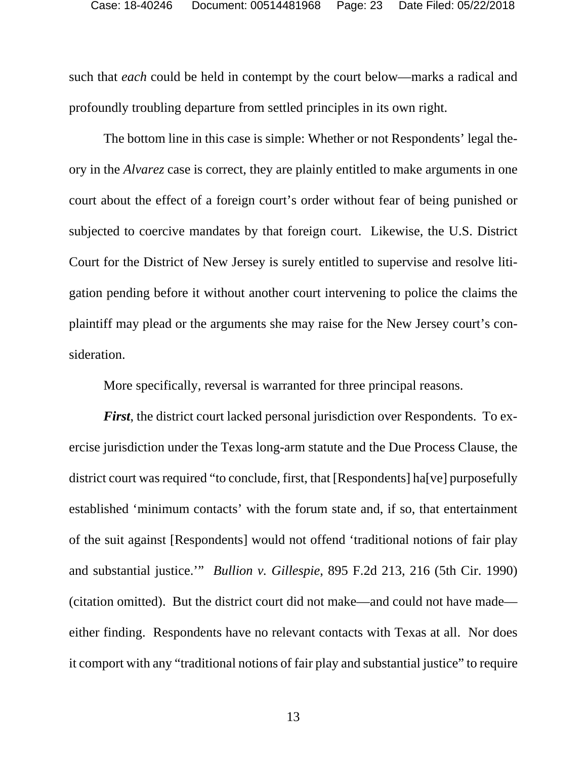such that *each* could be held in contempt by the court below—marks a radical and profoundly troubling departure from settled principles in its own right.

The bottom line in this case is simple: Whether or not Respondents' legal theory in the *Alvarez* case is correct, they are plainly entitled to make arguments in one court about the effect of a foreign court's order without fear of being punished or subjected to coercive mandates by that foreign court. Likewise, the U.S. District Court for the District of New Jersey is surely entitled to supervise and resolve litigation pending before it without another court intervening to police the claims the plaintiff may plead or the arguments she may raise for the New Jersey court's consideration.

More specifically, reversal is warranted for three principal reasons.

***First***, the district court lacked personal jurisdiction over Respondents. To exercise jurisdiction under the Texas long-arm statute and the Due Process Clause, the district court was required "to conclude, first, that [Respondents] ha[ve] purposefully established 'minimum contacts' with the forum state and, if so, that entertainment of the suit against [Respondents] would not offend 'traditional notions of fair play and substantial justice.'" *Bullion v. Gillespie*, 895 F.2d 213, 216 (5th Cir. 1990) (citation omitted). But the district court did not make—and could not have made—either finding. Respondents have no relevant contacts with Texas at all. Nor does it comport with any "traditional notions of fair play and substantial justice" to require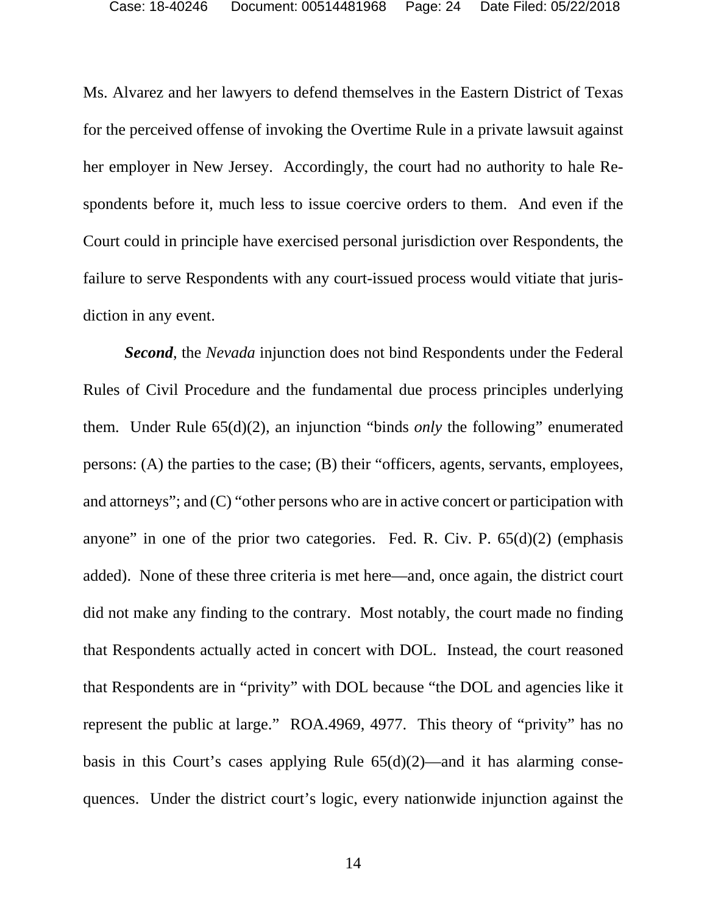Ms. Alvarez and her lawyers to defend themselves in the Eastern District of Texas for the perceived offense of invoking the Overtime Rule in a private lawsuit against her employer in New Jersey. Accordingly, the court had no authority to hale Respondents before it, much less to issue coercive orders to them. And even if the Court could in principle have exercised personal jurisdiction over Respondents, the failure to serve Respondents with any court-issued process would vitiate that jurisdiction in any event.

***Second***, the *Nevada* injunction does not bind Respondents under the Federal Rules of Civil Procedure and the fundamental due process principles underlying them. Under Rule 65(d)(2), an injunction "binds *only* the following" enumerated persons: (A) the parties to the case; (B) their "officers, agents, servants, employees, and attorneys"; and (C) "other persons who are in active concert or participation with anyone" in one of the prior two categories. Fed. R. Civ. P. 65(d)(2) (emphasis added). None of these three criteria is met here—and, once again, the district court did not make any finding to the contrary. Most notably, the court made no finding that Respondents actually acted in concert with DOL. Instead, the court reasoned that Respondents are in "privity" with DOL because "the DOL and agencies like it represent the public at large." ROA.4969, 4977. This theory of "privity" has no basis in this Court's cases applying Rule 65(d)(2)—and it has alarming consequences. Under the district court's logic, every nationwide injunction against the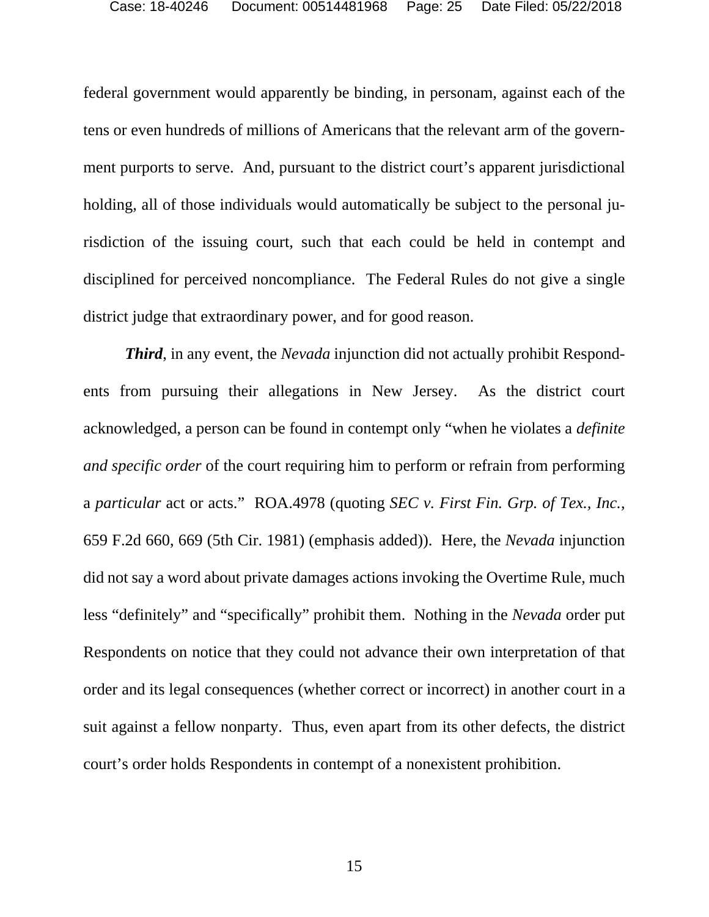federal government would apparently be binding, in personam, against each of the tens or even hundreds of millions of Americans that the relevant arm of the government purports to serve. And, pursuant to the district court's apparent jurisdictional holding, all of those individuals would automatically be subject to the personal jurisdiction of the issuing court, such that each could be held in contempt and disciplined for perceived noncompliance. The Federal Rules do not give a single district judge that extraordinary power, and for good reason.

***Third***, in any event, the *Nevada* injunction did not actually prohibit Respondents from pursuing their allegations in New Jersey. As the district court acknowledged, a person can be found in contempt only "when he violates a *definite and specific order* of the court requiring him to perform or refrain from performing a *particular* act or acts." ROA.4978 (quoting *SEC v. First Fin. Grp. of Tex., Inc.*, 659 F.2d 660, 669 (5th Cir. 1981) (emphasis added)). Here, the *Nevada* injunction did not say a word about private damages actions invoking the Overtime Rule, much less "definitely" and "specifically" prohibit them. Nothing in the *Nevada* order put Respondents on notice that they could not advance their own interpretation of that order and its legal consequences (whether correct or incorrect) in another court in a suit against a fellow nonparty. Thus, even apart from its other defects, the district court's order holds Respondents in contempt of a nonexistent prohibition.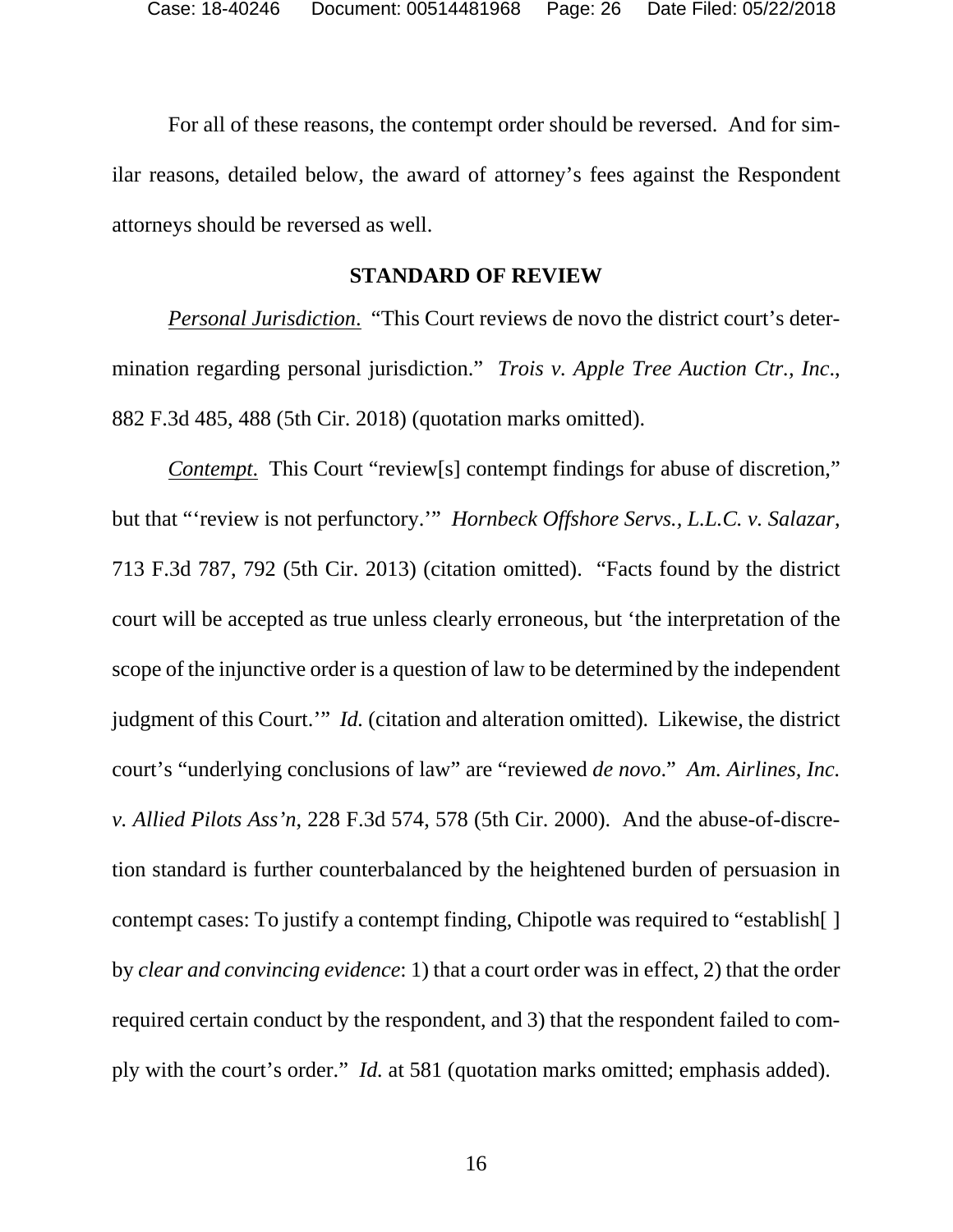For all of these reasons, the contempt order should be reversed. And for similar reasons, detailed below, the award of attorney's fees against the Respondent attorneys should be reversed as well.

## STANDARD OF REVIEW

*Personal Jurisdiction*. "This Court reviews de novo the district court's determination regarding personal jurisdiction." *Trois v. Apple Tree Auction Ctr., Inc*., 882 F.3d 485, 488 (5th Cir. 2018) (quotation marks omitted).

*Contempt*. This Court "review[s] contempt findings for abuse of discretion," but that "'review is not perfunctory.'" *Hornbeck Offshore Servs., L.L.C. v. Salazar*, 713 F.3d 787, 792 (5th Cir. 2013) (citation omitted). "Facts found by the district court will be accepted as true unless clearly erroneous, but 'the interpretation of the scope of the injunctive order is a question of law to be determined by the independent judgment of this Court.'" *Id.* (citation and alteration omitted). Likewise, the district court's "underlying conclusions of law" are "reviewed *de novo*." *Am. Airlines, Inc. v. Allied Pilots Ass'n*, 228 F.3d 574, 578 (5th Cir. 2000). And the abuse-of-discretion standard is further counterbalanced by the heightened burden of persuasion in contempt cases: To justify a contempt finding, Chipotle was required to "establish[ ] by *clear and convincing evidence*: 1) that a court order was in effect, 2) that the order required certain conduct by the respondent, and 3) that the respondent failed to comply with the court's order." *Id.* at 581 (quotation marks omitted; emphasis added).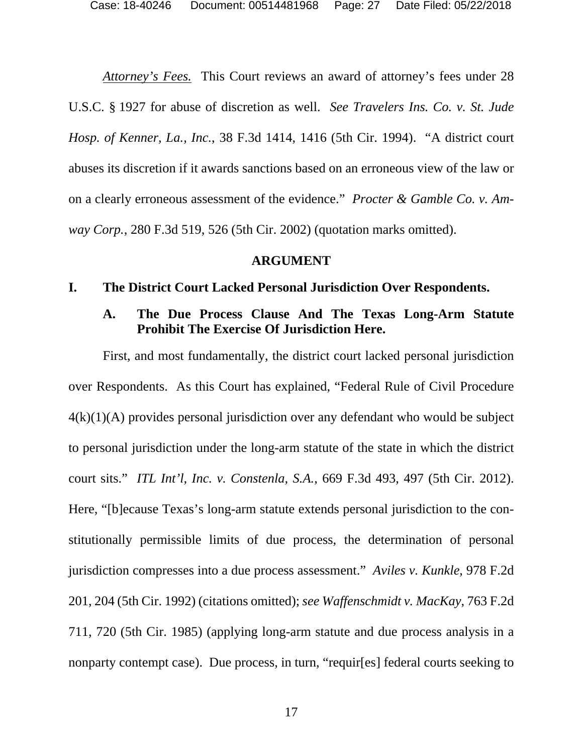*Attorney's Fees.* This Court reviews an award of attorney's fees under 28 U.S.C. § 1927 for abuse of discretion as well. *See Travelers Ins. Co. v. St. Jude Hosp. of Kenner, La., Inc.*, 38 F.3d 1414, 1416 (5th Cir. 1994). "A district court abuses its discretion if it awards sanctions based on an erroneous view of the law or on a clearly erroneous assessment of the evidence." *Procter & Gamble Co. v. Amway Corp.*, 280 F.3d 519, 526 (5th Cir. 2002) (quotation marks omitted).

## ARGUMENT

### I. The District Court Lacked Personal Jurisdiction Over Respondents.

#### A. The Due Process Clause And The Texas Long-Arm Statute Prohibit The Exercise Of Jurisdiction Here.

First, and most fundamentally, the district court lacked personal jurisdiction over Respondents. As this Court has explained, "Federal Rule of Civil Procedure 4(k)(1)(A) provides personal jurisdiction over any defendant who would be subject to personal jurisdiction under the long-arm statute of the state in which the district court sits." *ITL Int'l, Inc. v. Constenla, S.A.*, 669 F.3d 493, 497 (5th Cir. 2012). Here, "[b]ecause Texas's long-arm statute extends personal jurisdiction to the constitutionally permissible limits of due process, the determination of personal jurisdiction compresses into a due process assessment." *Aviles v. Kunkle*, 978 F.2d 201, 204 (5th Cir. 1992) (citations omitted); *see Waffenschmidt v. MacKay*, 763 F.2d 711, 720 (5th Cir. 1985) (applying long-arm statute and due process analysis in a nonparty contempt case). Due process, in turn, "requir[es] federal courts seeking to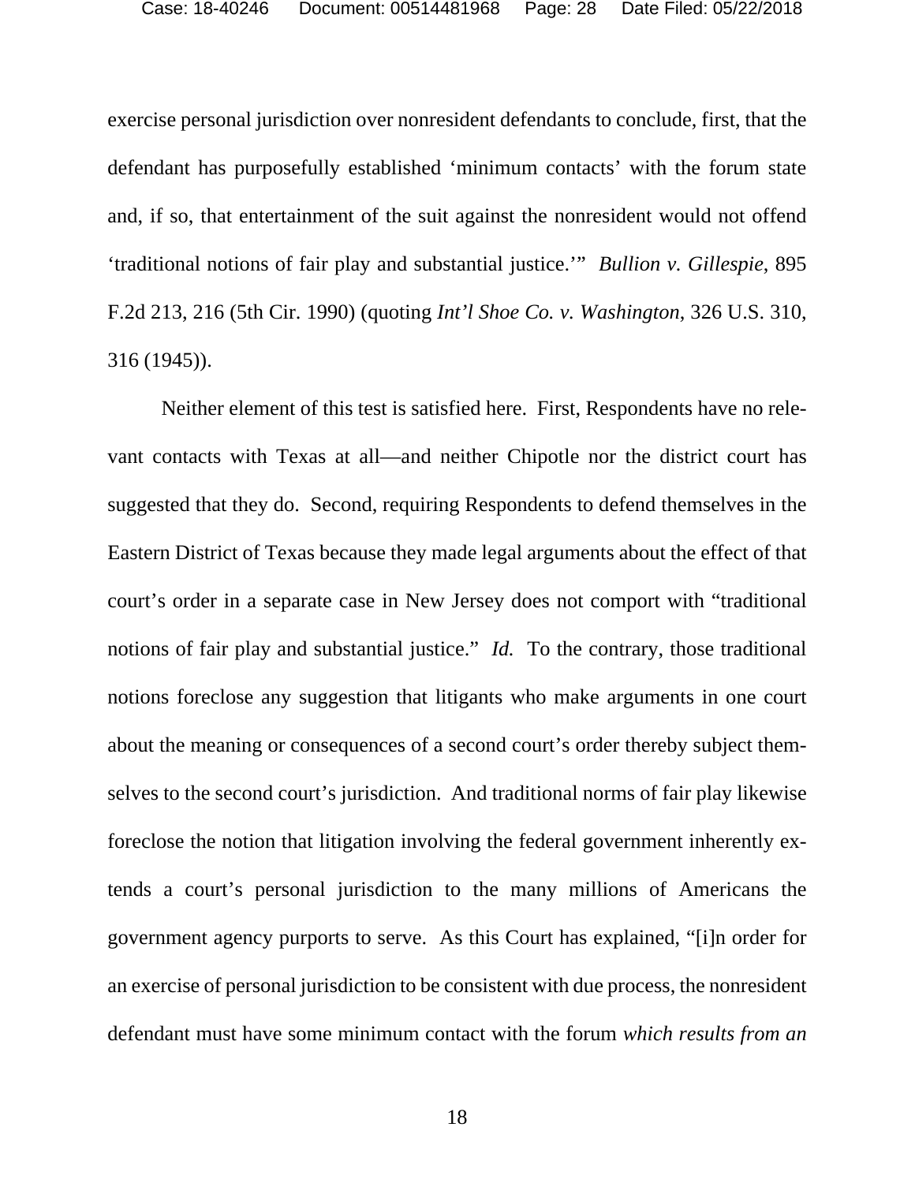exercise personal jurisdiction over nonresident defendants to conclude, first, that the defendant has purposefully established 'minimum contacts' with the forum state and, if so, that entertainment of the suit against the nonresident would not offend 'traditional notions of fair play and substantial justice.'" *Bullion v. Gillespie*, 895 F.2d 213, 216 (5th Cir. 1990) (quoting *Int'l Shoe Co. v. Washington*, 326 U.S. 310, 316 (1945)).

Neither element of this test is satisfied here. First, Respondents have no relevant contacts with Texas at all—and neither Chipotle nor the district court has suggested that they do. Second, requiring Respondents to defend themselves in the Eastern District of Texas because they made legal arguments about the effect of that court's order in a separate case in New Jersey does not comport with "traditional notions of fair play and substantial justice." *Id.* To the contrary, those traditional notions foreclose any suggestion that litigants who make arguments in one court about the meaning or consequences of a second court's order thereby subject themselves to the second court's jurisdiction. And traditional norms of fair play likewise foreclose the notion that litigation involving the federal government inherently extends a court's personal jurisdiction to the many millions of Americans the government agency purports to serve. As this Court has explained, "[i]n order for an exercise of personal jurisdiction to be consistent with due process, the nonresident defendant must have some minimum contact with the forum *which results from an*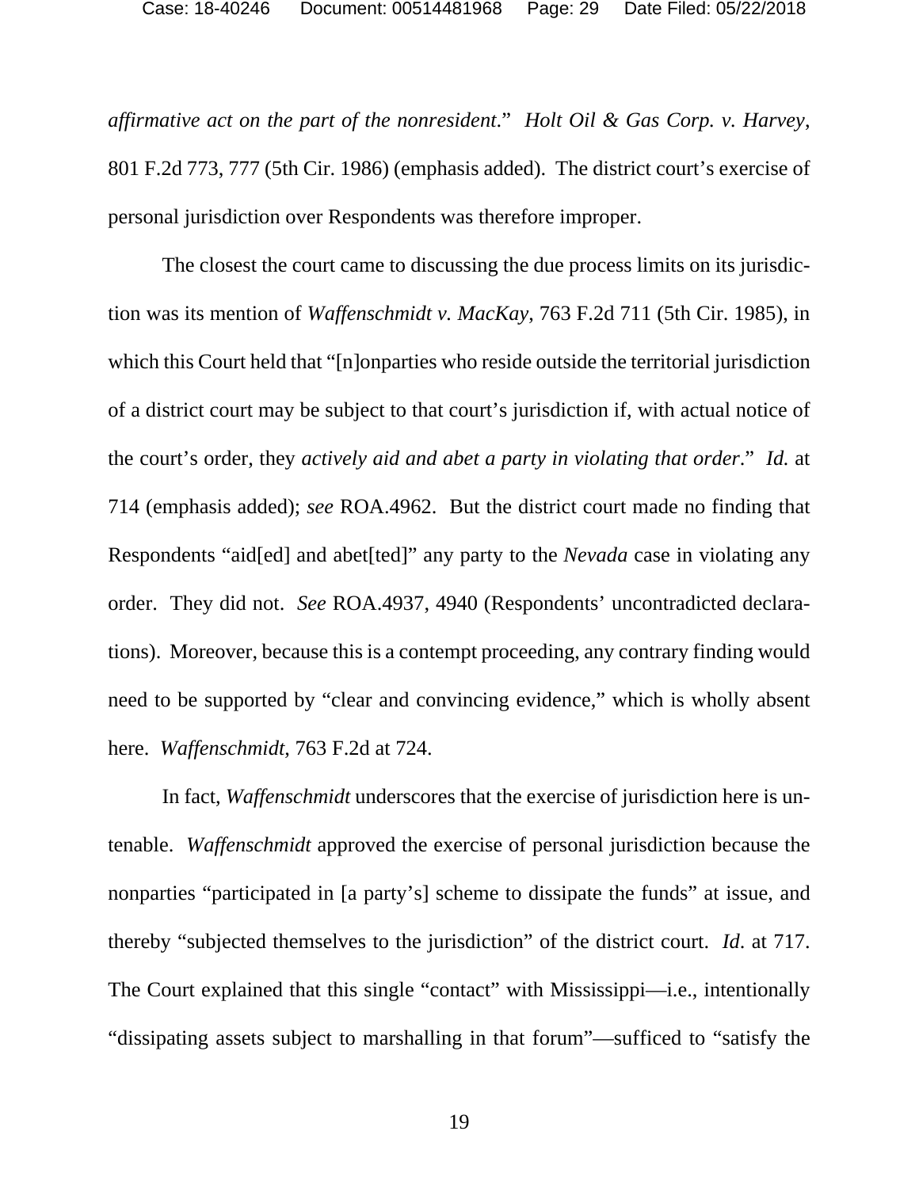*affirmative act on the part of the nonresident*." *Holt Oil & Gas Corp. v. Harvey*, 801 F.2d 773, 777 (5th Cir. 1986) (emphasis added). The district court's exercise of personal jurisdiction over Respondents was therefore improper.

The closest the court came to discussing the due process limits on its jurisdiction was its mention of *Waffenschmidt v. MacKay*, 763 F.2d 711 (5th Cir. 1985), in which this Court held that "[n]onparties who reside outside the territorial jurisdiction of a district court may be subject to that court's jurisdiction if, with actual notice of the court's order, they *actively aid and abet a party in violating that order*." *Id.* at 714 (emphasis added); *see* ROA.4962. But the district court made no finding that Respondents "aid[ed] and abet[ted]" any party to the *Nevada* case in violating any order. They did not. *See* ROA.4937, 4940 (Respondents' uncontradicted declarations). Moreover, because this is a contempt proceeding, any contrary finding would need to be supported by "clear and convincing evidence," which is wholly absent here. *Waffenschmidt*, 763 F.2d at 724.

In fact, *Waffenschmidt* underscores that the exercise of jurisdiction here is untenable. *Waffenschmidt* approved the exercise of personal jurisdiction because the nonparties "participated in [a party's] scheme to dissipate the funds" at issue, and thereby "subjected themselves to the jurisdiction" of the district court. *Id*. at 717. The Court explained that this single "contact" with Mississippi—i.e., intentionally "dissipating assets subject to marshalling in that forum"—sufficed to "satisfy the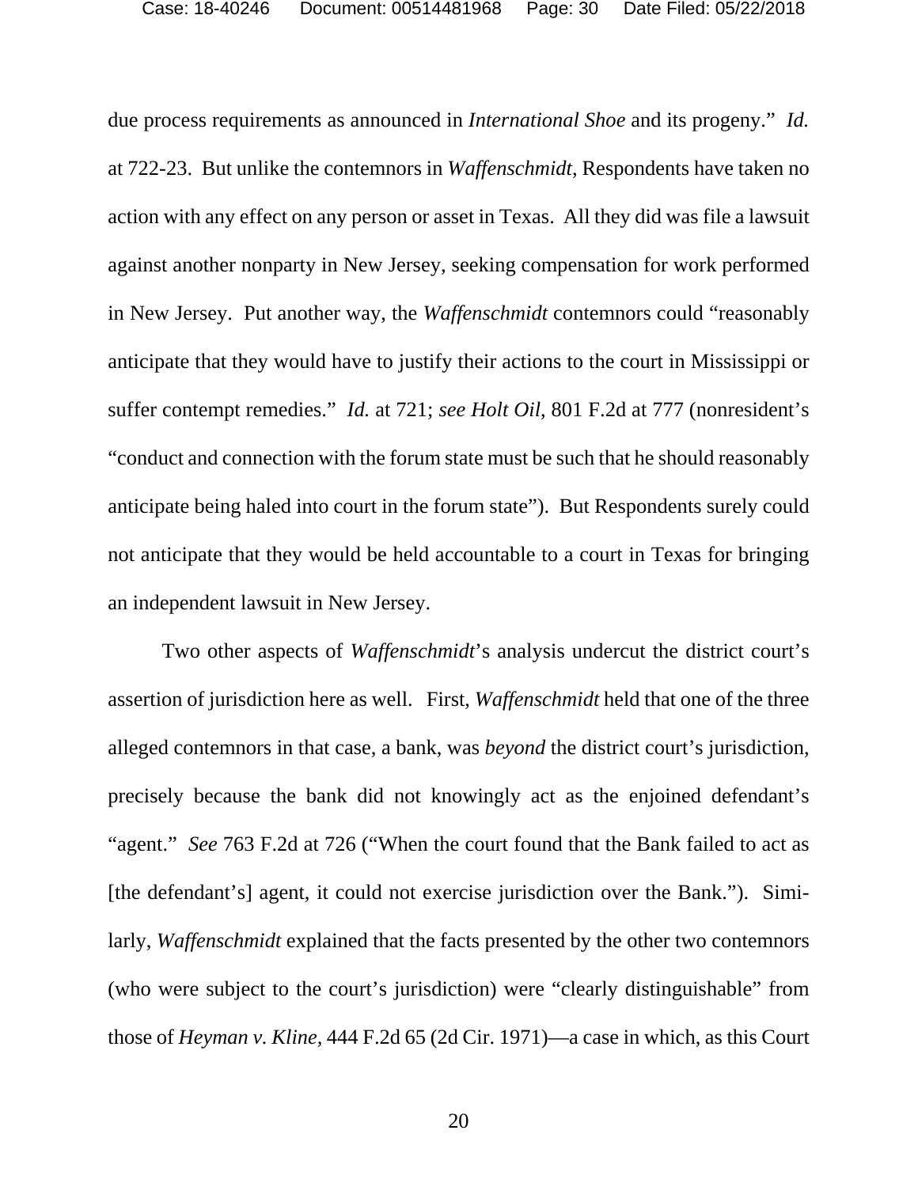due process requirements as announced in *International Shoe* and its progeny." *Id.* at 722-23. But unlike the contemnors in *Waffenschmidt*, Respondents have taken no action with any effect on any person or asset in Texas. All they did was file a lawsuit against another nonparty in New Jersey, seeking compensation for work performed in New Jersey. Put another way, the *Waffenschmidt* contemnors could "reasonably anticipate that they would have to justify their actions to the court in Mississippi or suffer contempt remedies." *Id.* at 721; *see Holt Oil,* 801 F.2d at 777 (nonresident's "conduct and connection with the forum state must be such that he should reasonably anticipate being haled into court in the forum state"). But Respondents surely could not anticipate that they would be held accountable to a court in Texas for bringing an independent lawsuit in New Jersey.

Two other aspects of *Waffenschmidt*'s analysis undercut the district court's assertion of jurisdiction here as well. First, *Waffenschmidt* held that one of the three alleged contemnors in that case, a bank, was *beyond* the district court's jurisdiction, precisely because the bank did not knowingly act as the enjoined defendant's "agent." *See* 763 F.2d at 726 ("When the court found that the Bank failed to act as [the defendant's] agent, it could not exercise jurisdiction over the Bank."). Similarly, *Waffenschmidt* explained that the facts presented by the other two contemnors (who were subject to the court's jurisdiction) were "clearly distinguishable" from those of *Heyman v. Kline,* 444 F.2d 65 (2d Cir. 1971)—a case in which, as this Court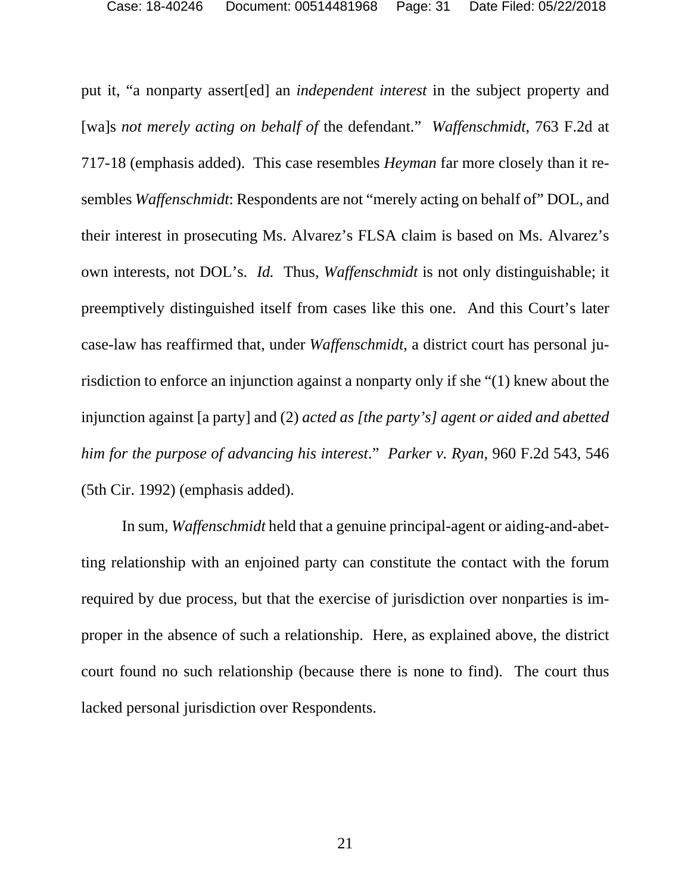put it, "a nonparty assert[ed] an *independent interest* in the subject property and [wa]s *not merely acting on behalf of* the defendant." *Waffenschmidt*, 763 F.2d at 717-18 (emphasis added). This case resembles *Heyman* far more closely than it resembles *Waffenschmidt*: Respondents are not "merely acting on behalf of" DOL, and their interest in prosecuting Ms. Alvarez's FLSA claim is based on Ms. Alvarez's own interests, not DOL's. *Id.* Thus, *Waffenschmidt* is not only distinguishable; it preemptively distinguished itself from cases like this one. And this Court's later case-law has reaffirmed that, under *Waffenschmidt*, a district court has personal jurisdiction to enforce an injunction against a nonparty only if she "(1) knew about the injunction against [a party] and (2) *acted as [the party's] agent or aided and abetted him for the purpose of advancing his interest*." *Parker v. Ryan*, 960 F.2d 543, 546 (5th Cir. 1992) (emphasis added).

In sum, *Waffenschmidt* held that a genuine principal-agent or aiding-and-abetting relationship with an enjoined party can constitute the contact with the forum required by due process, but that the exercise of jurisdiction over nonparties is improper in the absence of such a relationship. Here, as explained above, the district court found no such relationship (because there is none to find). The court thus lacked personal jurisdiction over Respondents.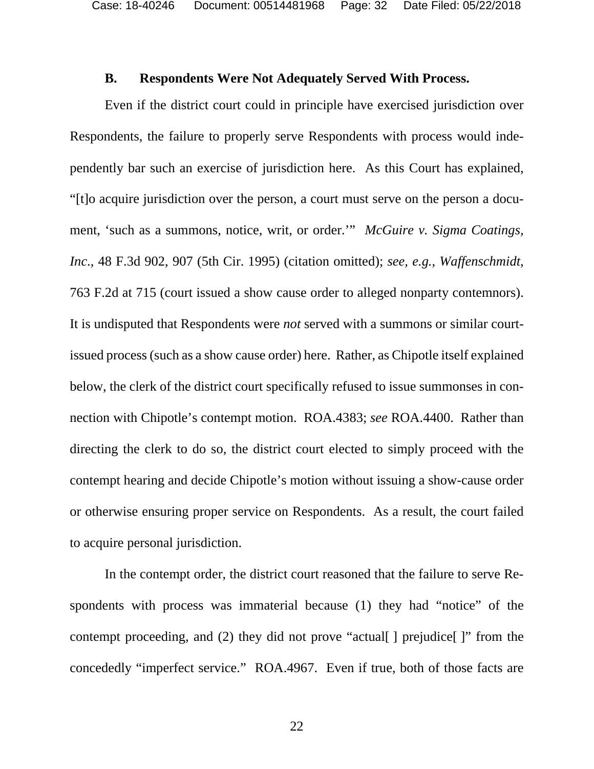### B. Respondents Were Not Adequately Served With Process.

Even if the district court could in principle have exercised jurisdiction over Respondents, the failure to properly serve Respondents with process would independently bar such an exercise of jurisdiction here. As this Court has explained, "[t]o acquire jurisdiction over the person, a court must serve on the person a document, 'such as a summons, notice, writ, or order.'" *McGuire v. Sigma Coatings, Inc.*, 48 F.3d 902, 907 (5th Cir. 1995) (citation omitted); *see, e.g.*, *Waffenschmidt*, 763 F.2d at 715 (court issued a show cause order to alleged nonparty contemnors). It is undisputed that Respondents were *not* served with a summons or similar court-issued process (such as a show cause order) here. Rather, as Chipotle itself explained below, the clerk of the district court specifically refused to issue summonses in connection with Chipotle's contempt motion. ROA.4383; *see* ROA.4400. Rather than directing the clerk to do so, the district court elected to simply proceed with the contempt hearing and decide Chipotle's motion without issuing a show-cause order or otherwise ensuring proper service on Respondents. As a result, the court failed to acquire personal jurisdiction.

In the contempt order, the district court reasoned that the failure to serve Respondents with process was immaterial because (1) they had "notice" of the contempt proceeding, and (2) they did not prove "actual[ ] prejudice[ ]" from the concededly "imperfect service." ROA.4967. Even if true, both of those facts are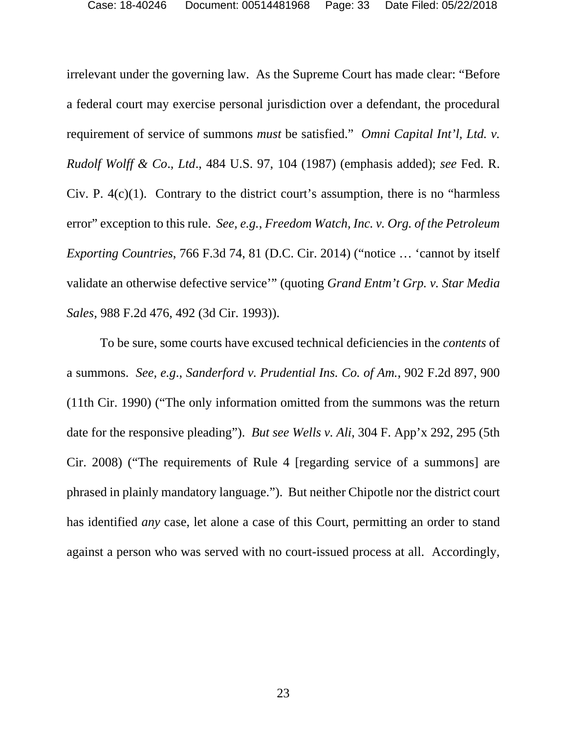irrelevant under the governing law. As the Supreme Court has made clear: "Before a federal court may exercise personal jurisdiction over a defendant, the procedural requirement of service of summons *must* be satisfied." *Omni Capital Int'l, Ltd. v. Rudolf Wolff & Co., Ltd.*, 484 U.S. 97, 104 (1987) (emphasis added); *see* Fed. R. Civ. P. 4(c)(1). Contrary to the district court's assumption, there is no "harmless error" exception to this rule. *See, e.g.*, *Freedom Watch, Inc. v. Org. of the Petroleum Exporting Countries*, 766 F.3d 74, 81 (D.C. Cir. 2014) ("notice … 'cannot by itself validate an otherwise defective service'" (quoting *Grand Entm't Grp. v. Star Media Sales*, 988 F.2d 476, 492 (3d Cir. 1993)).

To be sure, some courts have excused technical deficiencies in the *contents* of a summons. *See, e.g.*, *Sanderford v. Prudential Ins. Co. of Am.*, 902 F.2d 897, 900 (11th Cir. 1990) ("The only information omitted from the summons was the return date for the responsive pleading"). *But see Wells v. Ali*, 304 F. App'x 292, 295 (5th Cir. 2008) ("The requirements of Rule 4 [regarding service of a summons] are phrased in plainly mandatory language."). But neither Chipotle nor the district court has identified *any* case, let alone a case of this Court, permitting an order to stand against a person who was served with no court-issued process at all. Accordingly,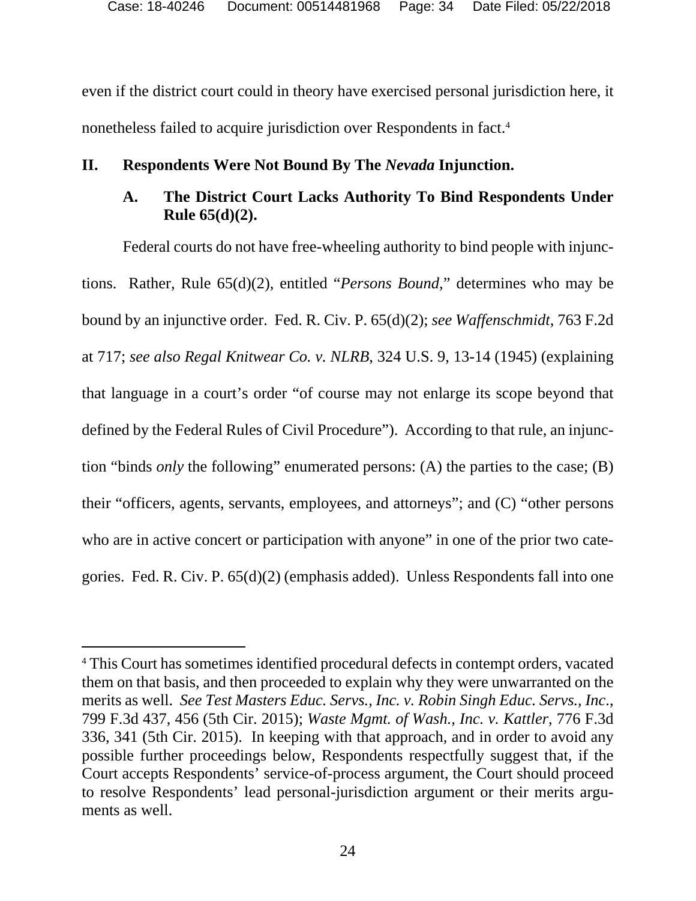even if the district court could in theory have exercised personal jurisdiction here, it nonetheless failed to acquire jurisdiction over Respondents in fact.[4]

## II. Respondents Were Not Bound By The *Nevada* Injunction.

### A. The District Court Lacks Authority To Bind Respondents Under Rule 65(d)(2).

Federal courts do not have free-wheeling authority to bind people with injunctions. Rather, Rule 65(d)(2), entitled "*Persons Bound*," determines who may be bound by an injunctive order. Fed. R. Civ. P. 65(d)(2); *see Waffenschmidt*, 763 F.2d at 717; *see also Regal Knitwear Co. v. NLRB*, 324 U.S. 9, 13-14 (1945) (explaining that language in a court's order "of course may not enlarge its scope beyond that defined by the Federal Rules of Civil Procedure"). According to that rule, an injunction "binds *only* the following" enumerated persons: (A) the parties to the case; (B) their "officers, agents, servants, employees, and attorneys"; and (C) "other persons who are in active concert or participation with anyone" in one of the prior two categories. Fed. R. Civ. P. 65(d)(2) (emphasis added). Unless Respondents fall into one

---

[4] This Court has sometimes identified procedural defects in contempt orders, vacated them on that basis, and then proceeded to explain why they were unwarranted on the merits as well. *See Test Masters Educ. Servs., Inc. v. Robin Singh Educ. Servs., Inc.*, 799 F.3d 437, 456 (5th Cir. 2015); *Waste Mgmt. of Wash., Inc. v. Kattler*, 776 F.3d 336, 341 (5th Cir. 2015). In keeping with that approach, and in order to avoid any possible further proceedings below, Respondents respectfully suggest that, if the Court accepts Respondents' service-of-process argument, the Court should proceed to resolve Respondents' lead personal-jurisdiction argument or their merits arguments as well.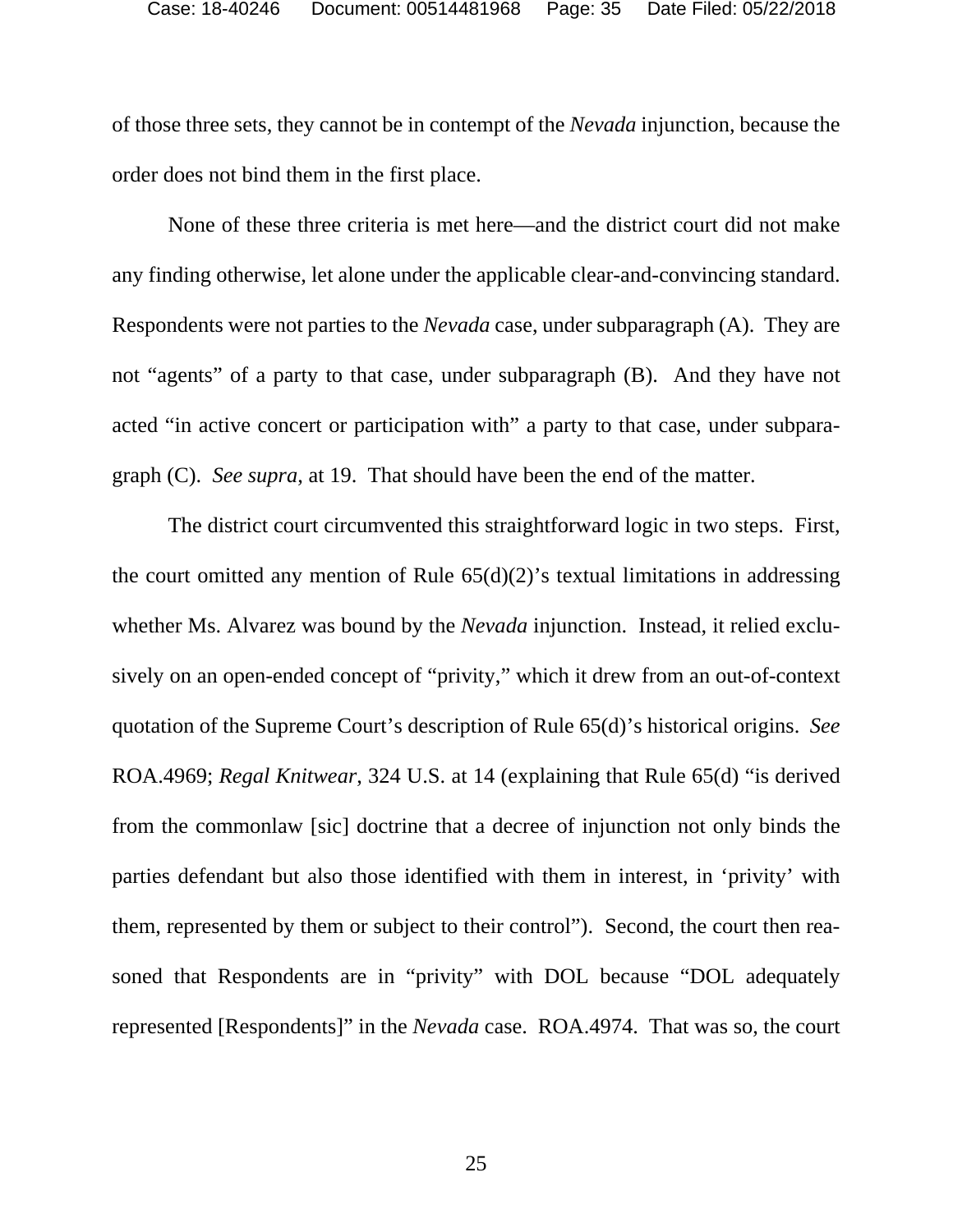of those three sets, they cannot be in contempt of the *Nevada* injunction, because the order does not bind them in the first place.

None of these three criteria is met here—and the district court did not make any finding otherwise, let alone under the applicable clear-and-convincing standard. Respondents were not parties to the *Nevada* case, under subparagraph (A). They are not "agents" of a party to that case, under subparagraph (B). And they have not acted "in active concert or participation with" a party to that case, under subparagraph (C). *See supra*, at 19. That should have been the end of the matter.

The district court circumvented this straightforward logic in two steps. First, the court omitted any mention of Rule 65(d)(2)'s textual limitations in addressing whether Ms. Alvarez was bound by the *Nevada* injunction. Instead, it relied exclusively on an open-ended concept of "privity," which it drew from an out-of-context quotation of the Supreme Court's description of Rule 65(d)'s historical origins. *See* ROA.4969; *Regal Knitwear*, 324 U.S. at 14 (explaining that Rule 65(d) "is derived from the commonlaw [sic] doctrine that a decree of injunction not only binds the parties defendant but also those identified with them in interest, in 'privity' with them, represented by them or subject to their control"). Second, the court then reasoned that Respondents are in "privity" with DOL because "DOL adequately represented [Respondents]" in the *Nevada* case. ROA.4974. That was so, the court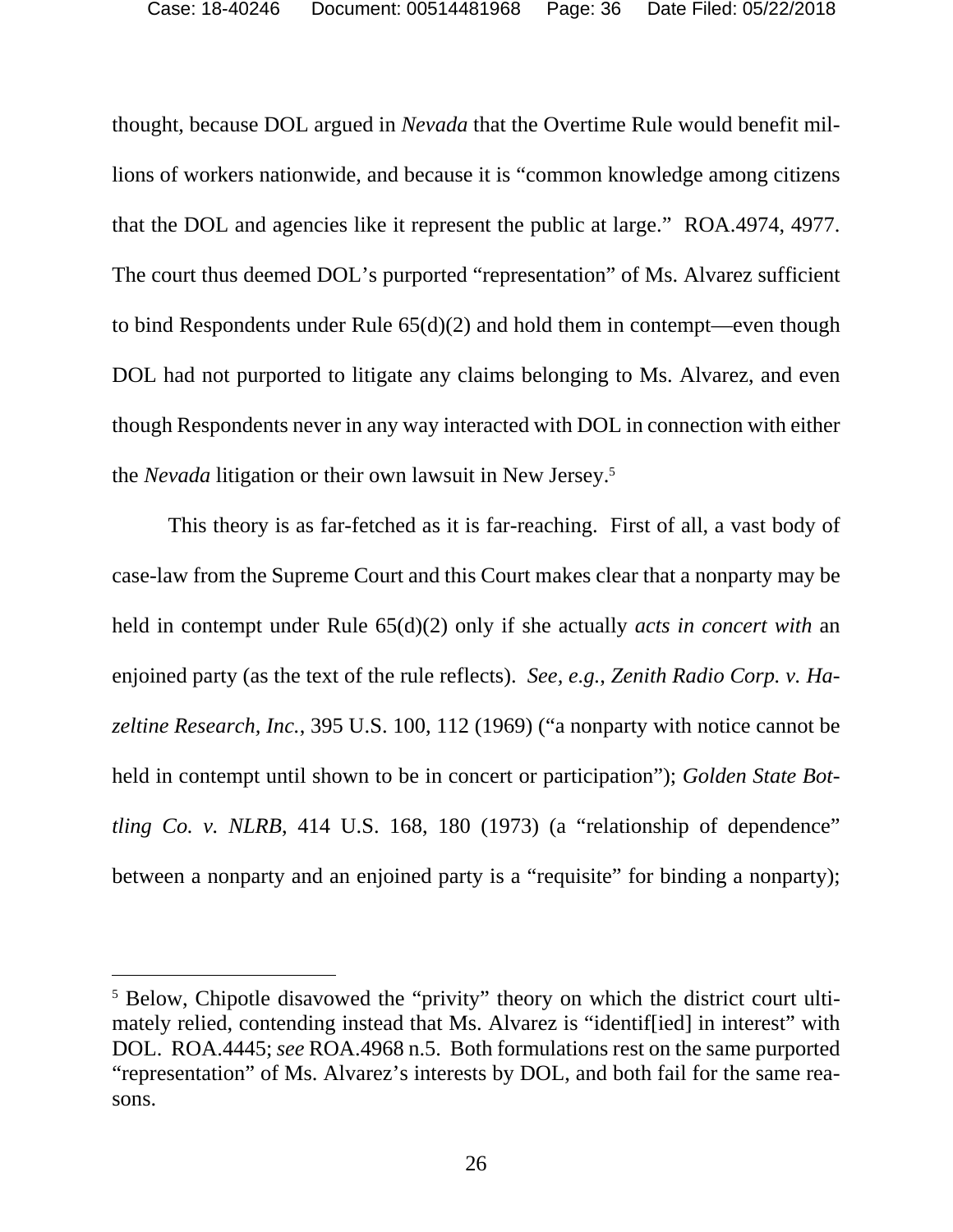thought, because DOL argued in *Nevada* that the Overtime Rule would benefit millions of workers nationwide, and because it is "common knowledge among citizens that the DOL and agencies like it represent the public at large." ROA.4974, 4977. The court thus deemed DOL's purported "representation" of Ms. Alvarez sufficient to bind Respondents under Rule 65(d)(2) and hold them in contempt—even though DOL had not purported to litigate any claims belonging to Ms. Alvarez, and even though Respondents never in any way interacted with DOL in connection with either the *Nevada* litigation or their own lawsuit in New Jersey.[5]

This theory is as far-fetched as it is far-reaching. First of all, a vast body of case-law from the Supreme Court and this Court makes clear that a nonparty may be held in contempt under Rule 65(d)(2) only if she actually *acts in concert with* an enjoined party (as the text of the rule reflects). *See, e.g.*, *Zenith Radio Corp. v. Hazeltine Research, Inc.*, 395 U.S. 100, 112 (1969) ("a nonparty with notice cannot be held in contempt until shown to be in concert or participation"); *Golden State Bottling Co. v. NLRB*, 414 U.S. 168, 180 (1973) (a "relationship of dependence" between a nonparty and an enjoined party is a "requisite" for binding a nonparty);

---

[5] Below, Chipotle disavowed the "privity" theory on which the district court ultimately relied, contending instead that Ms. Alvarez is "identif[ied] in interest" with DOL. ROA.4445; *see* ROA.4968 n.5. Both formulations rest on the same purported "representation" of Ms. Alvarez's interests by DOL, and both fail for the same reasons.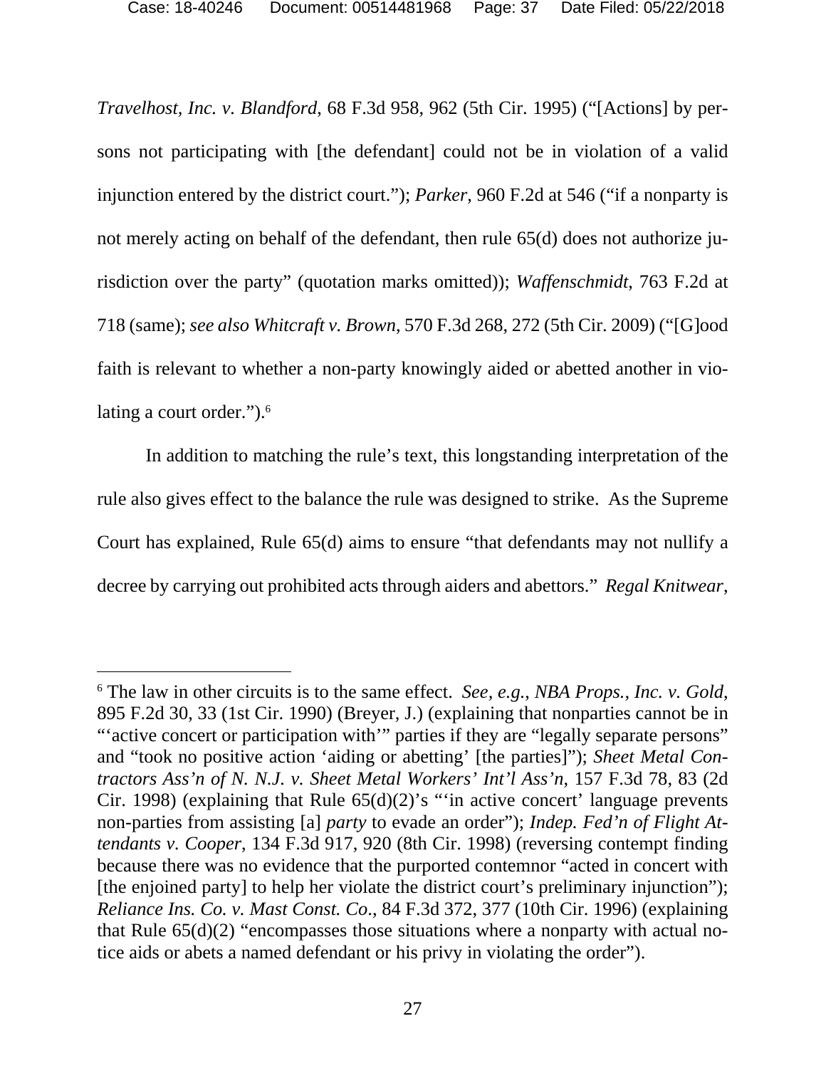*Travelhost, Inc. v. Blandford*, 68 F.3d 958, 962 (5th Cir. 1995) ("[Actions] by persons not participating with [the defendant] could not be in violation of a valid injunction entered by the district court."); *Parker*, 960 F.2d at 546 ("if a nonparty is not merely acting on behalf of the defendant, then rule 65(d) does not authorize jurisdiction over the party" (quotation marks omitted)); *Waffenschmidt*, 763 F.2d at 718 (same); *see also Whitcraft v. Brown*, 570 F.3d 268, 272 (5th Cir. 2009) ("[G]ood faith is relevant to whether a non-party knowingly aided or abetted another in violating a court order.").[6]

In addition to matching the rule's text, this longstanding interpretation of the rule also gives effect to the balance the rule was designed to strike. As the Supreme Court has explained, Rule 65(d) aims to ensure "that defendants may not nullify a decree by carrying out prohibited acts through aiders and abettors." *Regal Knitwear*,

---

[6] The law in other circuits is to the same effect. *See, e.g.*, *NBA Props., Inc. v. Gold*, 895 F.2d 30, 33 (1st Cir. 1990) (Breyer, J.) (explaining that nonparties cannot be in "'active concert or participation with'" parties if they are "legally separate persons" and "took no positive action 'aiding or abetting' [the parties]"); *Sheet Metal Contractors Ass'n of N. N.J. v. Sheet Metal Workers' Int'l Ass'n*, 157 F.3d 78, 83 (2d Cir. 1998) (explaining that Rule 65(d)(2)'s "'in active concert' language prevents non-parties from assisting [a] *party* to evade an order"); *Indep. Fed'n of Flight Attendants v. Cooper*, 134 F.3d 917, 920 (8th Cir. 1998) (reversing contempt finding because there was no evidence that the purported contemnor "acted in concert with [the enjoined party] to help her violate the district court's preliminary injunction"); *Reliance Ins. Co. v. Mast Const. Co*., 84 F.3d 372, 377 (10th Cir. 1996) (explaining that Rule 65(d)(2) "encompasses those situations where a nonparty with actual notice aids or abets a named defendant or his privy in violating the order").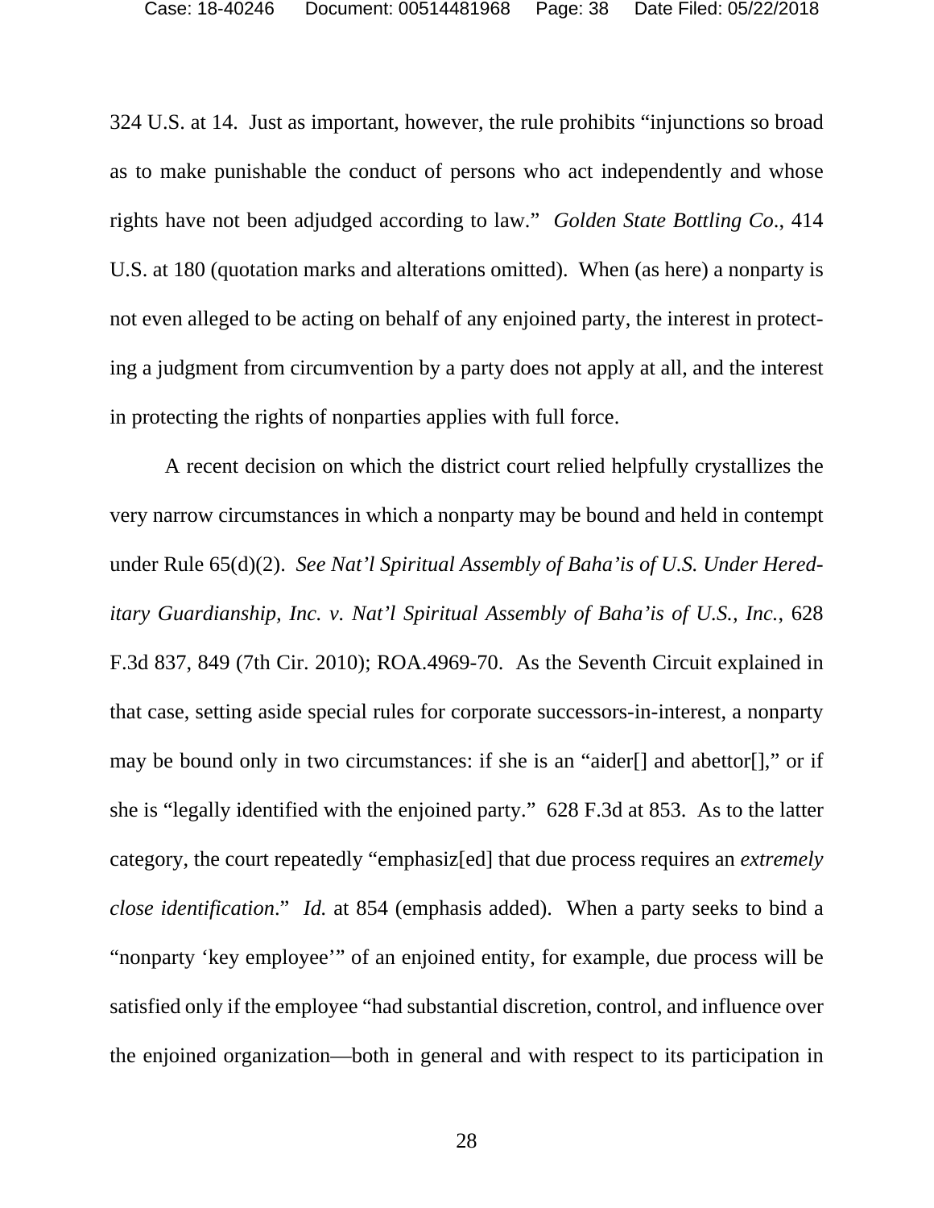324 U.S. at 14. Just as important, however, the rule prohibits "injunctions so broad as to make punishable the conduct of persons who act independently and whose rights have not been adjudged according to law." *Golden State Bottling Co.*, 414 U.S. at 180 (quotation marks and alterations omitted). When (as here) a nonparty is not even alleged to be acting on behalf of any enjoined party, the interest in protecting a judgment from circumvention by a party does not apply at all, and the interest in protecting the rights of nonparties applies with full force.

A recent decision on which the district court relied helpfully crystallizes the very narrow circumstances in which a nonparty may be bound and held in contempt under Rule 65(d)(2). *See Nat'l Spiritual Assembly of Baha'is of U.S. Under Hereditary Guardianship, Inc. v. Nat'l Spiritual Assembly of Baha'is of U.S., Inc.*, 628 F.3d 837, 849 (7th Cir. 2010); ROA.4969-70. As the Seventh Circuit explained in that case, setting aside special rules for corporate successors-in-interest, a nonparty may be bound only in two circumstances: if she is an "aider[] and abettor[]," or if she is "legally identified with the enjoined party." 628 F.3d at 853. As to the latter category, the court repeatedly "emphasiz[ed] that due process requires an *extremely close identification*." *Id.* at 854 (emphasis added). When a party seeks to bind a "nonparty 'key employee'" of an enjoined entity, for example, due process will be satisfied only if the employee "had substantial discretion, control, and influence over the enjoined organization—both in general and with respect to its participation in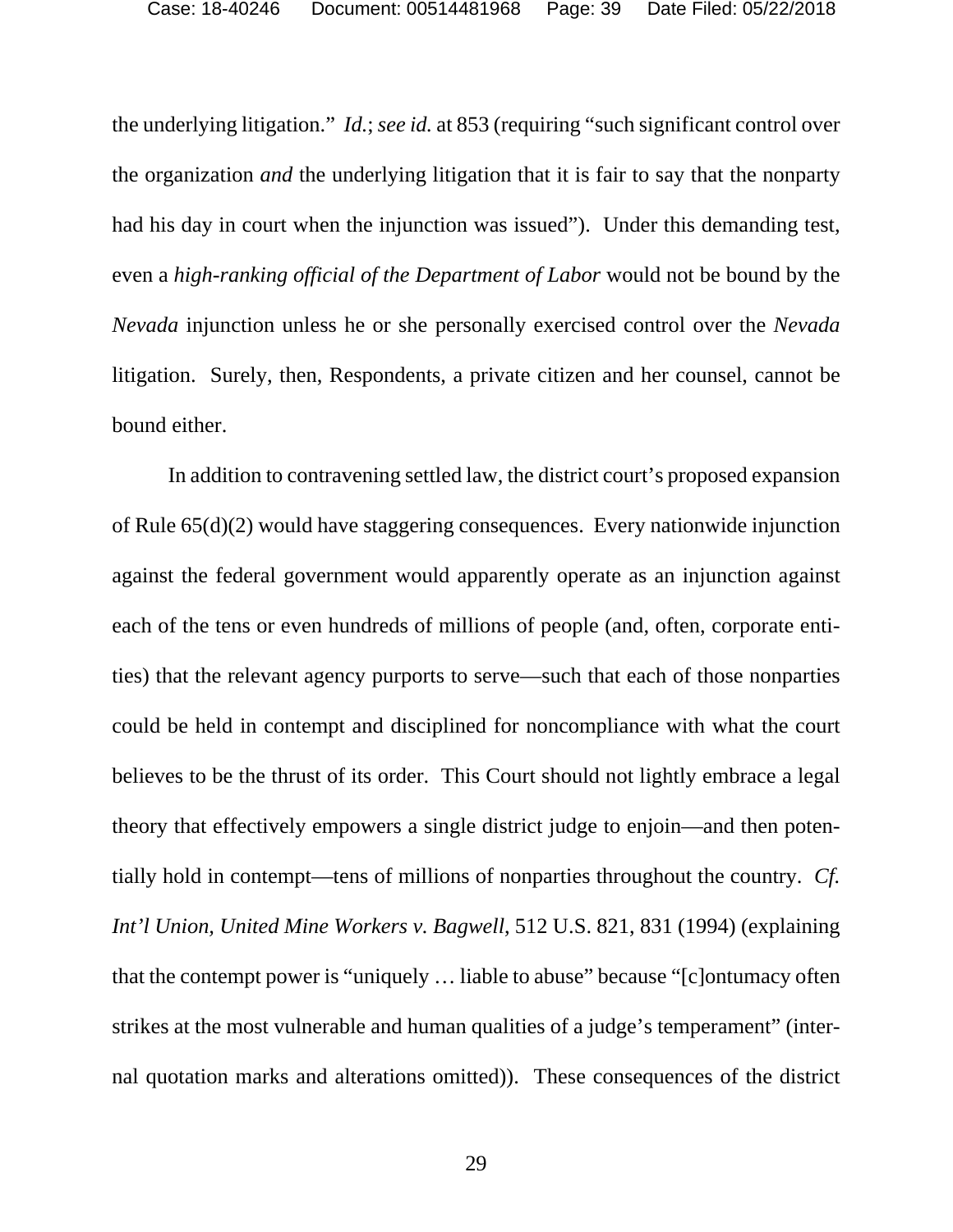the underlying litigation." *Id.*; *see id.* at 853 (requiring "such significant control over the organization *and* the underlying litigation that it is fair to say that the nonparty had his day in court when the injunction was issued"). Under this demanding test, even a *high-ranking official of the Department of Labor* would not be bound by the *Nevada* injunction unless he or she personally exercised control over the *Nevada* litigation. Surely, then, Respondents, a private citizen and her counsel, cannot be bound either.

In addition to contravening settled law, the district court's proposed expansion of Rule 65(d)(2) would have staggering consequences. Every nationwide injunction against the federal government would apparently operate as an injunction against each of the tens or even hundreds of millions of people (and, often, corporate entities) that the relevant agency purports to serve—such that each of those nonparties could be held in contempt and disciplined for noncompliance with what the court believes to be the thrust of its order. This Court should not lightly embrace a legal theory that effectively empowers a single district judge to enjoin—and then potentially hold in contempt—tens of millions of nonparties throughout the country. *Cf. Int'l Union, United Mine Workers v. Bagwell*, 512 U.S. 821, 831 (1994) (explaining that the contempt power is "uniquely … liable to abuse" because "[c]ontumacy often strikes at the most vulnerable and human qualities of a judge's temperament" (internal quotation marks and alterations omitted)). These consequences of the district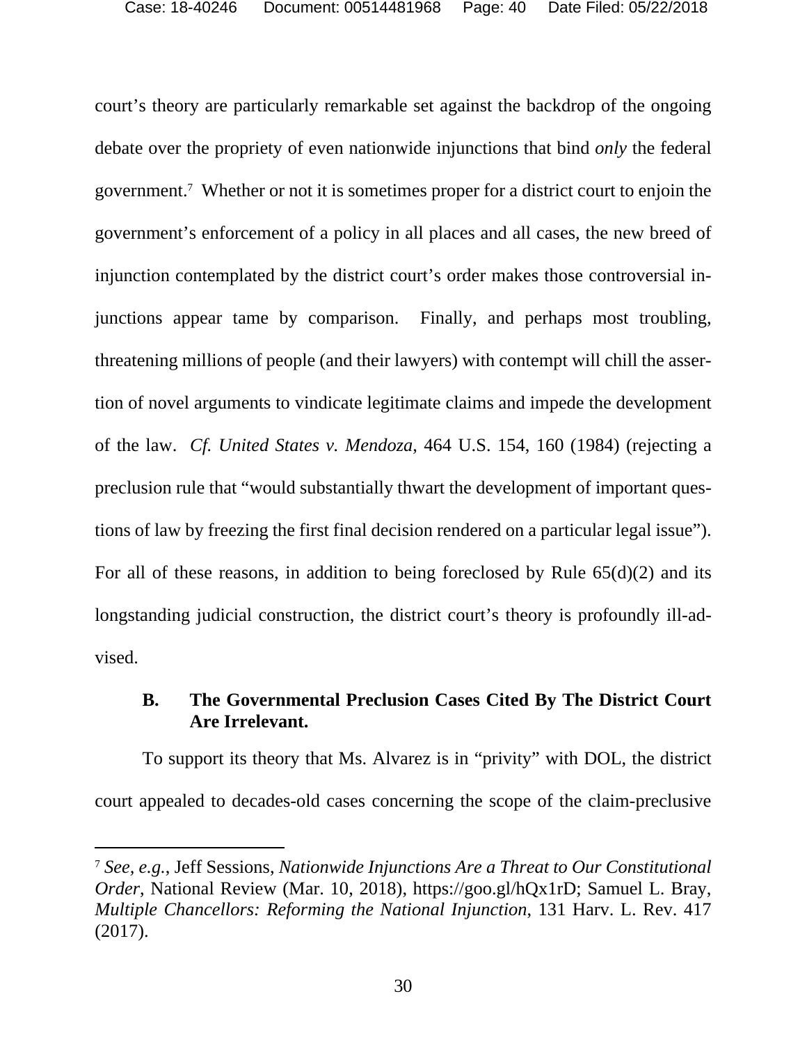court's theory are particularly remarkable set against the backdrop of the ongoing debate over the propriety of even nationwide injunctions that bind *only* the federal government.[7] Whether or not it is sometimes proper for a district court to enjoin the government's enforcement of a policy in all places and all cases, the new breed of injunction contemplated by the district court's order makes those controversial injunctions appear tame by comparison. Finally, and perhaps most troubling, threatening millions of people (and their lawyers) with contempt will chill the assertion of novel arguments to vindicate legitimate claims and impede the development of the law. *Cf. United States v. Mendoza*, 464 U.S. 154, 160 (1984) (rejecting a preclusion rule that "would substantially thwart the development of important questions of law by freezing the first final decision rendered on a particular legal issue"). For all of these reasons, in addition to being foreclosed by Rule 65(d)(2) and its longstanding judicial construction, the district court's theory is profoundly ill-advised.

### B. The Governmental Preclusion Cases Cited By The District Court Are Irrelevant.

To support its theory that Ms. Alvarez is in "privity" with DOL, the district court appealed to decades-old cases concerning the scope of the claim-preclusive

---

[7] *See, e.g.*, Jeff Sessions, *Nationwide Injunctions Are a Threat to Our Constitutional Order*, National Review (Mar. 10, 2018), https://goo.gl/hQx1rD; Samuel L. Bray, *Multiple Chancellors: Reforming the National Injunction*, 131 Harv. L. Rev. 417 (2017).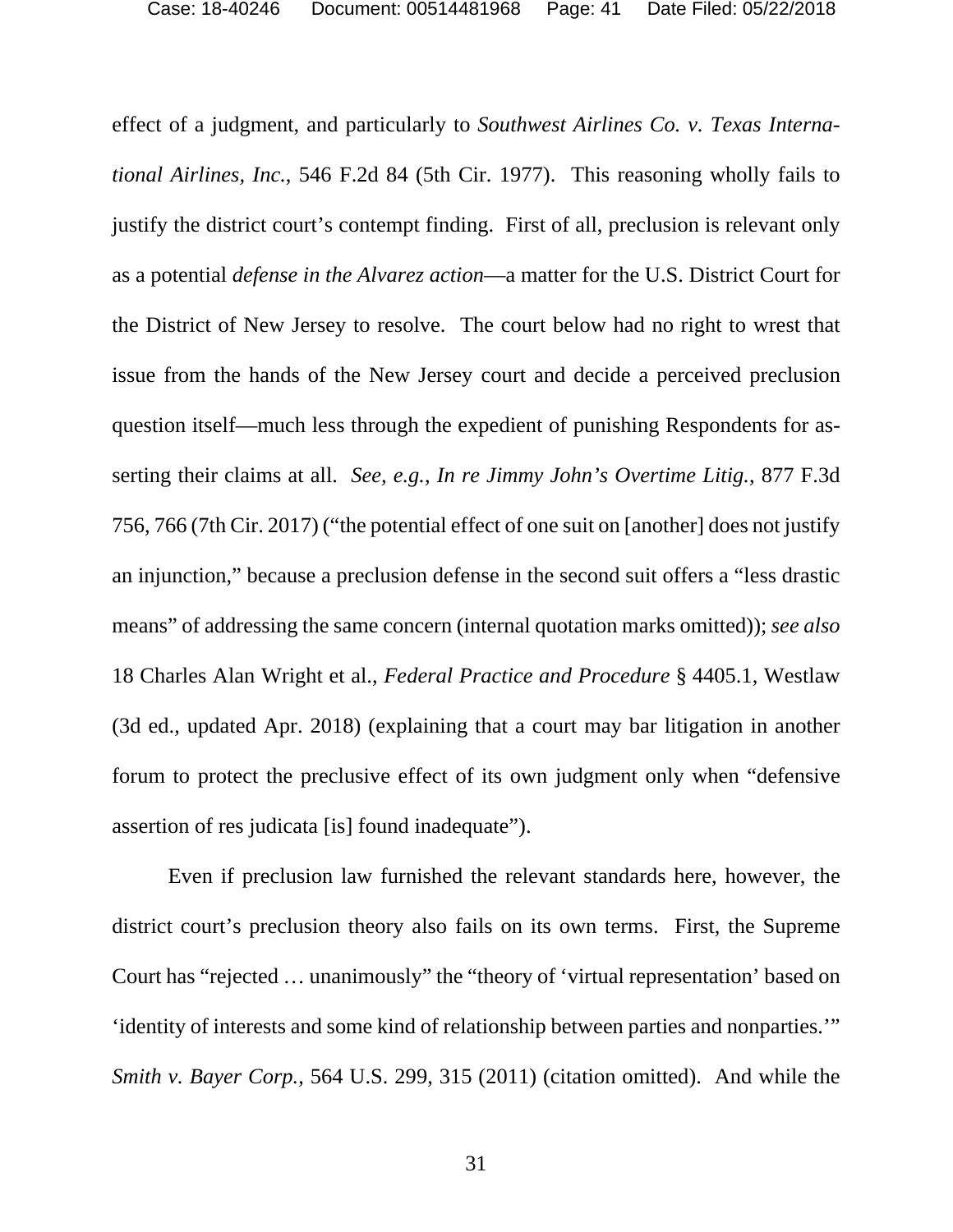effect of a judgment, and particularly to *Southwest Airlines Co. v. Texas International Airlines, Inc.*, 546 F.2d 84 (5th Cir. 1977). This reasoning wholly fails to justify the district court's contempt finding. First of all, preclusion is relevant only as a potential *defense in the Alvarez action*—a matter for the U.S. District Court for the District of New Jersey to resolve. The court below had no right to wrest that issue from the hands of the New Jersey court and decide a perceived preclusion question itself—much less through the expedient of punishing Respondents for asserting their claims at all. *See, e.g.*, *In re Jimmy John's Overtime Litig.*, 877 F.3d 756, 766 (7th Cir. 2017) ("the potential effect of one suit on [another] does not justify an injunction," because a preclusion defense in the second suit offers a "less drastic means" of addressing the same concern (internal quotation marks omitted)); *see also* 18 Charles Alan Wright et al., *Federal Practice and Procedure* § 4405.1, Westlaw (3d ed., updated Apr. 2018) (explaining that a court may bar litigation in another forum to protect the preclusive effect of its own judgment only when "defensive assertion of res judicata [is] found inadequate").

Even if preclusion law furnished the relevant standards here, however, the district court's preclusion theory also fails on its own terms. First, the Supreme Court has "rejected … unanimously" the "theory of 'virtual representation' based on 'identity of interests and some kind of relationship between parties and nonparties.'" *Smith v. Bayer Corp.*, 564 U.S. 299, 315 (2011) (citation omitted). And while the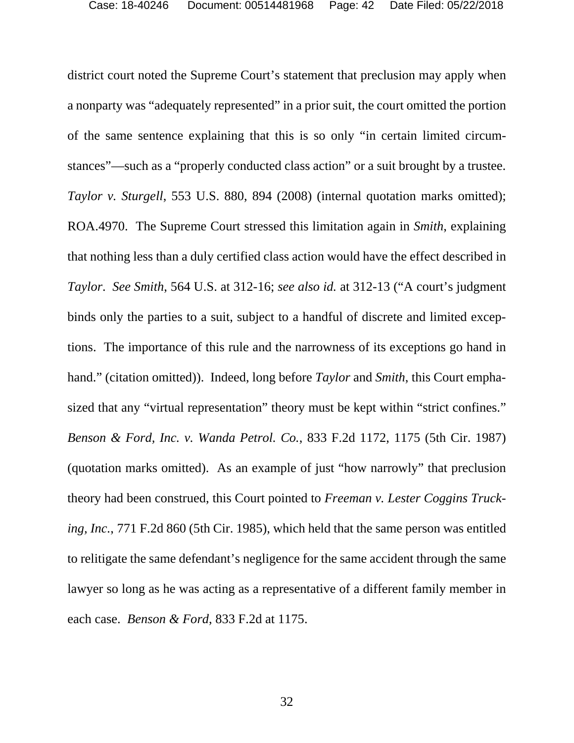district court noted the Supreme Court's statement that preclusion may apply when a nonparty was "adequately represented" in a prior suit, the court omitted the portion of the same sentence explaining that this is so only "in certain limited circumstances"—such as a "properly conducted class action" or a suit brought by a trustee. *Taylor v. Sturgell*, 553 U.S. 880, 894 (2008) (internal quotation marks omitted); ROA.4970. The Supreme Court stressed this limitation again in *Smith*, explaining that nothing less than a duly certified class action would have the effect described in *Taylor*. *See Smith*, 564 U.S. at 312-16; *see also id.* at 312-13 ("A court's judgment binds only the parties to a suit, subject to a handful of discrete and limited exceptions. The importance of this rule and the narrowness of its exceptions go hand in hand." (citation omitted)). Indeed, long before *Taylor* and *Smith*, this Court emphasized that any "virtual representation" theory must be kept within "strict confines." *Benson & Ford, Inc. v. Wanda Petrol. Co.*, 833 F.2d 1172, 1175 (5th Cir. 1987) (quotation marks omitted). As an example of just "how narrowly" that preclusion theory had been construed, this Court pointed to *Freeman v. Lester Coggins Trucking, Inc.*, 771 F.2d 860 (5th Cir. 1985), which held that the same person was entitled to relitigate the same defendant's negligence for the same accident through the same lawyer so long as he was acting as a representative of a different family member in each case. *Benson & Ford*, 833 F.2d at 1175.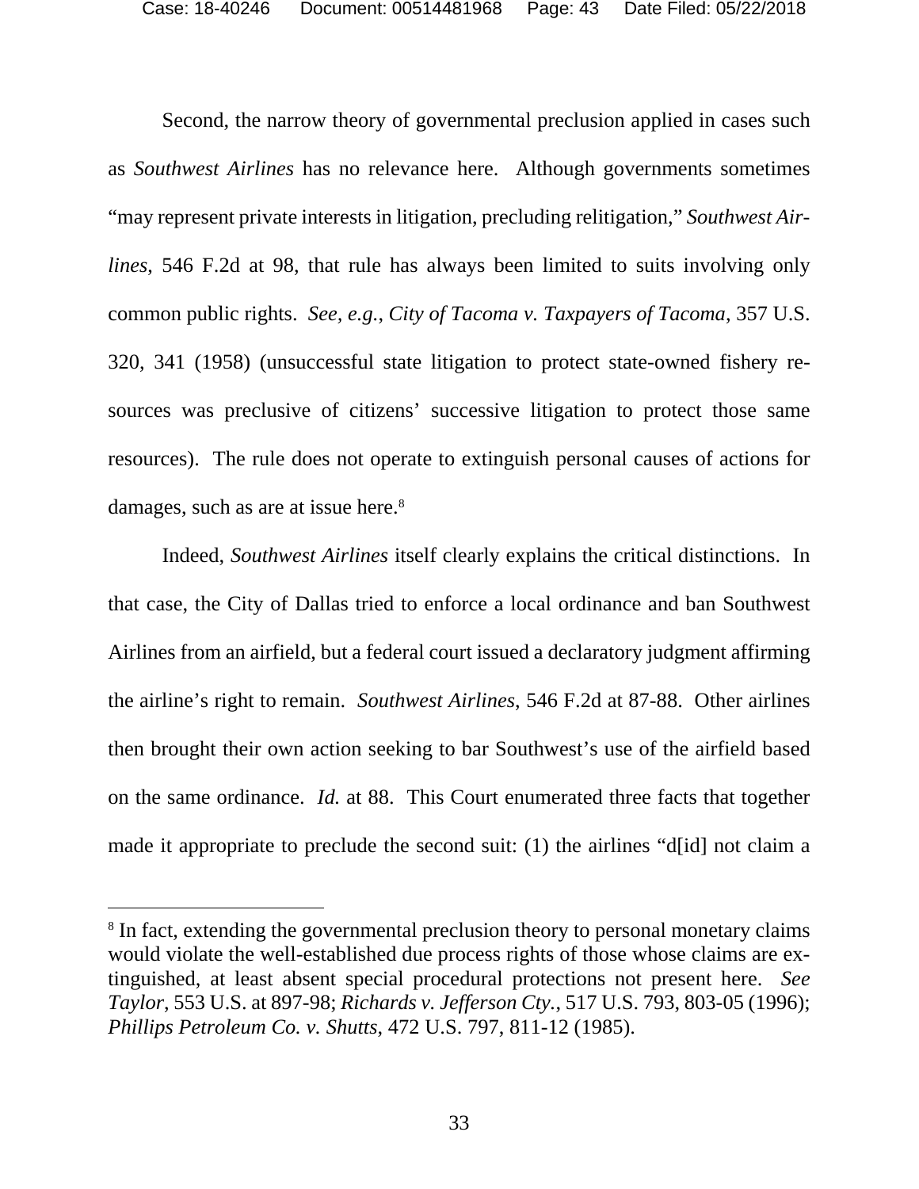Second, the narrow theory of governmental preclusion applied in cases such as *Southwest Airlines* has no relevance here. Although governments sometimes "may represent private interests in litigation, precluding relitigation," *Southwest Airlines*, 546 F.2d at 98, that rule has always been limited to suits involving only common public rights. *See, e.g.*, *City of Tacoma v. Taxpayers of Tacoma*, 357 U.S. 320, 341 (1958) (unsuccessful state litigation to protect state-owned fishery resources was preclusive of citizens' successive litigation to protect those same resources). The rule does not operate to extinguish personal causes of actions for damages, such as are at issue here.[8]

Indeed, *Southwest Airlines* itself clearly explains the critical distinctions. In that case, the City of Dallas tried to enforce a local ordinance and ban Southwest Airlines from an airfield, but a federal court issued a declaratory judgment affirming the airline's right to remain. *Southwest Airlines*, 546 F.2d at 87-88. Other airlines then brought their own action seeking to bar Southwest's use of the airfield based on the same ordinance. *Id.* at 88. This Court enumerated three facts that together made it appropriate to preclude the second suit: (1) the airlines "d[id] not claim a

---

[8] In fact, extending the governmental preclusion theory to personal monetary claims would violate the well-established due process rights of those whose claims are extinguished, at least absent special procedural protections not present here. *See Taylor*, 553 U.S. at 897-98; *Richards v. Jefferson Cty.*, 517 U.S. 793, 803-05 (1996); *Phillips Petroleum Co. v. Shutts*, 472 U.S. 797, 811-12 (1985).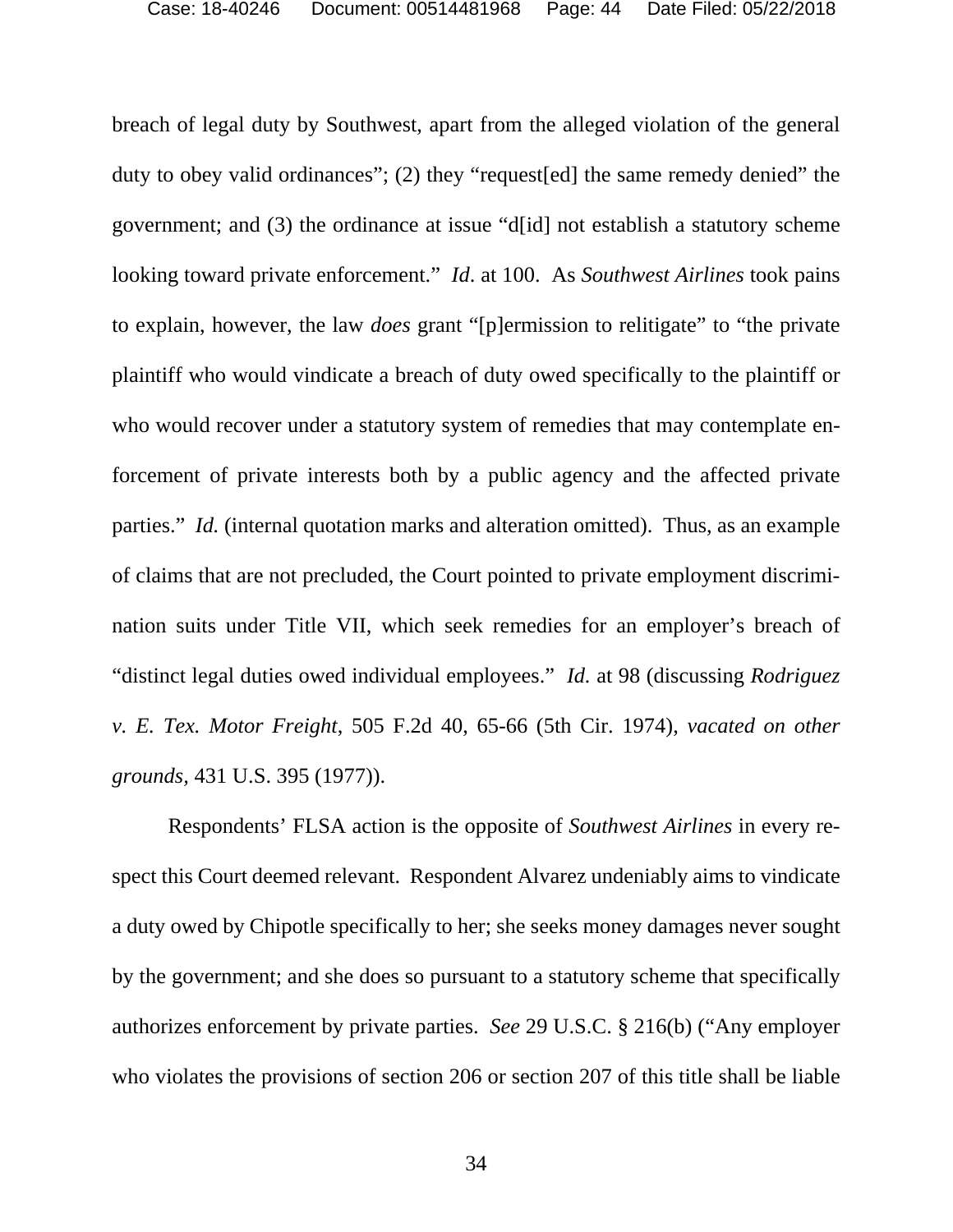breach of legal duty by Southwest, apart from the alleged violation of the general duty to obey valid ordinances"; (2) they "request[ed] the same remedy denied" the government; and (3) the ordinance at issue "d[id] not establish a statutory scheme looking toward private enforcement." *Id*. at 100. As *Southwest Airlines* took pains to explain, however, the law *does* grant "[p]ermission to relitigate" to "the private plaintiff who would vindicate a breach of duty owed specifically to the plaintiff or who would recover under a statutory system of remedies that may contemplate enforcement of private interests both by a public agency and the affected private parties." *Id.* (internal quotation marks and alteration omitted). Thus, as an example of claims that are not precluded, the Court pointed to private employment discrimination suits under Title VII, which seek remedies for an employer's breach of "distinct legal duties owed individual employees." *Id.* at 98 (discussing *Rodriguez v. E. Tex. Motor Freight*, 505 F.2d 40, 65-66 (5th Cir. 1974), *vacated on other grounds,* 431 U.S. 395 (1977)).

Respondents' FLSA action is the opposite of *Southwest Airlines* in every respect this Court deemed relevant. Respondent Alvarez undeniably aims to vindicate a duty owed by Chipotle specifically to her; she seeks money damages never sought by the government; and she does so pursuant to a statutory scheme that specifically authorizes enforcement by private parties. *See* 29 U.S.C. § 216(b) ("Any employer who violates the provisions of section 206 or section 207 of this title shall be liable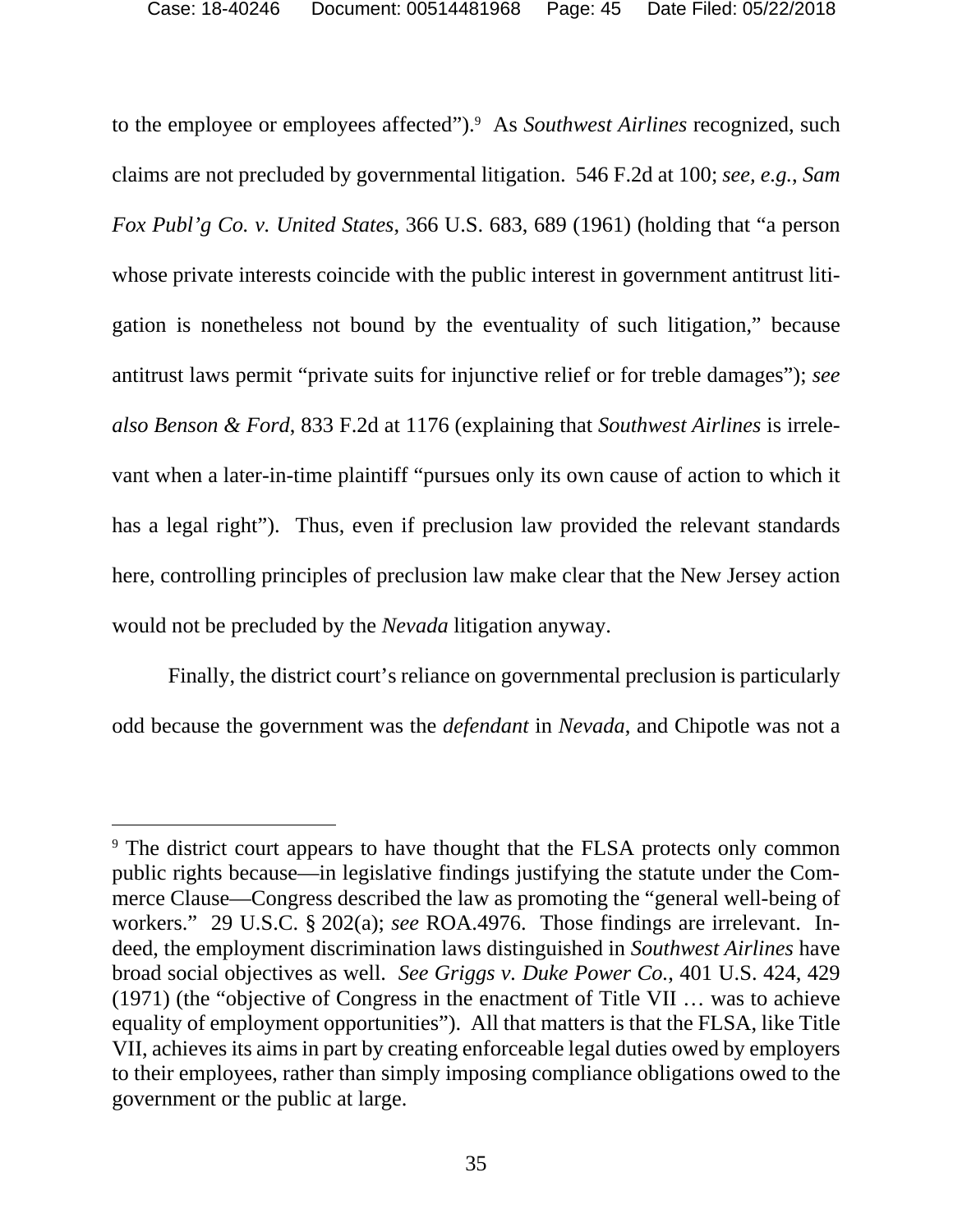to the employee or employees affected").[9] As *Southwest Airlines* recognized, such claims are not precluded by governmental litigation. 546 F.2d at 100; *see, e.g.*, *Sam Fox Publ'g Co. v. United States*, 366 U.S. 683, 689 (1961) (holding that "a person whose private interests coincide with the public interest in government antitrust litigation is nonetheless not bound by the eventuality of such litigation," because antitrust laws permit "private suits for injunctive relief or for treble damages"); *see also Benson & Ford*, 833 F.2d at 1176 (explaining that *Southwest Airlines* is irrelevant when a later-in-time plaintiff "pursues only its own cause of action to which it has a legal right"). Thus, even if preclusion law provided the relevant standards here, controlling principles of preclusion law make clear that the New Jersey action would not be precluded by the *Nevada* litigation anyway.

Finally, the district court's reliance on governmental preclusion is particularly odd because the government was the *defendant* in *Nevada*, and Chipotle was not a

---

[9] The district court appears to have thought that the FLSA protects only common public rights because—in legislative findings justifying the statute under the Commerce Clause—Congress described the law as promoting the "general well-being of workers." 29 U.S.C. § 202(a); *see* ROA.4976. Those findings are irrelevant. Indeed, the employment discrimination laws distinguished in *Southwest Airlines* have broad social objectives as well. *See Griggs v. Duke Power Co.*, 401 U.S. 424, 429 (1971) (the "objective of Congress in the enactment of Title VII … was to achieve equality of employment opportunities"). All that matters is that the FLSA, like Title VII, achieves its aims in part by creating enforceable legal duties owed by employers to their employees, rather than simply imposing compliance obligations owed to the government or the public at large.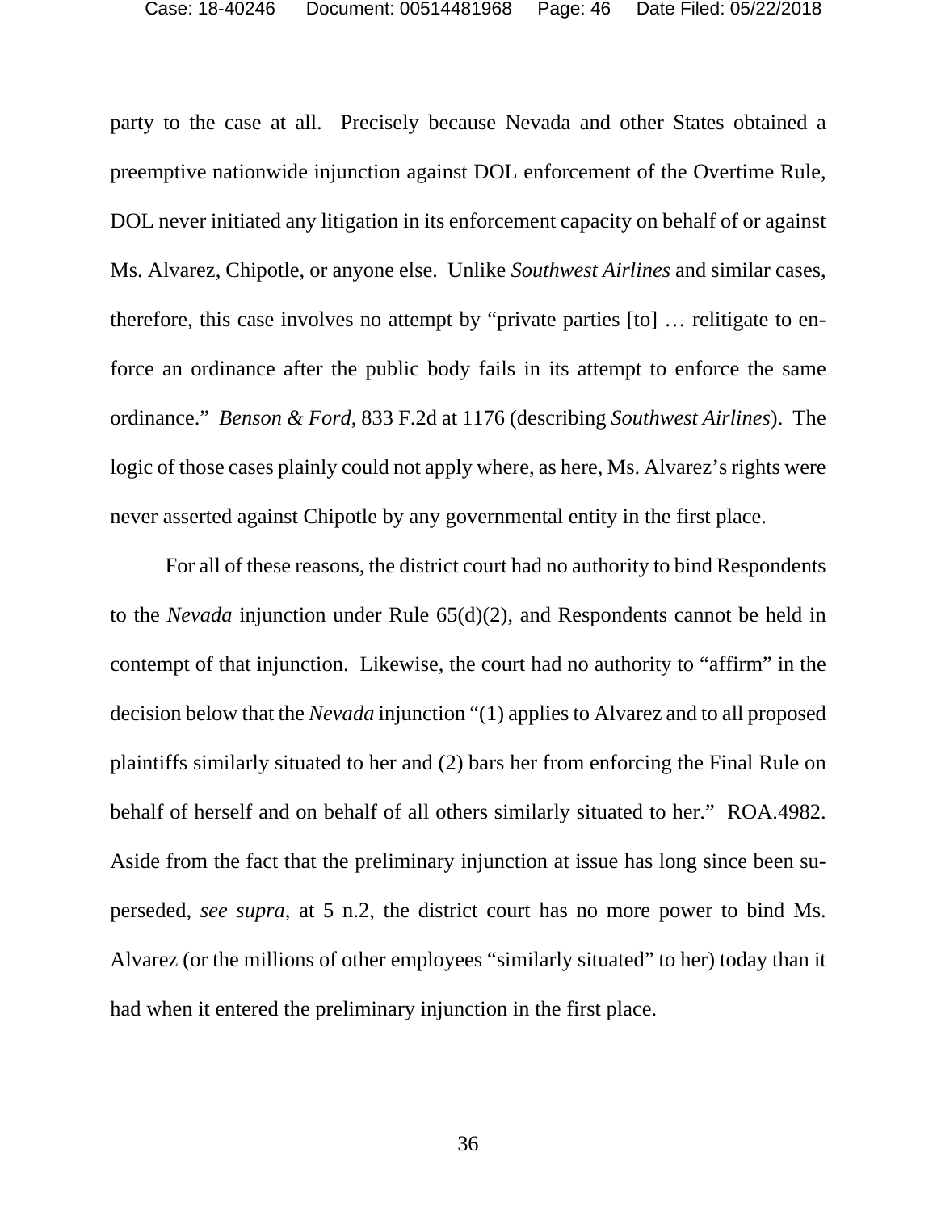party to the case at all. Precisely because Nevada and other States obtained a preemptive nationwide injunction against DOL enforcement of the Overtime Rule, DOL never initiated any litigation in its enforcement capacity on behalf of or against Ms. Alvarez, Chipotle, or anyone else. Unlike *Southwest Airlines* and similar cases, therefore, this case involves no attempt by "private parties [to] … relitigate to enforce an ordinance after the public body fails in its attempt to enforce the same ordinance." *Benson & Ford*, 833 F.2d at 1176 (describing *Southwest Airlines*). The logic of those cases plainly could not apply where, as here, Ms. Alvarez's rights were never asserted against Chipotle by any governmental entity in the first place.

For all of these reasons, the district court had no authority to bind Respondents to the *Nevada* injunction under Rule 65(d)(2), and Respondents cannot be held in contempt of that injunction. Likewise, the court had no authority to "affirm" in the decision below that the *Nevada* injunction "(1) applies to Alvarez and to all proposed plaintiffs similarly situated to her and (2) bars her from enforcing the Final Rule on behalf of herself and on behalf of all others similarly situated to her." ROA.4982. Aside from the fact that the preliminary injunction at issue has long since been superseded, *see supra*, at 5 n.2, the district court has no more power to bind Ms. Alvarez (or the millions of other employees "similarly situated" to her) today than it had when it entered the preliminary injunction in the first place.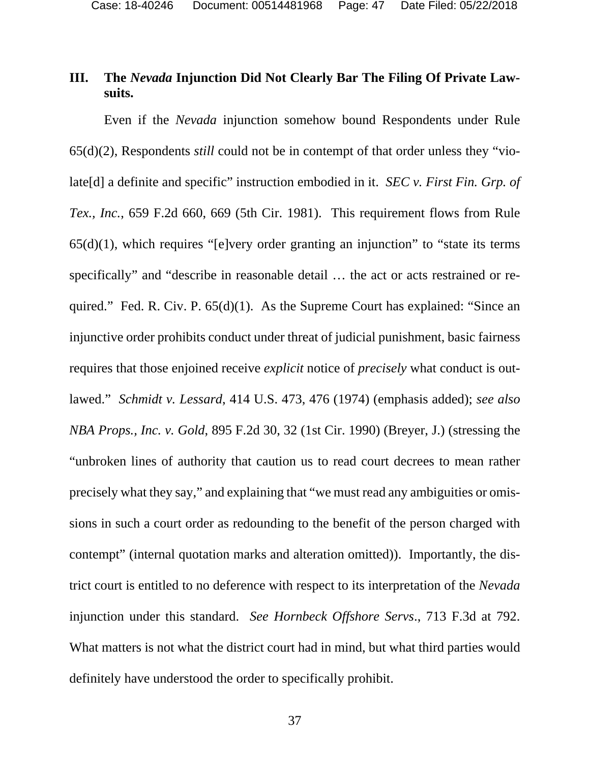## III. The *Nevada* Injunction Did Not Clearly Bar The Filing Of Private Lawsuits.

Even if the *Nevada* injunction somehow bound Respondents under Rule 65(d)(2), Respondents *still* could not be in contempt of that order unless they "violate[d] a definite and specific" instruction embodied in it. *SEC v. First Fin. Grp. of Tex., Inc.*, 659 F.2d 660, 669 (5th Cir. 1981). This requirement flows from Rule 65(d)(1), which requires "[e]very order granting an injunction" to "state its terms specifically" and "describe in reasonable detail … the act or acts restrained or required." Fed. R. Civ. P. 65(d)(1). As the Supreme Court has explained: "Since an injunctive order prohibits conduct under threat of judicial punishment, basic fairness requires that those enjoined receive *explicit* notice of *precisely* what conduct is outlawed." *Schmidt v. Lessard*, 414 U.S. 473, 476 (1974) (emphasis added); *see also NBA Props., Inc. v. Gold*, 895 F.2d 30, 32 (1st Cir. 1990) (Breyer, J.) (stressing the "unbroken lines of authority that caution us to read court decrees to mean rather precisely what they say," and explaining that "we must read any ambiguities or omissions in such a court order as redounding to the benefit of the person charged with contempt" (internal quotation marks and alteration omitted)). Importantly, the district court is entitled to no deference with respect to its interpretation of the *Nevada* injunction under this standard. *See Hornbeck Offshore Servs.*, 713 F.3d at 792. What matters is not what the district court had in mind, but what third parties would definitely have understood the order to specifically prohibit.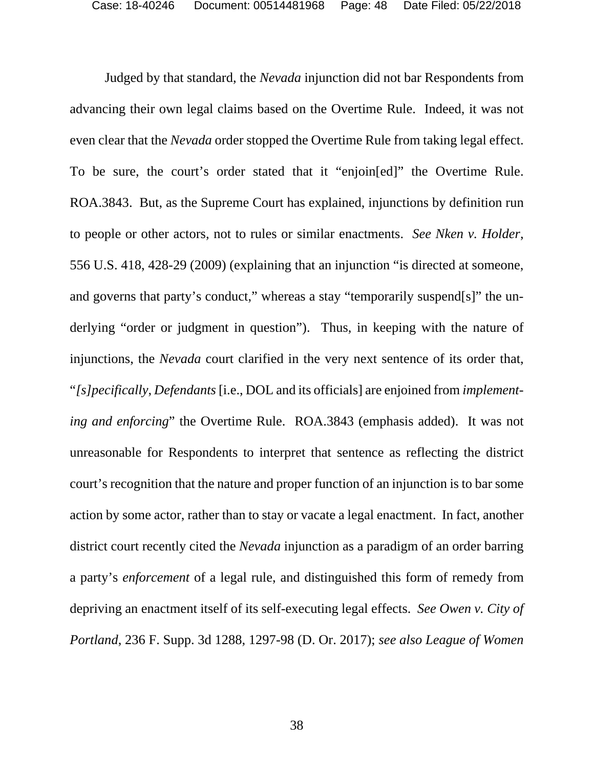Judged by that standard, the *Nevada* injunction did not bar Respondents from advancing their own legal claims based on the Overtime Rule. Indeed, it was not even clear that the *Nevada* order stopped the Overtime Rule from taking legal effect. To be sure, the court's order stated that it "enjoin[ed]" the Overtime Rule. ROA.3843. But, as the Supreme Court has explained, injunctions by definition run to people or other actors, not to rules or similar enactments. *See Nken v. Holder*, 556 U.S. 418, 428-29 (2009) (explaining that an injunction "is directed at someone, and governs that party's conduct," whereas a stay "temporarily suspend[s]" the underlying "order or judgment in question"). Thus, in keeping with the nature of injunctions, the *Nevada* court clarified in the very next sentence of its order that, "*[s]pecifically*, *Defendants* [i.e., DOL and its officials] are enjoined from *implementing and enforcing*" the Overtime Rule. ROA.3843 (emphasis added). It was not unreasonable for Respondents to interpret that sentence as reflecting the district court's recognition that the nature and proper function of an injunction is to bar some action by some actor, rather than to stay or vacate a legal enactment. In fact, another district court recently cited the *Nevada* injunction as a paradigm of an order barring a party's *enforcement* of a legal rule, and distinguished this form of remedy from depriving an enactment itself of its self-executing legal effects. *See Owen v. City of Portland*, 236 F. Supp. 3d 1288, 1297-98 (D. Or. 2017); *see also League of Women*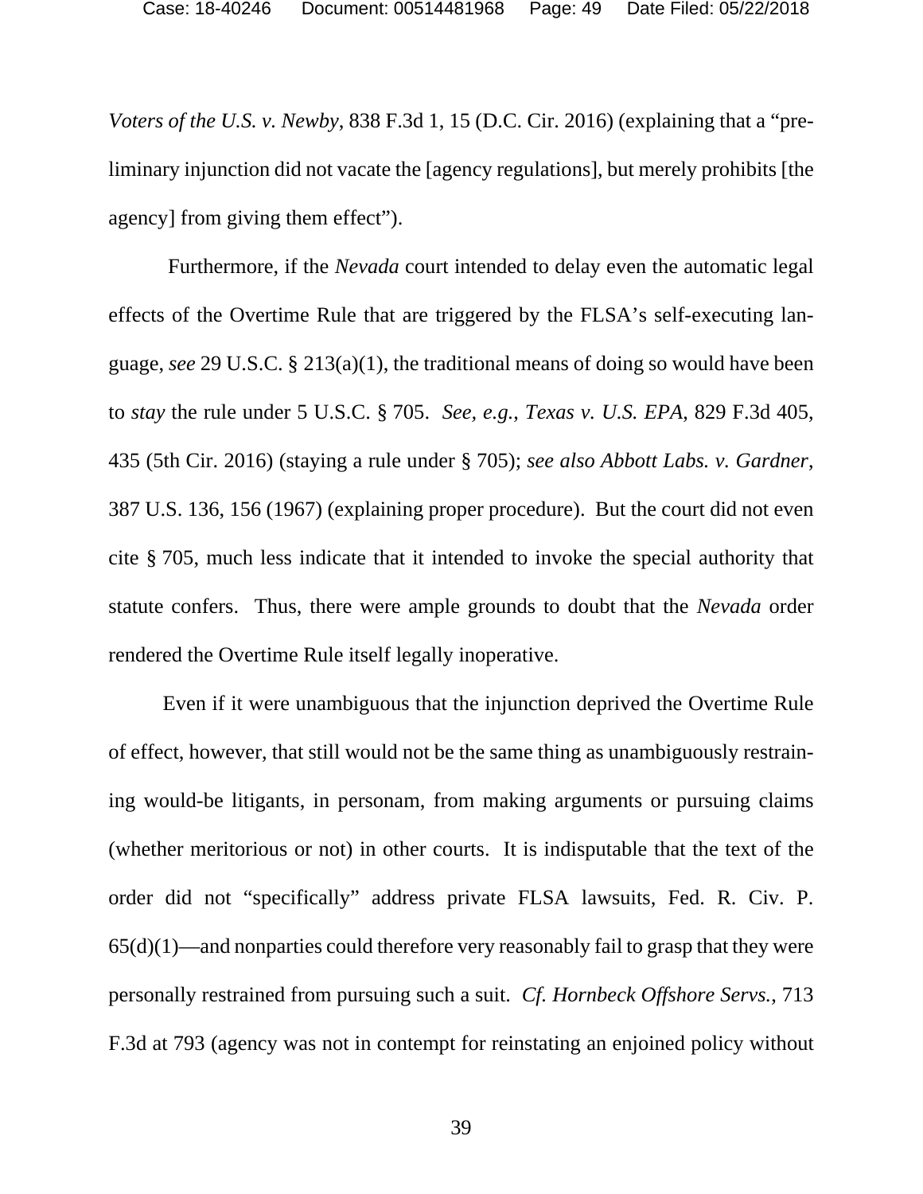*Voters of the U.S. v. Newby*, 838 F.3d 1, 15 (D.C. Cir. 2016) (explaining that a "preliminary injunction did not vacate the [agency regulations], but merely prohibits [the agency] from giving them effect").

Furthermore, if the *Nevada* court intended to delay even the automatic legal effects of the Overtime Rule that are triggered by the FLSA's self-executing language, *see* 29 U.S.C. § 213(a)(1), the traditional means of doing so would have been to *stay* the rule under 5 U.S.C. § 705. *See, e.g.*, *Texas v. U.S. EPA*, 829 F.3d 405, 435 (5th Cir. 2016) (staying a rule under § 705); *see also Abbott Labs. v. Gardner*, 387 U.S. 136, 156 (1967) (explaining proper procedure). But the court did not even cite § 705, much less indicate that it intended to invoke the special authority that statute confers. Thus, there were ample grounds to doubt that the *Nevada* order rendered the Overtime Rule itself legally inoperative.

Even if it were unambiguous that the injunction deprived the Overtime Rule of effect, however, that still would not be the same thing as unambiguously restraining would-be litigants, in personam, from making arguments or pursuing claims (whether meritorious or not) in other courts. It is indisputable that the text of the order did not "specifically" address private FLSA lawsuits, Fed. R. Civ. P. 65(d)(1)—and nonparties could therefore very reasonably fail to grasp that they were personally restrained from pursuing such a suit. *Cf. Hornbeck Offshore Servs.*, 713 F.3d at 793 (agency was not in contempt for reinstating an enjoined policy without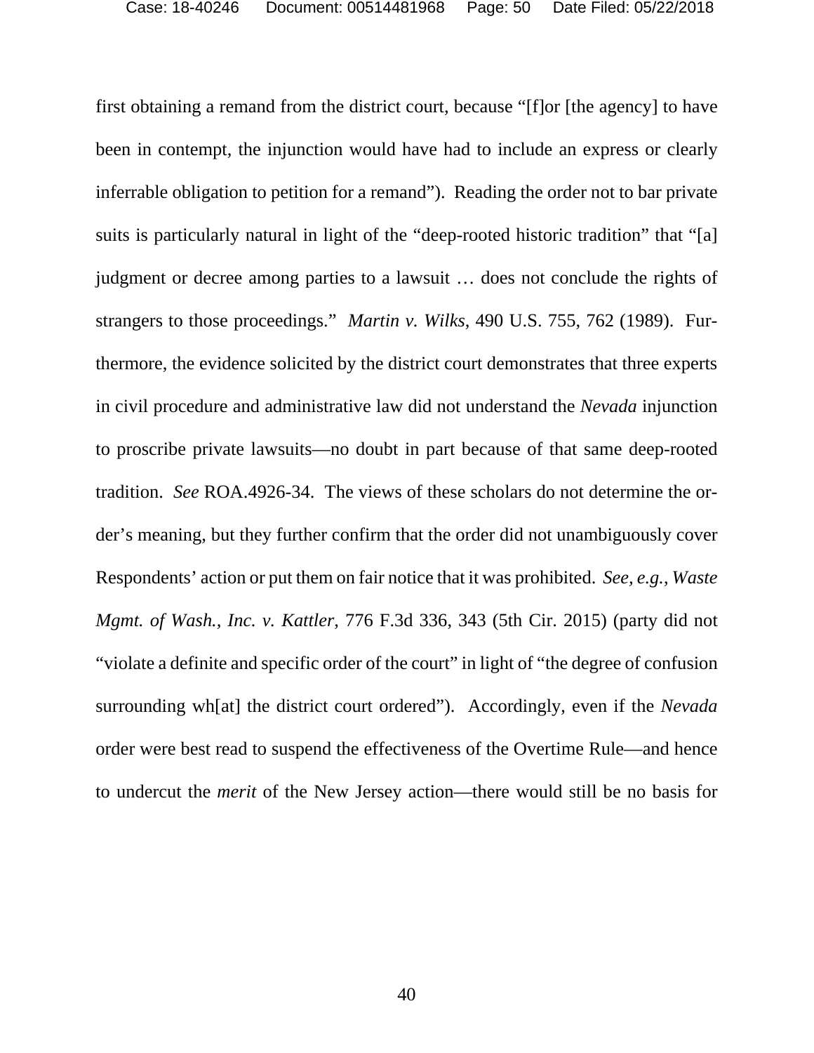first obtaining a remand from the district court, because "[f]or [the agency] to have been in contempt, the injunction would have had to include an express or clearly inferrable obligation to petition for a remand"). Reading the order not to bar private suits is particularly natural in light of the "deep-rooted historic tradition" that "[a] judgment or decree among parties to a lawsuit … does not conclude the rights of strangers to those proceedings." *Martin v. Wilks*, 490 U.S. 755, 762 (1989). Furthermore, the evidence solicited by the district court demonstrates that three experts in civil procedure and administrative law did not understand the *Nevada* injunction to proscribe private lawsuits—no doubt in part because of that same deep-rooted tradition. *See* ROA.4926-34. The views of these scholars do not determine the order's meaning, but they further confirm that the order did not unambiguously cover Respondents' action or put them on fair notice that it was prohibited. *See, e.g.*, *Waste Mgmt. of Wash., Inc. v. Kattler*, 776 F.3d 336, 343 (5th Cir. 2015) (party did not "violate a definite and specific order of the court" in light of "the degree of confusion surrounding wh[at] the district court ordered"). Accordingly, even if the *Nevada* order were best read to suspend the effectiveness of the Overtime Rule—and hence to undercut the *merit* of the New Jersey action—there would still be no basis for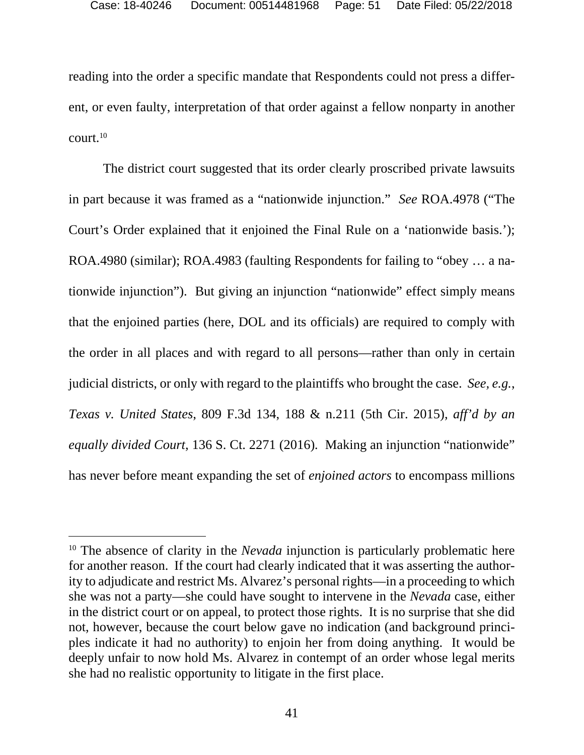reading into the order a specific mandate that Respondents could not press a different, or even faulty, interpretation of that order against a fellow nonparty in another court.[10]

The district court suggested that its order clearly proscribed private lawsuits in part because it was framed as a "nationwide injunction." *See* ROA.4978 ("The Court's Order explained that it enjoined the Final Rule on a 'nationwide basis.'); ROA.4980 (similar); ROA.4983 (faulting Respondents for failing to "obey … a nationwide injunction"). But giving an injunction "nationwide" effect simply means that the enjoined parties (here, DOL and its officials) are required to comply with the order in all places and with regard to all persons—rather than only in certain judicial districts, or only with regard to the plaintiffs who brought the case. *See, e.g.*, *Texas v. United States*, 809 F.3d 134, 188 & n.211 (5th Cir. 2015), *aff'd by an equally divided Court*, 136 S. Ct. 2271 (2016). Making an injunction "nationwide" has never before meant expanding the set of *enjoined actors* to encompass millions

---

[10] The absence of clarity in the *Nevada* injunction is particularly problematic here for another reason. If the court had clearly indicated that it was asserting the authority to adjudicate and restrict Ms. Alvarez's personal rights—in a proceeding to which she was not a party—she could have sought to intervene in the *Nevada* case, either in the district court or on appeal, to protect those rights. It is no surprise that she did not, however, because the court below gave no indication (and background principles indicate it had no authority) to enjoin her from doing anything. It would be deeply unfair to now hold Ms. Alvarez in contempt of an order whose legal merits she had no realistic opportunity to litigate in the first place.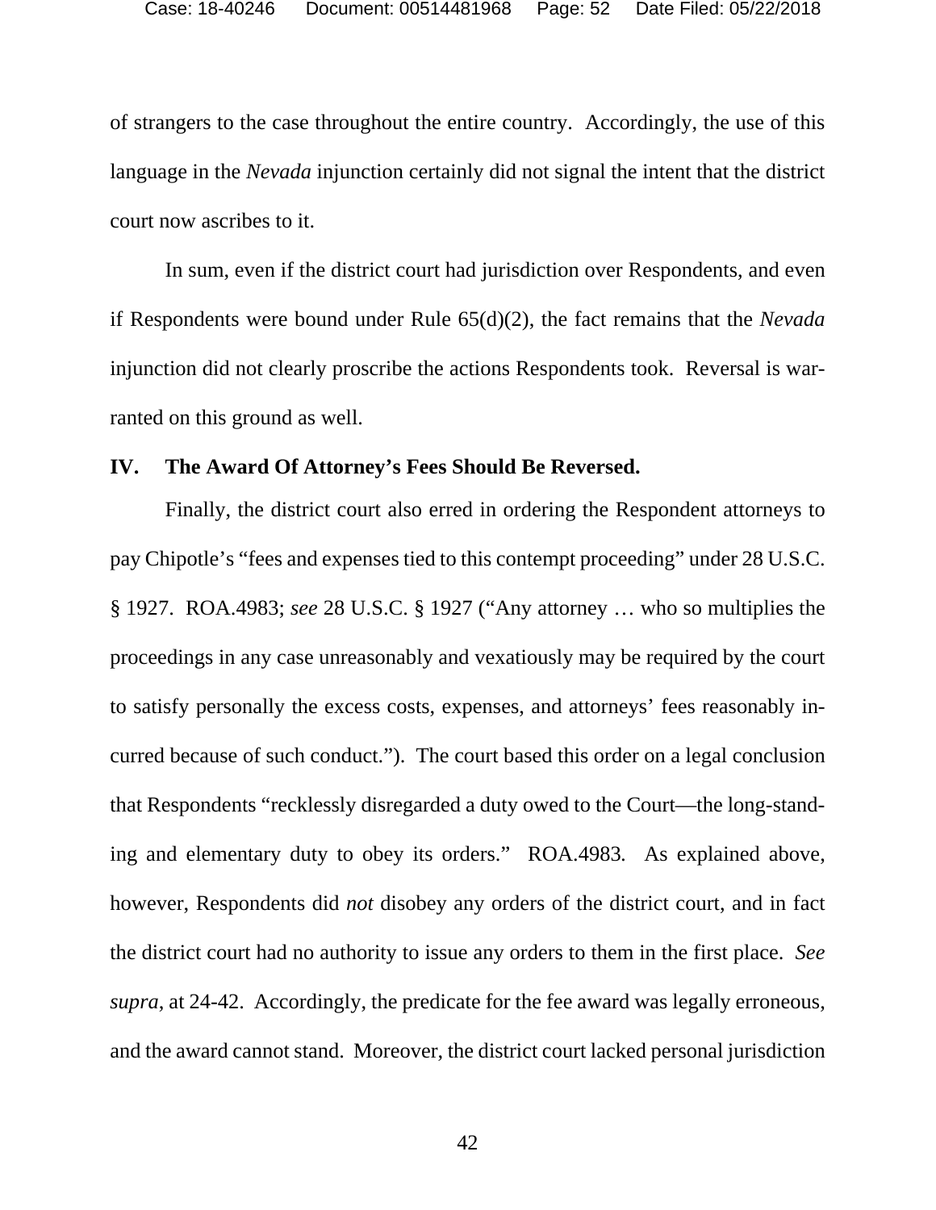of strangers to the case throughout the entire country. Accordingly, the use of this language in the *Nevada* injunction certainly did not signal the intent that the district court now ascribes to it.

In sum, even if the district court had jurisdiction over Respondents, and even if Respondents were bound under Rule 65(d)(2), the fact remains that the *Nevada* injunction did not clearly proscribe the actions Respondents took. Reversal is warranted on this ground as well.

## IV. The Award Of Attorney's Fees Should Be Reversed.

Finally, the district court also erred in ordering the Respondent attorneys to pay Chipotle's "fees and expenses tied to this contempt proceeding" under 28 U.S.C. § 1927. ROA.4983; *see* 28 U.S.C. § 1927 ("Any attorney … who so multiplies the proceedings in any case unreasonably and vexatiously may be required by the court to satisfy personally the excess costs, expenses, and attorneys' fees reasonably incurred because of such conduct."). The court based this order on a legal conclusion that Respondents "recklessly disregarded a duty owed to the Court—the long-standing and elementary duty to obey its orders." ROA.4983. As explained above, however, Respondents did *not* disobey any orders of the district court, and in fact the district court had no authority to issue any orders to them in the first place. *See supra*, at 24-42. Accordingly, the predicate for the fee award was legally erroneous, and the award cannot stand. Moreover, the district court lacked personal jurisdiction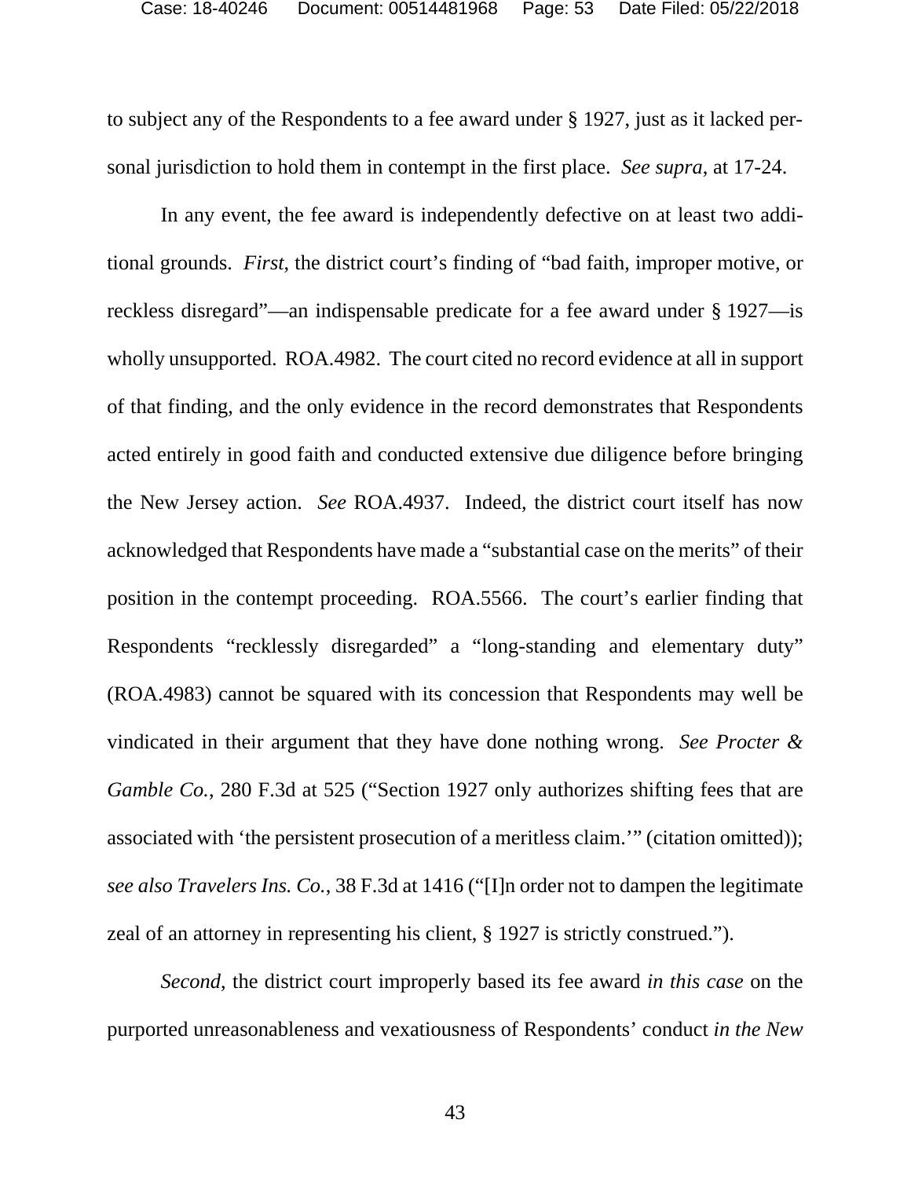to subject any of the Respondents to a fee award under § 1927, just as it lacked personal jurisdiction to hold them in contempt in the first place. *See supra*, at 17-24.

In any event, the fee award is independently defective on at least two additional grounds. *First*, the district court's finding of "bad faith, improper motive, or reckless disregard"—an indispensable predicate for a fee award under § 1927—is wholly unsupported. ROA.4982. The court cited no record evidence at all in support of that finding, and the only evidence in the record demonstrates that Respondents acted entirely in good faith and conducted extensive due diligence before bringing the New Jersey action. *See* ROA.4937. Indeed, the district court itself has now acknowledged that Respondents have made a "substantial case on the merits" of their position in the contempt proceeding. ROA.5566. The court's earlier finding that Respondents "recklessly disregarded" a "long-standing and elementary duty" (ROA.4983) cannot be squared with its concession that Respondents may well be vindicated in their argument that they have done nothing wrong. *See Procter & Gamble Co.*, 280 F.3d at 525 ("Section 1927 only authorizes shifting fees that are associated with 'the persistent prosecution of a meritless claim.'" (citation omitted)); *see also Travelers Ins. Co.*, 38 F.3d at 1416 ("[I]n order not to dampen the legitimate zeal of an attorney in representing his client, § 1927 is strictly construed.").

*Second*, the district court improperly based its fee award *in this case* on the purported unreasonableness and vexatiousness of Respondents' conduct *in the New*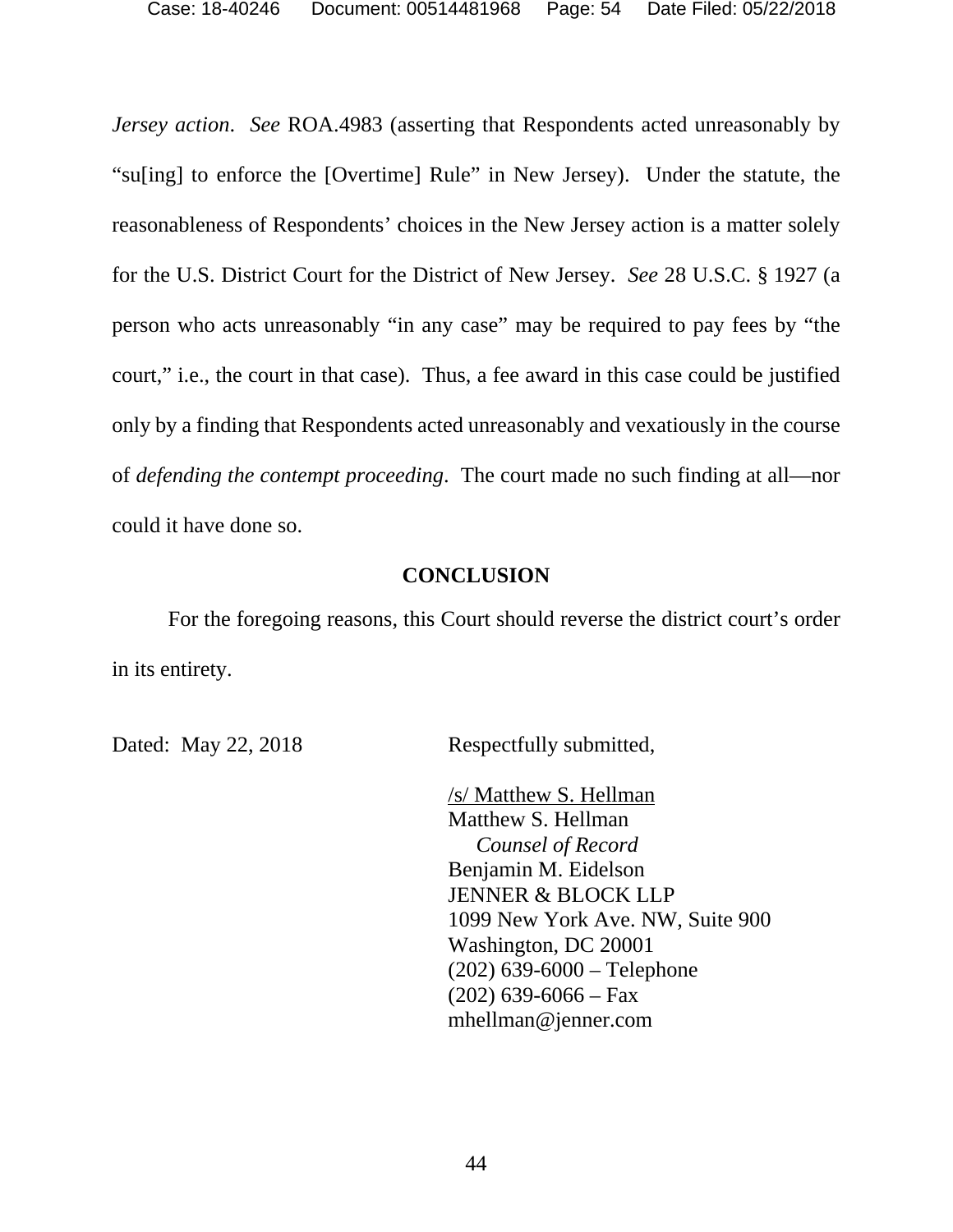*Jersey action*. *See* ROA.4983 (asserting that Respondents acted unreasonably by "su[ing] to enforce the [Overtime] Rule" in New Jersey). Under the statute, the reasonableness of Respondents' choices in the New Jersey action is a matter solely for the U.S. District Court for the District of New Jersey. *See* 28 U.S.C. § 1927 (a person who acts unreasonably "in any case" may be required to pay fees by "the court," i.e., the court in that case). Thus, a fee award in this case could be justified only by a finding that Respondents acted unreasonably and vexatiously in the course of *defending the contempt proceeding*. The court made no such finding at all—nor could it have done so.

## CONCLUSION

For the foregoing reasons, this Court should reverse the district court's order in its entirety.

Dated: May 22, 2018

Respectfully submitted,

/s/ Matthew S. Hellman
Matthew S. Hellman
*Counsel of Record*
Benjamin M. Eidelson
JENNER & BLOCK LLP
1099 New York Ave. NW, Suite 900
Washington, DC 20001
(202) 639-6000 – Telephone
(202) 639-6066 – Fax
mhellman@jenner.com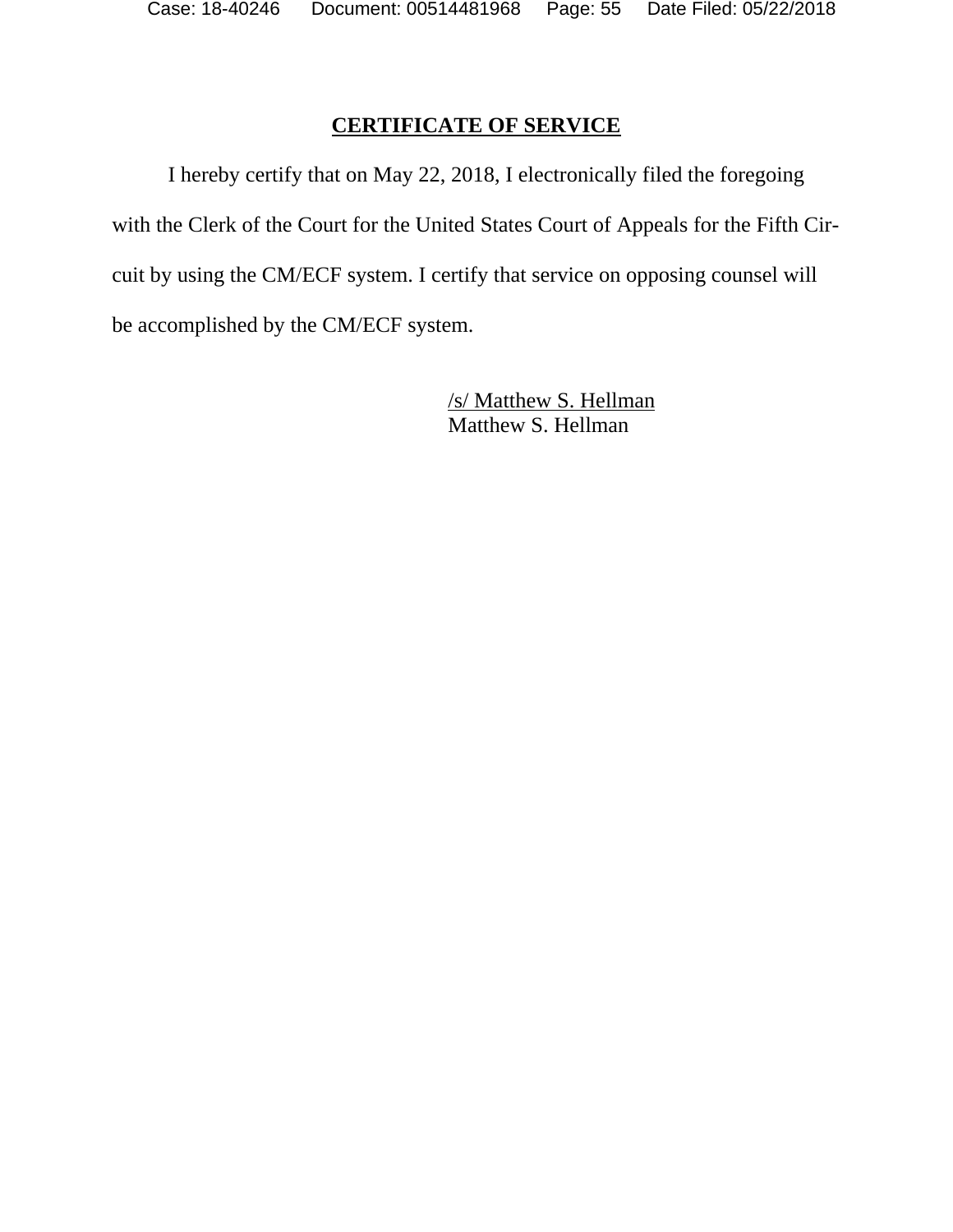## CERTIFICATE OF SERVICE

I hereby certify that on May 22, 2018, I electronically filed the foregoing with the Clerk of the Court for the United States Court of Appeals for the Fifth Circuit by using the CM/ECF system. I certify that service on opposing counsel will be accomplished by the CM/ECF system.

/s/ Matthew S. Hellman
Matthew S. Hellman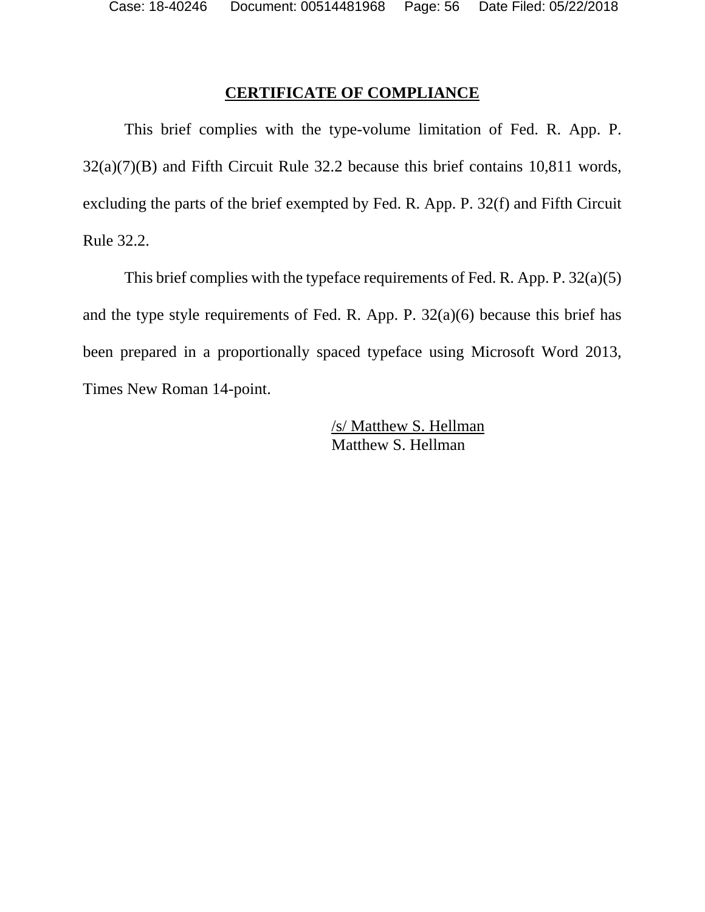## CERTIFICATE OF COMPLIANCE

This brief complies with the type-volume limitation of Fed. R. App. P. 32(a)(7)(B) and Fifth Circuit Rule 32.2 because this brief contains 10,811 words, excluding the parts of the brief exempted by Fed. R. App. P. 32(f) and Fifth Circuit Rule 32.2.

This brief complies with the typeface requirements of Fed. R. App. P. 32(a)(5) and the type style requirements of Fed. R. App. P. 32(a)(6) because this brief has been prepared in a proportionally spaced typeface using Microsoft Word 2013, Times New Roman 14-point.

/s/ Matthew S. Hellman
Matthew S. Hellman